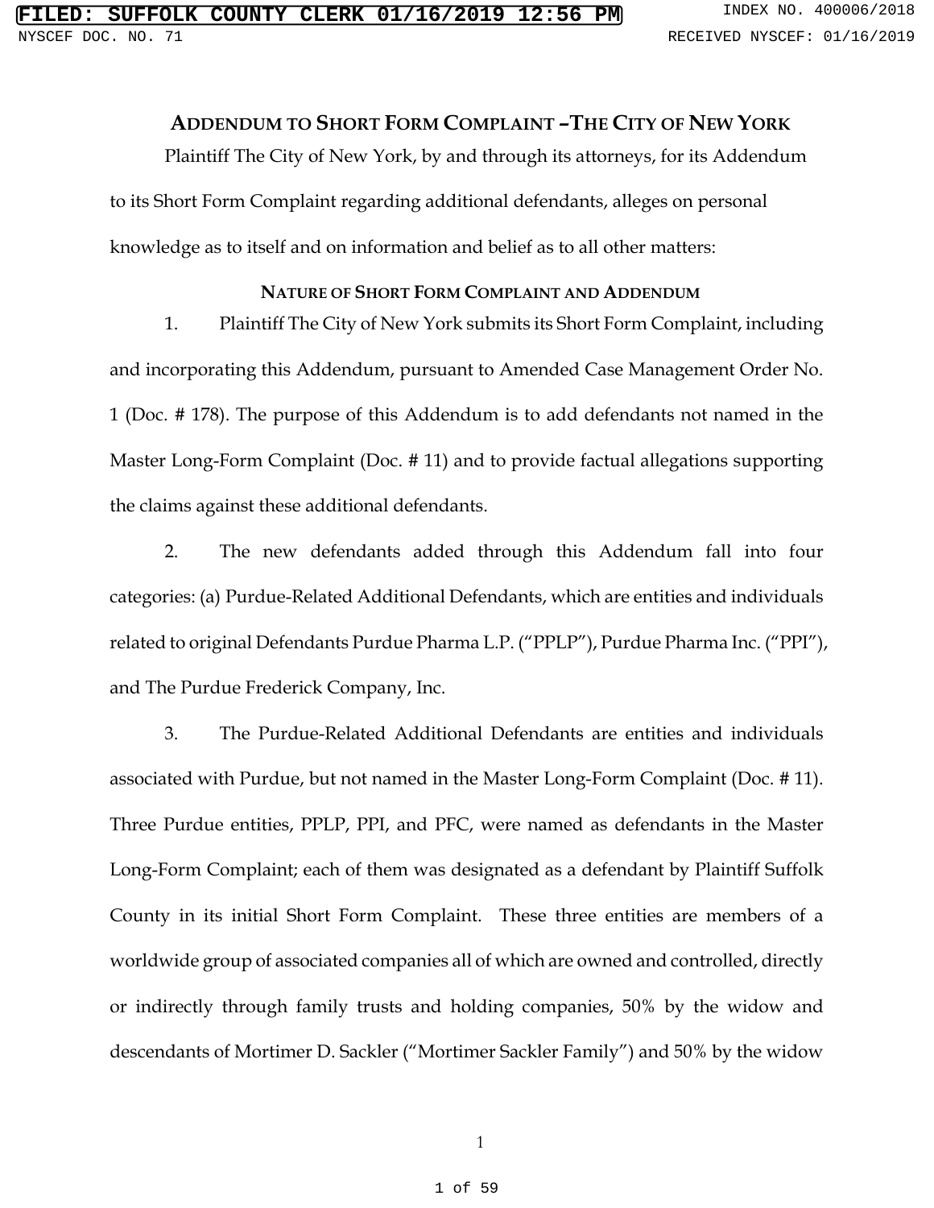## ADDENDUM TO SHORT FORM COMPLAINT –THE CITY OF NEW YORK

Plaintiff The City of New York, by and through its attorneys, for its Addendum to its Short Form Complaint regarding additional defendants, alleges on personal knowledge as to itself and on information and belief as to all other matters:

### NATURE OF SHORT FORM COMPLAINT AND ADDENDUM

1. Plaintiff The City of New York submits its Short Form Complaint, including and incorporating this Addendum, pursuant to Amended Case Management Order No. 1 (Doc. # 178). The purpose of this Addendum is to add defendants not named in the Master Long-Form Complaint (Doc. # 11) and to provide factual allegations supporting the claims against these additional defendants.

2. The new defendants added through this Addendum fall into four categories: (a) Purdue-Related Additional Defendants, which are entities and individuals related to original Defendants Purdue Pharma L.P. ("PPLP"), Purdue Pharma Inc. ("PPI"), and The Purdue Frederick Company, Inc.

3. The Purdue-Related Additional Defendants are entities and individuals associated with Purdue, but not named in the Master Long-Form Complaint (Doc. # 11). Three Purdue entities, PPLP, PPI, and PFC, were named as defendants in the Master Long-Form Complaint; each of them was designated as a defendant by Plaintiff Suffolk County in its initial Short Form Complaint. These three entities are members of a worldwide group of associated companies all of which are owned and controlled, directly or indirectly through family trusts and holding companies, 50% by the widow and descendants of Mortimer D. Sackler ("Mortimer Sackler Family") and 50% by the widow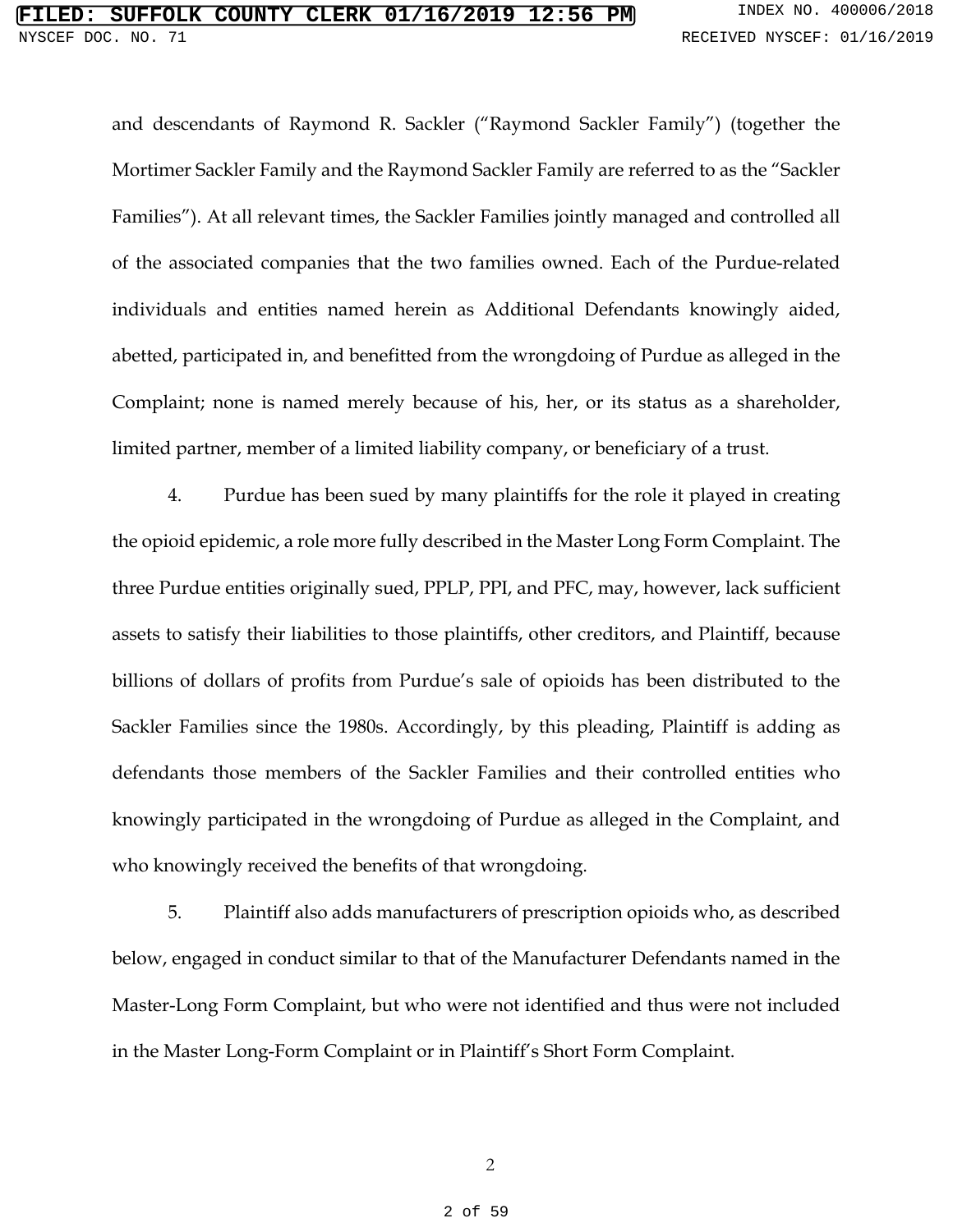and descendants of Raymond R. Sackler ("Raymond Sackler Family") (together the Mortimer Sackler Family and the Raymond Sackler Family are referred to as the "Sackler Families"). At all relevant times, the Sackler Families jointly managed and controlled all of the associated companies that the two families owned. Each of the Purdue-related individuals and entities named herein as Additional Defendants knowingly aided, abetted, participated in, and benefitted from the wrongdoing of Purdue as alleged in the Complaint; none is named merely because of his, her, or its status as a shareholder, limited partner, member of a limited liability company, or beneficiary of a trust.

4. Purdue has been sued by many plaintiffs for the role it played in creating the opioid epidemic, a role more fully described in the Master Long Form Complaint. The three Purdue entities originally sued, PPLP, PPI, and PFC, may, however, lack sufficient assets to satisfy their liabilities to those plaintiffs, other creditors, and Plaintiff, because billions of dollars of profits from Purdue's sale of opioids has been distributed to the Sackler Families since the 1980s. Accordingly, by this pleading, Plaintiff is adding as defendants those members of the Sackler Families and their controlled entities who knowingly participated in the wrongdoing of Purdue as alleged in the Complaint, and who knowingly received the benefits of that wrongdoing.

5. Plaintiff also adds manufacturers of prescription opioids who, as described below, engaged in conduct similar to that of the Manufacturer Defendants named in the Master-Long Form Complaint, but who were not identified and thus were not included in the Master Long-Form Complaint or in Plaintiff's Short Form Complaint.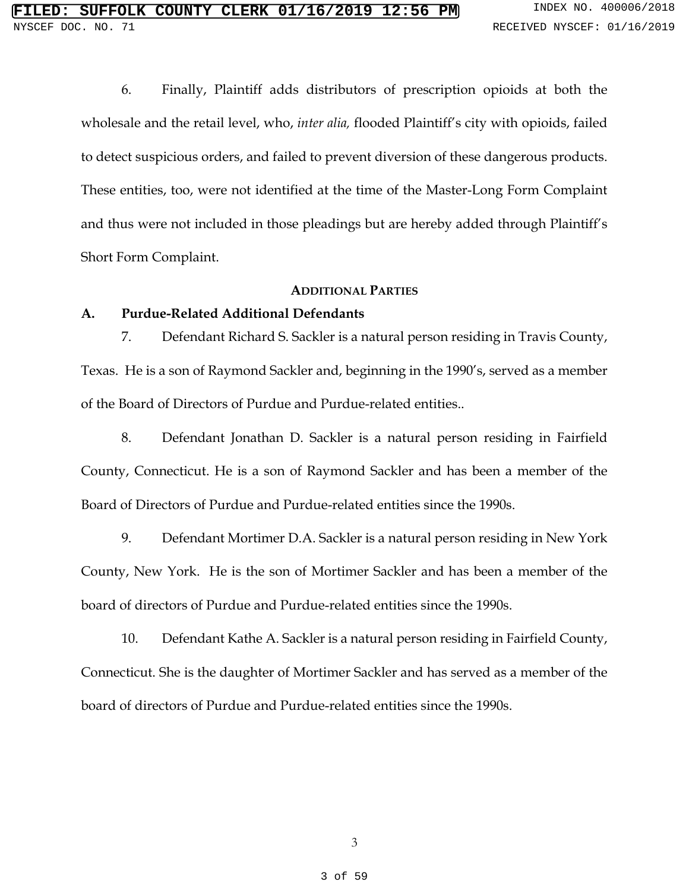6. Finally, Plaintiff adds distributors of prescription opioids at both the wholesale and the retail level, who, *inter alia,* flooded Plaintiff's city with opioids, failed to detect suspicious orders, and failed to prevent diversion of these dangerous products. These entities, too, were not identified at the time of the Master-Long Form Complaint and thus were not included in those pleadings but are hereby added through Plaintiff's Short Form Complaint.

## ADDITIONAL PARTIES

### A. Purdue-Related Additional Defendants

7. Defendant Richard S. Sackler is a natural person residing in Travis County, Texas. He is a son of Raymond Sackler and, beginning in the 1990's, served as a member of the Board of Directors of Purdue and Purdue-related entities..

8. Defendant Jonathan D. Sackler is a natural person residing in Fairfield County, Connecticut. He is a son of Raymond Sackler and has been a member of the Board of Directors of Purdue and Purdue-related entities since the 1990s.

9. Defendant Mortimer D.A. Sackler is a natural person residing in New York County, New York. He is the son of Mortimer Sackler and has been a member of the board of directors of Purdue and Purdue-related entities since the 1990s.

10. Defendant Kathe A. Sackler is a natural person residing in Fairfield County, Connecticut. She is the daughter of Mortimer Sackler and has served as a member of the board of directors of Purdue and Purdue-related entities since the 1990s.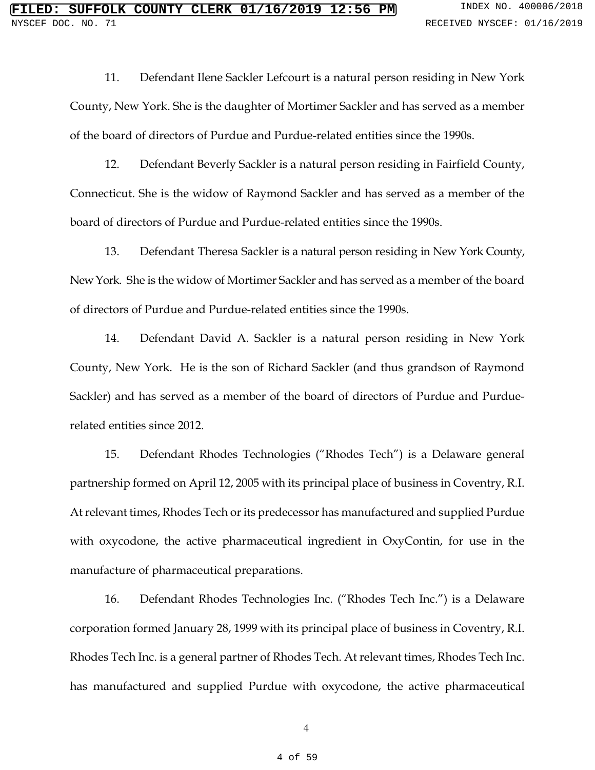11. Defendant Ilene Sackler Lefcourt is a natural person residing in New York County, New York. She is the daughter of Mortimer Sackler and has served as a member of the board of directors of Purdue and Purdue-related entities since the 1990s.

12. Defendant Beverly Sackler is a natural person residing in Fairfield County, Connecticut. She is the widow of Raymond Sackler and has served as a member of the board of directors of Purdue and Purdue-related entities since the 1990s.

13. Defendant Theresa Sackler is a natural person residing in New York County, New York. She is the widow of Mortimer Sackler and has served as a member of the board of directors of Purdue and Purdue-related entities since the 1990s.

14. Defendant David A. Sackler is a natural person residing in New York County, New York. He is the son of Richard Sackler (and thus grandson of Raymond Sackler) and has served as a member of the board of directors of Purdue and Purdue-related entities since 2012.

15. Defendant Rhodes Technologies ("Rhodes Tech") is a Delaware general partnership formed on April 12, 2005 with its principal place of business in Coventry, R.I. At relevant times, Rhodes Tech or its predecessor has manufactured and supplied Purdue with oxycodone, the active pharmaceutical ingredient in OxyContin, for use in the manufacture of pharmaceutical preparations.

16. Defendant Rhodes Technologies Inc. ("Rhodes Tech Inc.") is a Delaware corporation formed January 28, 1999 with its principal place of business in Coventry, R.I. Rhodes Tech Inc. is a general partner of Rhodes Tech. At relevant times, Rhodes Tech Inc. has manufactured and supplied Purdue with oxycodone, the active pharmaceutical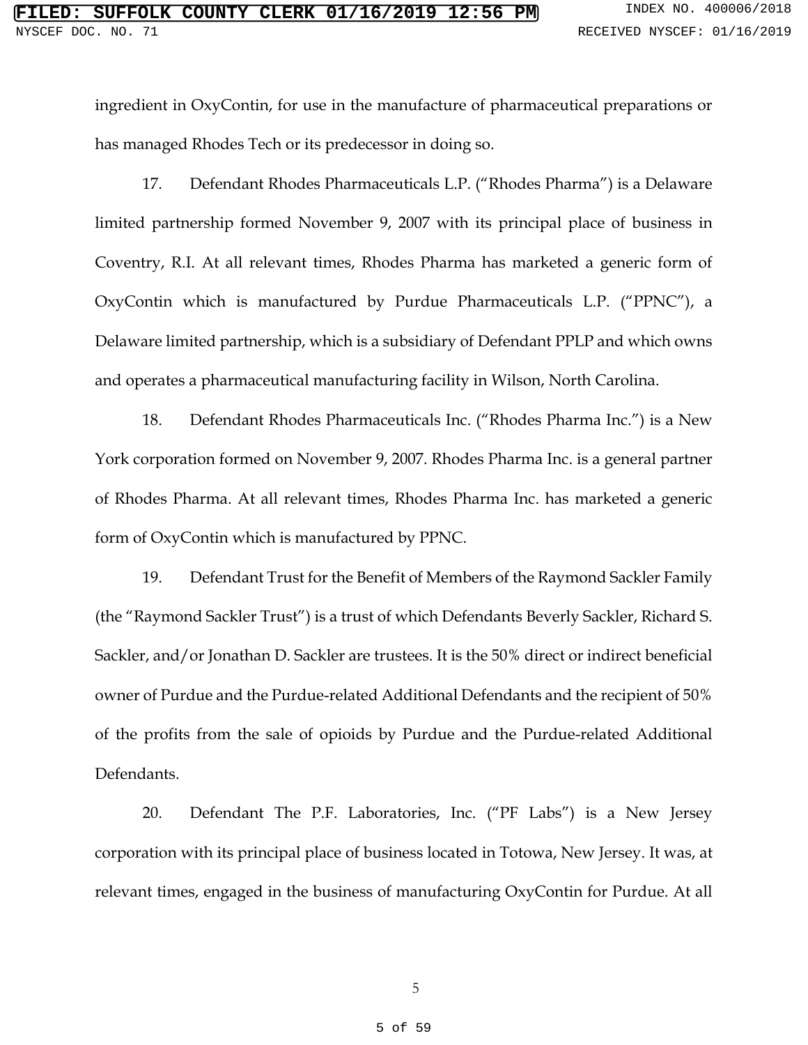ingredient in OxyContin, for use in the manufacture of pharmaceutical preparations or has managed Rhodes Tech or its predecessor in doing so.

17. Defendant Rhodes Pharmaceuticals L.P. ("Rhodes Pharma") is a Delaware limited partnership formed November 9, 2007 with its principal place of business in Coventry, R.I. At all relevant times, Rhodes Pharma has marketed a generic form of OxyContin which is manufactured by Purdue Pharmaceuticals L.P. ("PPNC"), a Delaware limited partnership, which is a subsidiary of Defendant PPLP and which owns and operates a pharmaceutical manufacturing facility in Wilson, North Carolina.

18. Defendant Rhodes Pharmaceuticals Inc. ("Rhodes Pharma Inc.") is a New York corporation formed on November 9, 2007. Rhodes Pharma Inc. is a general partner of Rhodes Pharma. At all relevant times, Rhodes Pharma Inc. has marketed a generic form of OxyContin which is manufactured by PPNC.

19. Defendant Trust for the Benefit of Members of the Raymond Sackler Family (the "Raymond Sackler Trust") is a trust of which Defendants Beverly Sackler, Richard S. Sackler, and/or Jonathan D. Sackler are trustees. It is the 50% direct or indirect beneficial owner of Purdue and the Purdue-related Additional Defendants and the recipient of 50% of the profits from the sale of opioids by Purdue and the Purdue-related Additional Defendants.

20. Defendant The P.F. Laboratories, Inc. ("PF Labs") is a New Jersey corporation with its principal place of business located in Totowa, New Jersey. It was, at relevant times, engaged in the business of manufacturing OxyContin for Purdue. At all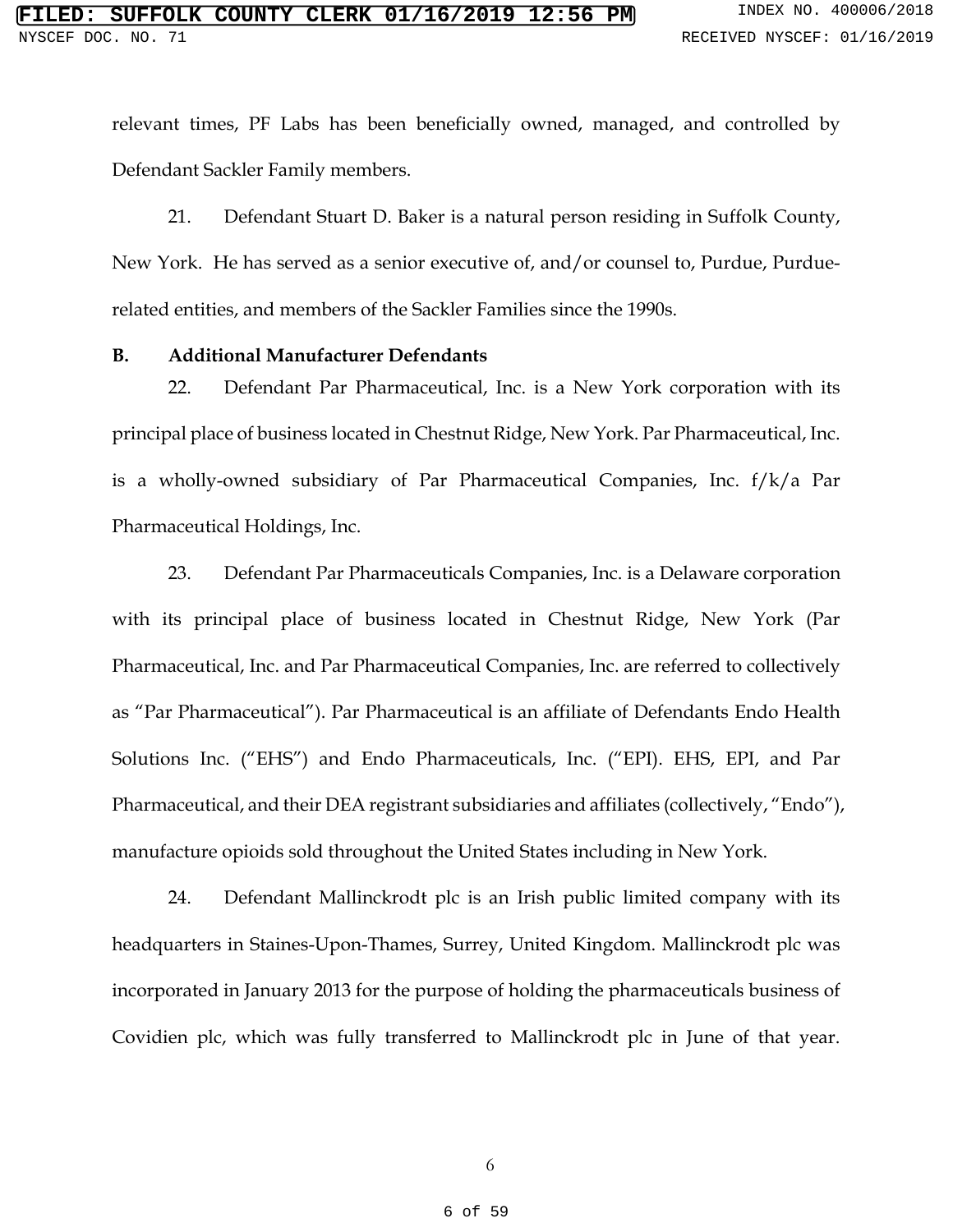relevant times, PF Labs has been beneficially owned, managed, and controlled by Defendant Sackler Family members.

21. Defendant Stuart D. Baker is a natural person residing in Suffolk County, New York. He has served as a senior executive of, and/or counsel to, Purdue, Purdue-related entities, and members of the Sackler Families since the 1990s.

**B. Additional Manufacturer Defendants**

22. Defendant Par Pharmaceutical, Inc. is a New York corporation with its principal place of business located in Chestnut Ridge, New York. Par Pharmaceutical, Inc. is a wholly-owned subsidiary of Par Pharmaceutical Companies, Inc. f/k/a Par Pharmaceutical Holdings, Inc.

23. Defendant Par Pharmaceuticals Companies, Inc. is a Delaware corporation with its principal place of business located in Chestnut Ridge, New York (Par Pharmaceutical, Inc. and Par Pharmaceutical Companies, Inc. are referred to collectively as "Par Pharmaceutical"). Par Pharmaceutical is an affiliate of Defendants Endo Health Solutions Inc. ("EHS") and Endo Pharmaceuticals, Inc. ("EPI). EHS, EPI, and Par Pharmaceutical, and their DEA registrant subsidiaries and affiliates (collectively, "Endo"), manufacture opioids sold throughout the United States including in New York.

24. Defendant Mallinckrodt plc is an Irish public limited company with its headquarters in Staines-Upon-Thames, Surrey, United Kingdom. Mallinckrodt plc was incorporated in January 2013 for the purpose of holding the pharmaceuticals business of Covidien plc, which was fully transferred to Mallinckrodt plc in June of that year.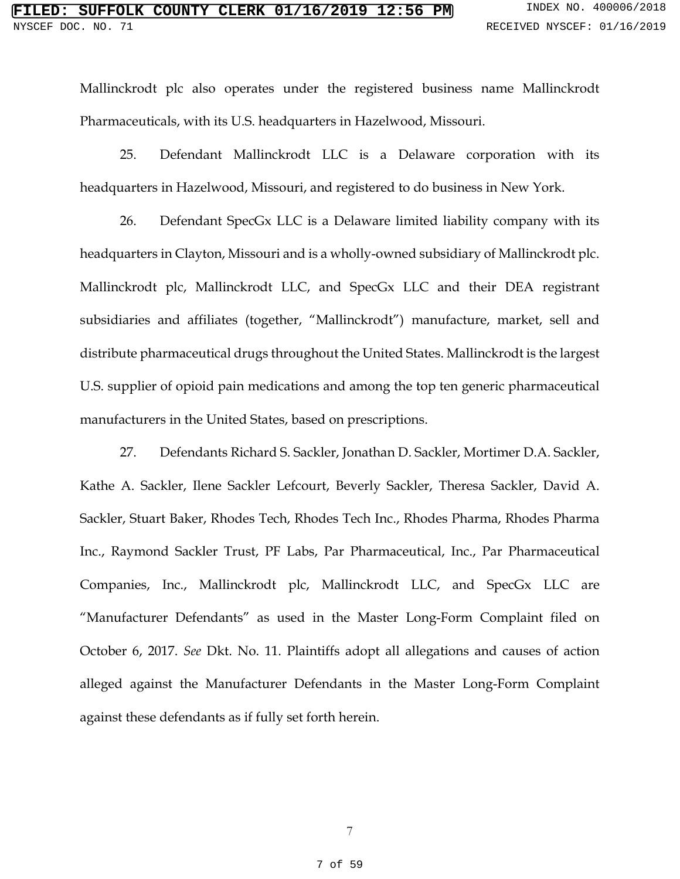Mallinckrodt plc also operates under the registered business name Mallinckrodt Pharmaceuticals, with its U.S. headquarters in Hazelwood, Missouri.

25. Defendant Mallinckrodt LLC is a Delaware corporation with its headquarters in Hazelwood, Missouri, and registered to do business in New York.

26. Defendant SpecGx LLC is a Delaware limited liability company with its headquarters in Clayton, Missouri and is a wholly-owned subsidiary of Mallinckrodt plc. Mallinckrodt plc, Mallinckrodt LLC, and SpecGx LLC and their DEA registrant subsidiaries and affiliates (together, "Mallinckrodt") manufacture, market, sell and distribute pharmaceutical drugs throughout the United States. Mallinckrodt is the largest U.S. supplier of opioid pain medications and among the top ten generic pharmaceutical manufacturers in the United States, based on prescriptions.

27. Defendants Richard S. Sackler, Jonathan D. Sackler, Mortimer D.A. Sackler, Kathe A. Sackler, Ilene Sackler Lefcourt, Beverly Sackler, Theresa Sackler, David A. Sackler, Stuart Baker, Rhodes Tech, Rhodes Tech Inc., Rhodes Pharma, Rhodes Pharma Inc., Raymond Sackler Trust, PF Labs, Par Pharmaceutical, Inc., Par Pharmaceutical Companies, Inc., Mallinckrodt plc, Mallinckrodt LLC, and SpecGx LLC are "Manufacturer Defendants" as used in the Master Long-Form Complaint filed on October 6, 2017. *See* Dkt. No. 11. Plaintiffs adopt all allegations and causes of action alleged against the Manufacturer Defendants in the Master Long-Form Complaint against these defendants as if fully set forth herein.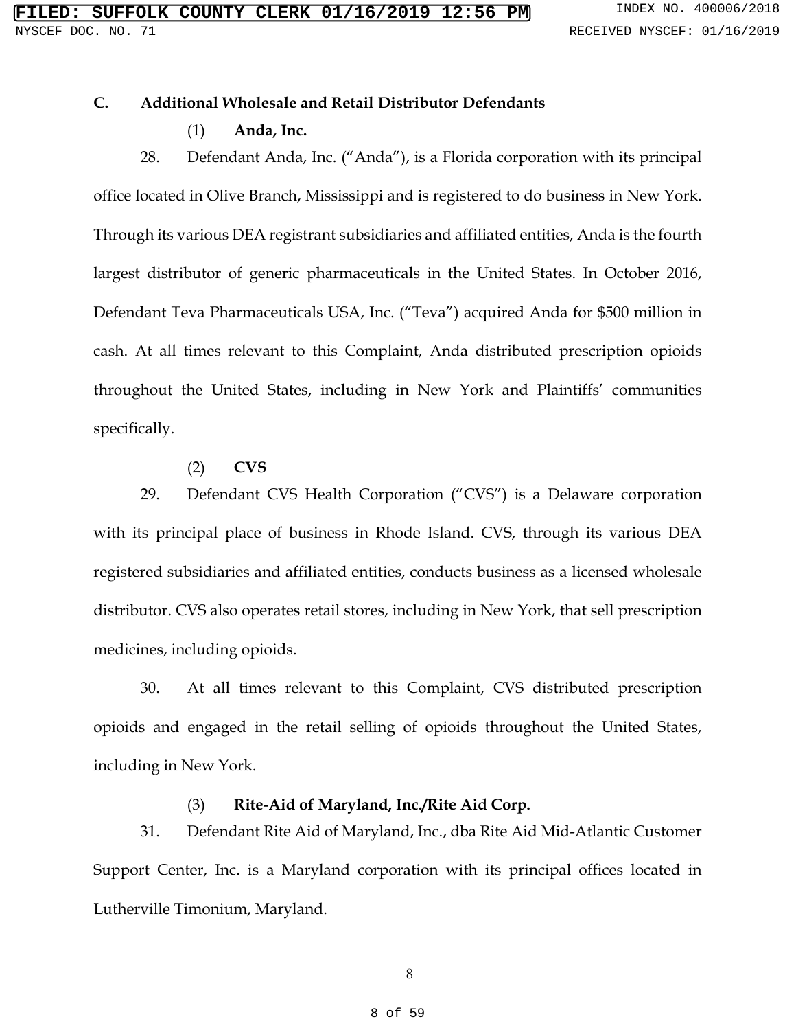### C. Additional Wholesale and Retail Distributor Defendants

(1) **Anda, Inc.**

28. Defendant Anda, Inc. ("Anda"), is a Florida corporation with its principal office located in Olive Branch, Mississippi and is registered to do business in New York. Through its various DEA registrant subsidiaries and affiliated entities, Anda is the fourth largest distributor of generic pharmaceuticals in the United States. In October 2016, Defendant Teva Pharmaceuticals USA, Inc. ("Teva") acquired Anda for $500 million in cash. At all times relevant to this Complaint, Anda distributed prescription opioids throughout the United States, including in New York and Plaintiffs' communities specifically.

(2) **CVS**

29. Defendant CVS Health Corporation ("CVS") is a Delaware corporation with its principal place of business in Rhode Island. CVS, through its various DEA registered subsidiaries and affiliated entities, conducts business as a licensed wholesale distributor. CVS also operates retail stores, including in New York, that sell prescription medicines, including opioids.

30. At all times relevant to this Complaint, CVS distributed prescription opioids and engaged in the retail selling of opioids throughout the United States, including in New York.

(3) **Rite-Aid of Maryland, Inc./Rite Aid Corp.**

31. Defendant Rite Aid of Maryland, Inc., dba Rite Aid Mid-Atlantic Customer Support Center, Inc. is a Maryland corporation with its principal offices located in Lutherville Timonium, Maryland.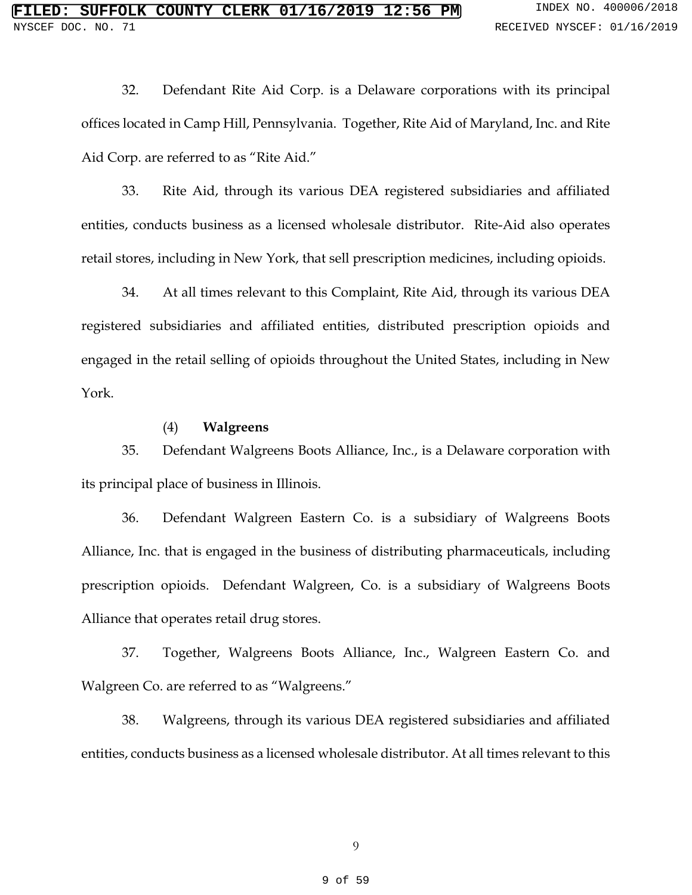32. Defendant Rite Aid Corp. is a Delaware corporations with its principal offices located in Camp Hill, Pennsylvania. Together, Rite Aid of Maryland, Inc. and Rite Aid Corp. are referred to as "Rite Aid."

33. Rite Aid, through its various DEA registered subsidiaries and affiliated entities, conducts business as a licensed wholesale distributor. Rite-Aid also operates retail stores, including in New York, that sell prescription medicines, including opioids.

34. At all times relevant to this Complaint, Rite Aid, through its various DEA registered subsidiaries and affiliated entities, distributed prescription opioids and engaged in the retail selling of opioids throughout the United States, including in New York.

(4) **Walgreens**

35. Defendant Walgreens Boots Alliance, Inc., is a Delaware corporation with its principal place of business in Illinois.

36. Defendant Walgreen Eastern Co. is a subsidiary of Walgreens Boots Alliance, Inc. that is engaged in the business of distributing pharmaceuticals, including prescription opioids. Defendant Walgreen, Co. is a subsidiary of Walgreens Boots Alliance that operates retail drug stores.

37. Together, Walgreens Boots Alliance, Inc., Walgreen Eastern Co. and Walgreen Co. are referred to as "Walgreens."

38. Walgreens, through its various DEA registered subsidiaries and affiliated entities, conducts business as a licensed wholesale distributor. At all times relevant to this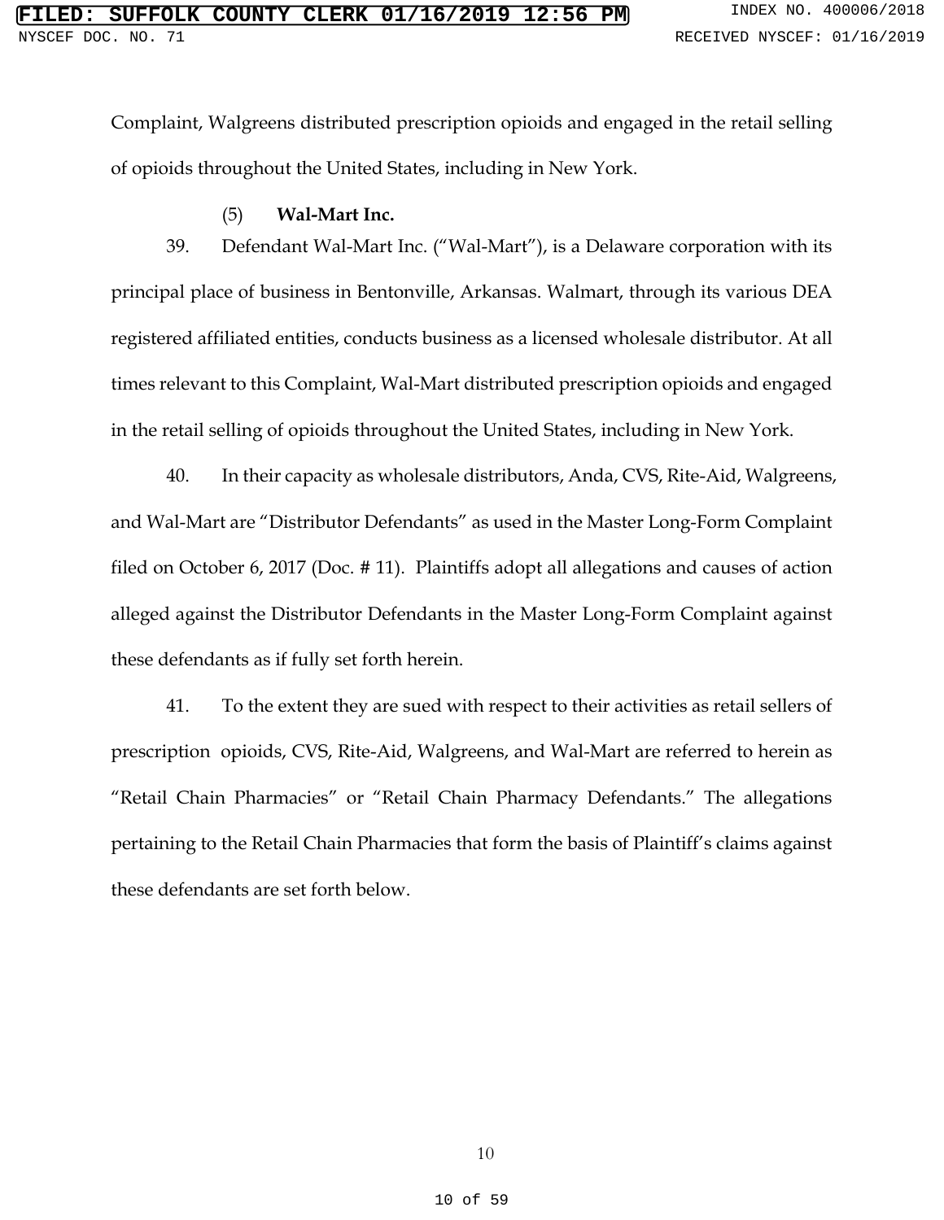Complaint, Walgreens distributed prescription opioids and engaged in the retail selling of opioids throughout the United States, including in New York.

(5) **Wal-Mart Inc.**

39. Defendant Wal-Mart Inc. ("Wal-Mart"), is a Delaware corporation with its principal place of business in Bentonville, Arkansas. Walmart, through its various DEA registered affiliated entities, conducts business as a licensed wholesale distributor. At all times relevant to this Complaint, Wal-Mart distributed prescription opioids and engaged in the retail selling of opioids throughout the United States, including in New York.

40. In their capacity as wholesale distributors, Anda, CVS, Rite-Aid, Walgreens, and Wal-Mart are "Distributor Defendants" as used in the Master Long-Form Complaint filed on October 6, 2017 (Doc. # 11). Plaintiffs adopt all allegations and causes of action alleged against the Distributor Defendants in the Master Long-Form Complaint against these defendants as if fully set forth herein.

41. To the extent they are sued with respect to their activities as retail sellers of prescription opioids, CVS, Rite-Aid, Walgreens, and Wal-Mart are referred to herein as "Retail Chain Pharmacies" or "Retail Chain Pharmacy Defendants." The allegations pertaining to the Retail Chain Pharmacies that form the basis of Plaintiff's claims against these defendants are set forth below.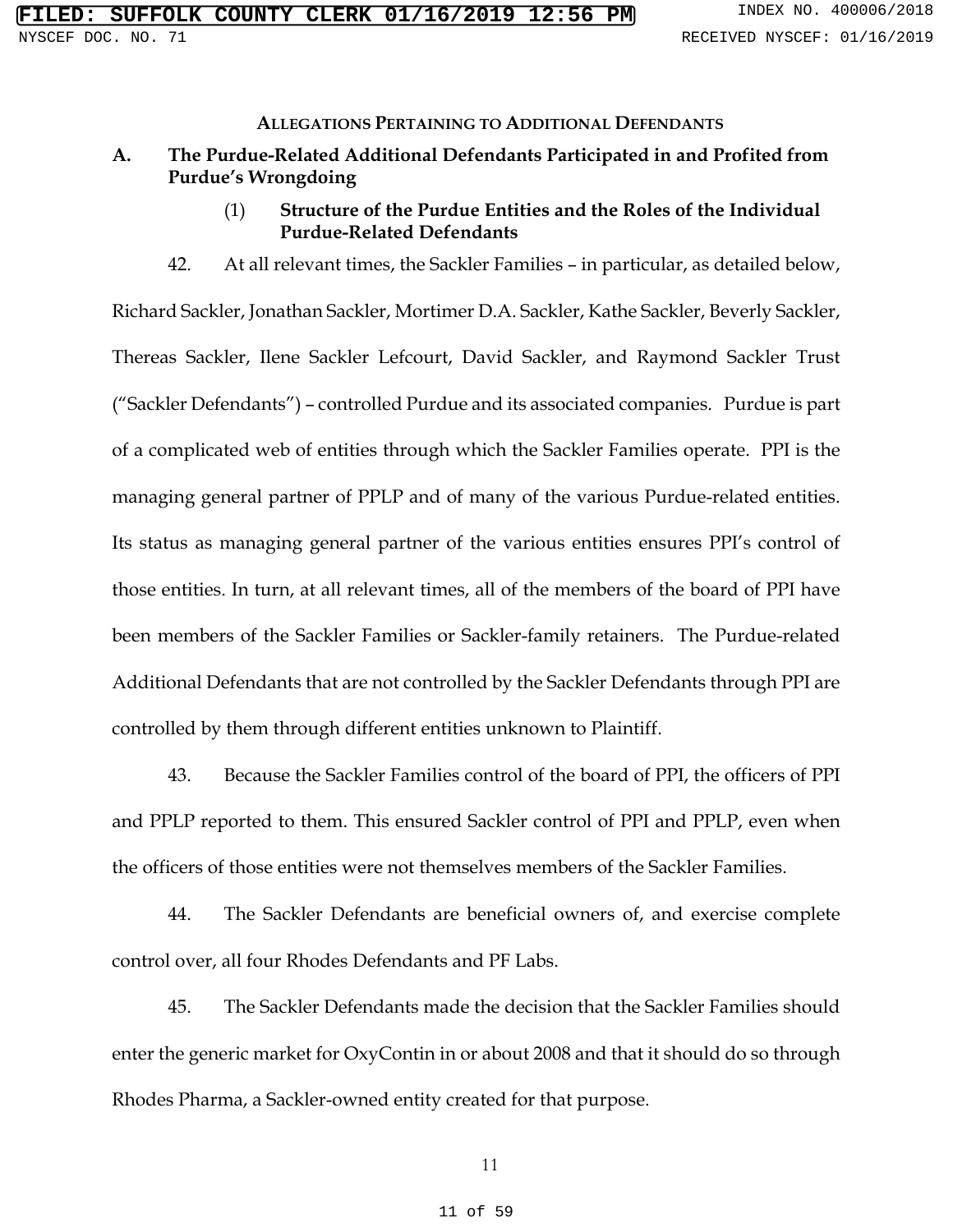## Allegations Pertaining to Additional Defendants

### A. The Purdue-Related Additional Defendants Participated in and Profited from Purdue's Wrongdoing

#### (1) Structure of the Purdue Entities and the Roles of the Individual Purdue-Related Defendants

42. At all relevant times, the Sackler Families – in particular, as detailed below, Richard Sackler, Jonathan Sackler, Mortimer D.A. Sackler, Kathe Sackler, Beverly Sackler, Thereas Sackler, Ilene Sackler Lefcourt, David Sackler, and Raymond Sackler Trust ("Sackler Defendants") – controlled Purdue and its associated companies. Purdue is part of a complicated web of entities through which the Sackler Families operate. PPI is the managing general partner of PPLP and of many of the various Purdue-related entities. Its status as managing general partner of the various entities ensures PPI's control of those entities. In turn, at all relevant times, all of the members of the board of PPI have been members of the Sackler Families or Sackler-family retainers. The Purdue-related Additional Defendants that are not controlled by the Sackler Defendants through PPI are controlled by them through different entities unknown to Plaintiff.

43. Because the Sackler Families control of the board of PPI, the officers of PPI and PPLP reported to them. This ensured Sackler control of PPI and PPLP, even when the officers of those entities were not themselves members of the Sackler Families.

44. The Sackler Defendants are beneficial owners of, and exercise complete control over, all four Rhodes Defendants and PF Labs.

45. The Sackler Defendants made the decision that the Sackler Families should enter the generic market for OxyContin in or about 2008 and that it should do so through Rhodes Pharma, a Sackler-owned entity created for that purpose.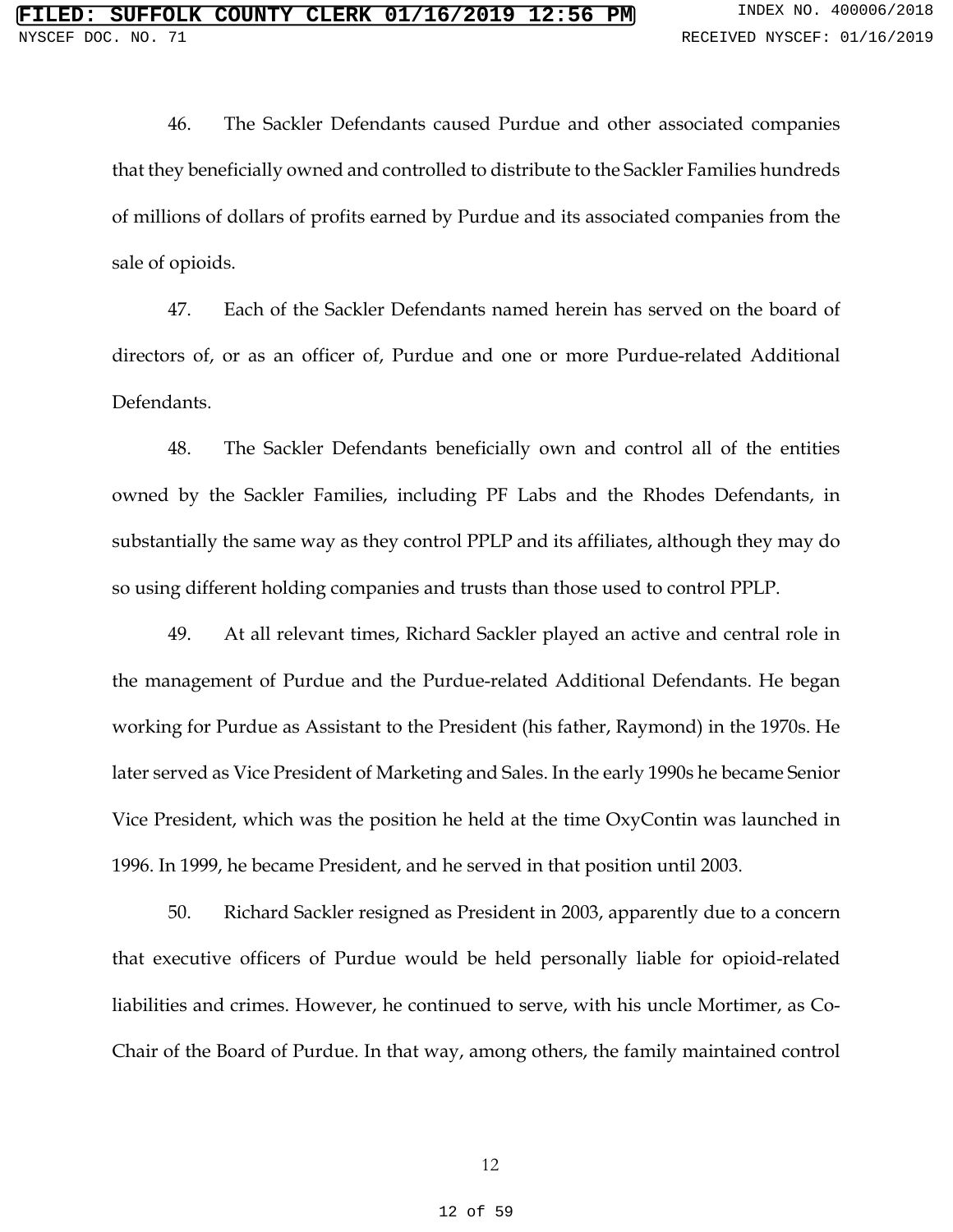46. The Sackler Defendants caused Purdue and other associated companies that they beneficially owned and controlled to distribute to the Sackler Families hundreds of millions of dollars of profits earned by Purdue and its associated companies from the sale of opioids.

47. Each of the Sackler Defendants named herein has served on the board of directors of, or as an officer of, Purdue and one or more Purdue-related Additional Defendants.

48. The Sackler Defendants beneficially own and control all of the entities owned by the Sackler Families, including PF Labs and the Rhodes Defendants, in substantially the same way as they control PPLP and its affiliates, although they may do so using different holding companies and trusts than those used to control PPLP.

49. At all relevant times, Richard Sackler played an active and central role in the management of Purdue and the Purdue-related Additional Defendants. He began working for Purdue as Assistant to the President (his father, Raymond) in the 1970s. He later served as Vice President of Marketing and Sales. In the early 1990s he became Senior Vice President, which was the position he held at the time OxyContin was launched in 1996. In 1999, he became President, and he served in that position until 2003.

50. Richard Sackler resigned as President in 2003, apparently due to a concern that executive officers of Purdue would be held personally liable for opioid-related liabilities and crimes. However, he continued to serve, with his uncle Mortimer, as Co-Chair of the Board of Purdue. In that way, among others, the family maintained control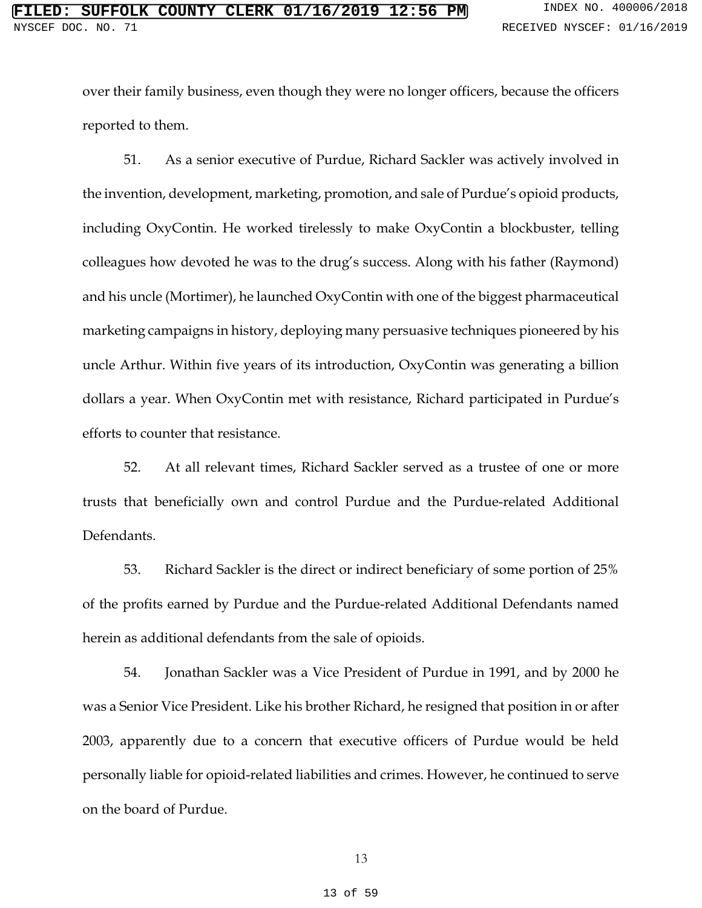over their family business, even though they were no longer officers, because the officers reported to them.

51. As a senior executive of Purdue, Richard Sackler was actively involved in the invention, development, marketing, promotion, and sale of Purdue's opioid products, including OxyContin. He worked tirelessly to make OxyContin a blockbuster, telling colleagues how devoted he was to the drug's success. Along with his father (Raymond) and his uncle (Mortimer), he launched OxyContin with one of the biggest pharmaceutical marketing campaigns in history, deploying many persuasive techniques pioneered by his uncle Arthur. Within five years of its introduction, OxyContin was generating a billion dollars a year. When OxyContin met with resistance, Richard participated in Purdue's efforts to counter that resistance.

52. At all relevant times, Richard Sackler served as a trustee of one or more trusts that beneficially own and control Purdue and the Purdue-related Additional Defendants.

53. Richard Sackler is the direct or indirect beneficiary of some portion of 25% of the profits earned by Purdue and the Purdue-related Additional Defendants named herein as additional defendants from the sale of opioids.

54. Jonathan Sackler was a Vice President of Purdue in 1991, and by 2000 he was a Senior Vice President. Like his brother Richard, he resigned that position in or after 2003, apparently due to a concern that executive officers of Purdue would be held personally liable for opioid-related liabilities and crimes. However, he continued to serve on the board of Purdue.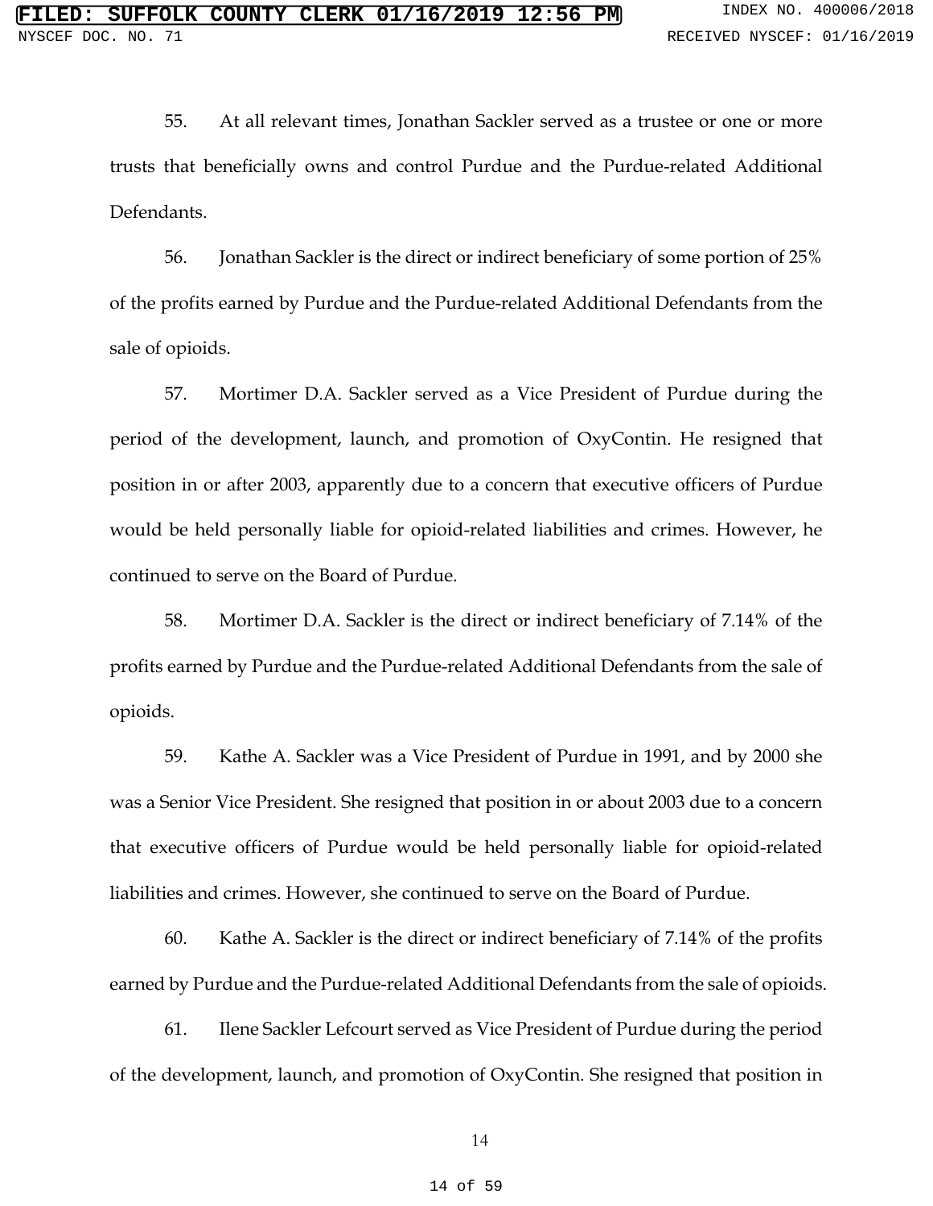55. At all relevant times, Jonathan Sackler served as a trustee or one or more trusts that beneficially owns and control Purdue and the Purdue-related Additional Defendants.

56. Jonathan Sackler is the direct or indirect beneficiary of some portion of 25% of the profits earned by Purdue and the Purdue-related Additional Defendants from the sale of opioids.

57. Mortimer D.A. Sackler served as a Vice President of Purdue during the period of the development, launch, and promotion of OxyContin. He resigned that position in or after 2003, apparently due to a concern that executive officers of Purdue would be held personally liable for opioid-related liabilities and crimes. However, he continued to serve on the Board of Purdue.

58. Mortimer D.A. Sackler is the direct or indirect beneficiary of 7.14% of the profits earned by Purdue and the Purdue-related Additional Defendants from the sale of opioids.

59. Kathe A. Sackler was a Vice President of Purdue in 1991, and by 2000 she was a Senior Vice President. She resigned that position in or about 2003 due to a concern that executive officers of Purdue would be held personally liable for opioid-related liabilities and crimes. However, she continued to serve on the Board of Purdue.

60. Kathe A. Sackler is the direct or indirect beneficiary of 7.14% of the profits earned by Purdue and the Purdue-related Additional Defendants from the sale of opioids.

61. Ilene Sackler Lefcourt served as Vice President of Purdue during the period of the development, launch, and promotion of OxyContin. She resigned that position in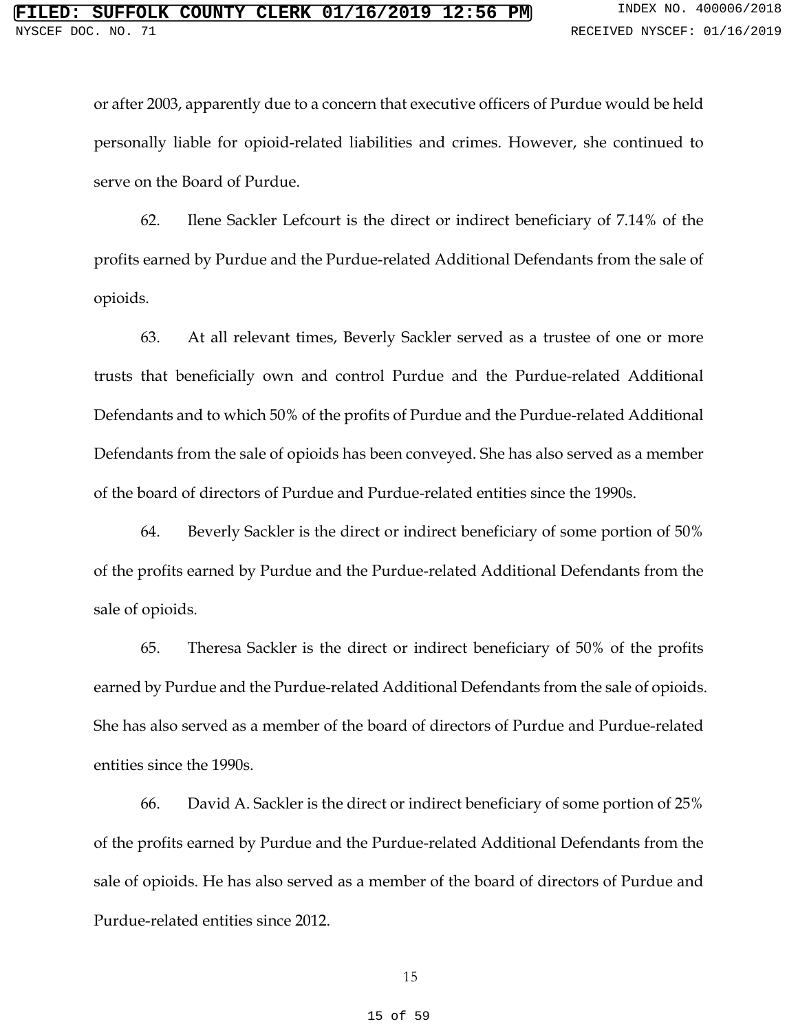or after 2003, apparently due to a concern that executive officers of Purdue would be held personally liable for opioid-related liabilities and crimes. However, she continued to serve on the Board of Purdue.

62. Ilene Sackler Lefcourt is the direct or indirect beneficiary of 7.14% of the profits earned by Purdue and the Purdue-related Additional Defendants from the sale of opioids.

63. At all relevant times, Beverly Sackler served as a trustee of one or more trusts that beneficially own and control Purdue and the Purdue-related Additional Defendants and to which 50% of the profits of Purdue and the Purdue-related Additional Defendants from the sale of opioids has been conveyed. She has also served as a member of the board of directors of Purdue and Purdue-related entities since the 1990s.

64. Beverly Sackler is the direct or indirect beneficiary of some portion of 50% of the profits earned by Purdue and the Purdue-related Additional Defendants from the sale of opioids.

65. Theresa Sackler is the direct or indirect beneficiary of 50% of the profits earned by Purdue and the Purdue-related Additional Defendants from the sale of opioids. She has also served as a member of the board of directors of Purdue and Purdue-related entities since the 1990s.

66. David A. Sackler is the direct or indirect beneficiary of some portion of 25% of the profits earned by Purdue and the Purdue-related Additional Defendants from the sale of opioids. He has also served as a member of the board of directors of Purdue and Purdue-related entities since 2012.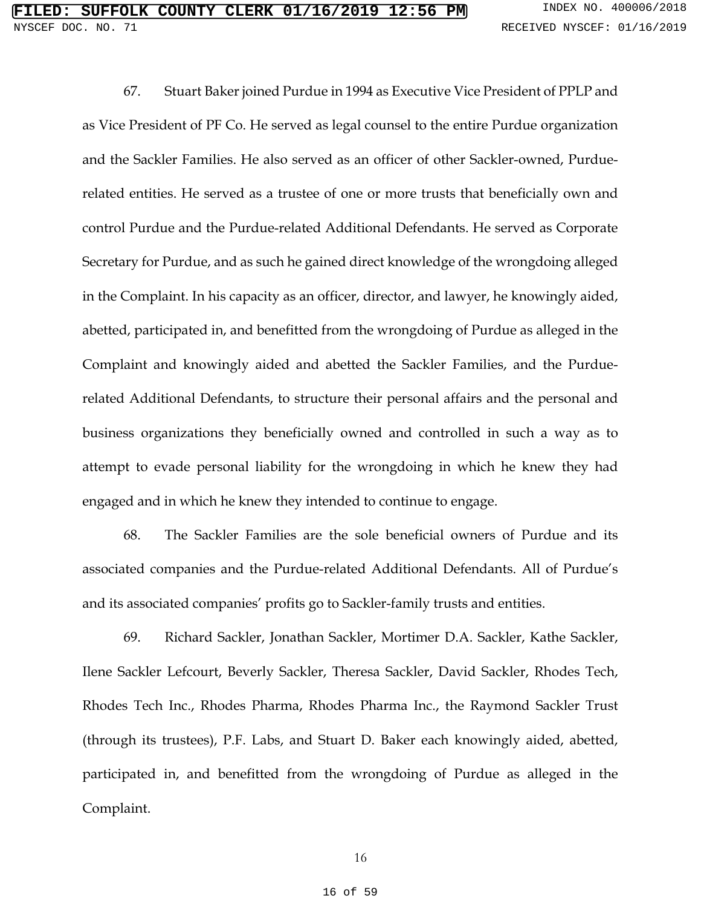67. Stuart Baker joined Purdue in 1994 as Executive Vice President of PPLP and as Vice President of PF Co. He served as legal counsel to the entire Purdue organization and the Sackler Families. He also served as an officer of other Sackler-owned, Purdue-related entities. He served as a trustee of one or more trusts that beneficially own and control Purdue and the Purdue-related Additional Defendants. He served as Corporate Secretary for Purdue, and as such he gained direct knowledge of the wrongdoing alleged in the Complaint. In his capacity as an officer, director, and lawyer, he knowingly aided, abetted, participated in, and benefitted from the wrongdoing of Purdue as alleged in the Complaint and knowingly aided and abetted the Sackler Families, and the Purdue-related Additional Defendants, to structure their personal affairs and the personal and business organizations they beneficially owned and controlled in such a way as to attempt to evade personal liability for the wrongdoing in which he knew they had engaged and in which he knew they intended to continue to engage.

68. The Sackler Families are the sole beneficial owners of Purdue and its associated companies and the Purdue-related Additional Defendants. All of Purdue's and its associated companies' profits go to Sackler-family trusts and entities.

69. Richard Sackler, Jonathan Sackler, Mortimer D.A. Sackler, Kathe Sackler, Ilene Sackler Lefcourt, Beverly Sackler, Theresa Sackler, David Sackler, Rhodes Tech, Rhodes Tech Inc., Rhodes Pharma, Rhodes Pharma Inc., the Raymond Sackler Trust (through its trustees), P.F. Labs, and Stuart D. Baker each knowingly aided, abetted, participated in, and benefitted from the wrongdoing of Purdue as alleged in the Complaint.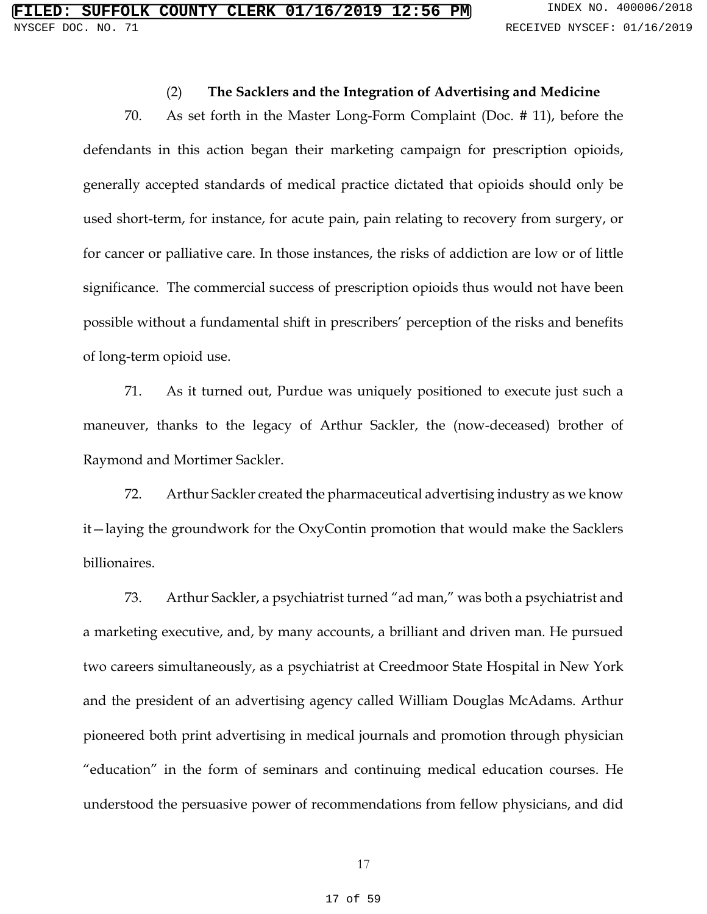### (2) **The Sacklers and the Integration of Advertising and Medicine**

70. As set forth in the Master Long-Form Complaint (Doc. # 11), before the defendants in this action began their marketing campaign for prescription opioids, generally accepted standards of medical practice dictated that opioids should only be used short-term, for instance, for acute pain, pain relating to recovery from surgery, or for cancer or palliative care. In those instances, the risks of addiction are low or of little significance. The commercial success of prescription opioids thus would not have been possible without a fundamental shift in prescribers' perception of the risks and benefits of long-term opioid use.

71. As it turned out, Purdue was uniquely positioned to execute just such a maneuver, thanks to the legacy of Arthur Sackler, the (now-deceased) brother of Raymond and Mortimer Sackler.

72. Arthur Sackler created the pharmaceutical advertising industry as we know it—laying the groundwork for the OxyContin promotion that would make the Sacklers billionaires.

73. Arthur Sackler, a psychiatrist turned "ad man," was both a psychiatrist and a marketing executive, and, by many accounts, a brilliant and driven man. He pursued two careers simultaneously, as a psychiatrist at Creedmoor State Hospital in New York and the president of an advertising agency called William Douglas McAdams. Arthur pioneered both print advertising in medical journals and promotion through physician "education" in the form of seminars and continuing medical education courses. He understood the persuasive power of recommendations from fellow physicians, and did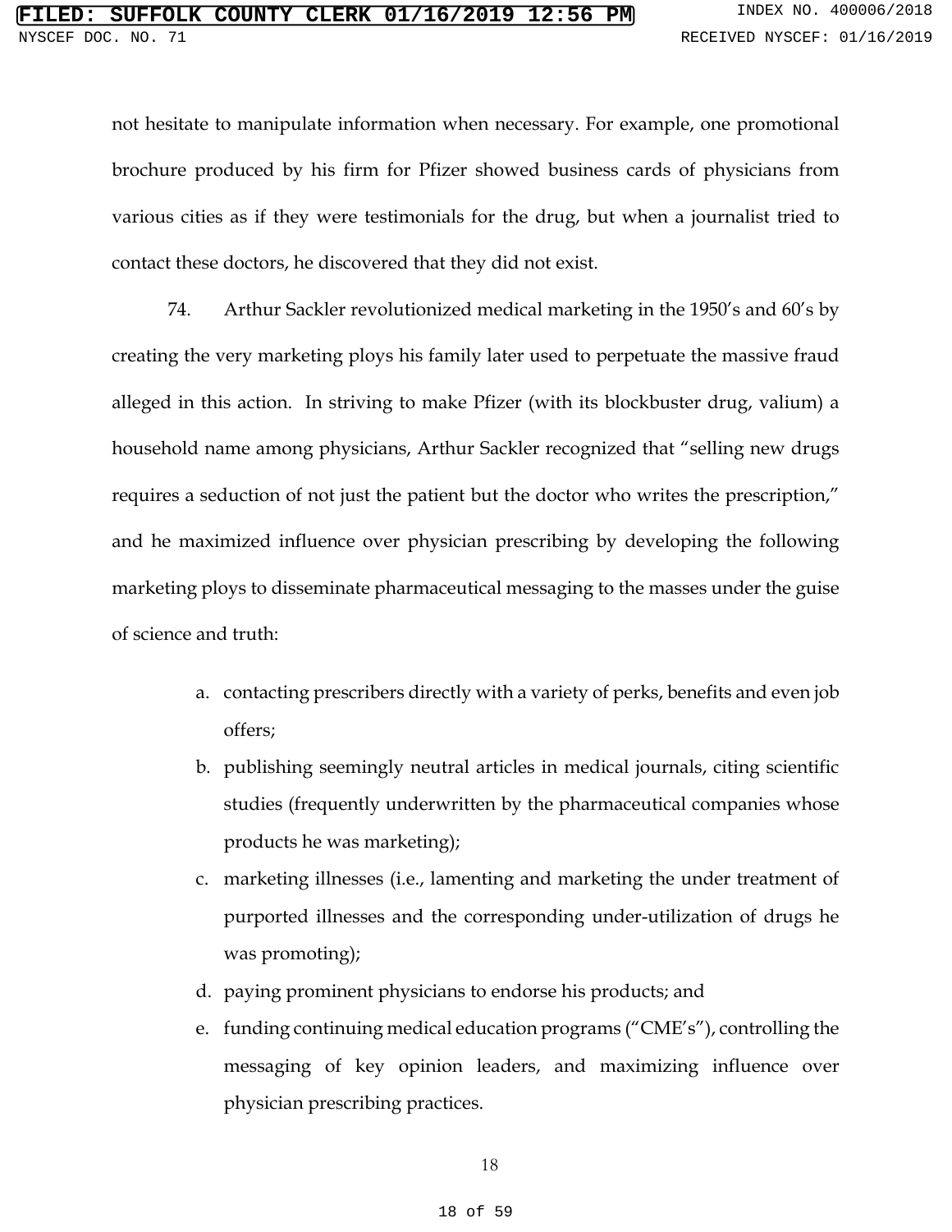not hesitate to manipulate information when necessary. For example, one promotional brochure produced by his firm for Pfizer showed business cards of physicians from various cities as if they were testimonials for the drug, but when a journalist tried to contact these doctors, he discovered that they did not exist.

74. Arthur Sackler revolutionized medical marketing in the 1950's and 60's by creating the very marketing ploys his family later used to perpetuate the massive fraud alleged in this action. In striving to make Pfizer (with its blockbuster drug, valium) a household name among physicians, Arthur Sackler recognized that "selling new drugs requires a seduction of not just the patient but the doctor who writes the prescription," and he maximized influence over physician prescribing by developing the following marketing ploys to disseminate pharmaceutical messaging to the masses under the guise of science and truth:

a. contacting prescribers directly with a variety of perks, benefits and even job offers;
b. publishing seemingly neutral articles in medical journals, citing scientific studies (frequently underwritten by the pharmaceutical companies whose products he was marketing);
c. marketing illnesses (i.e., lamenting and marketing the under treatment of purported illnesses and the corresponding under-utilization of drugs he was promoting);
d. paying prominent physicians to endorse his products; and
e. funding continuing medical education programs ("CME's"), controlling the messaging of key opinion leaders, and maximizing influence over physician prescribing practices.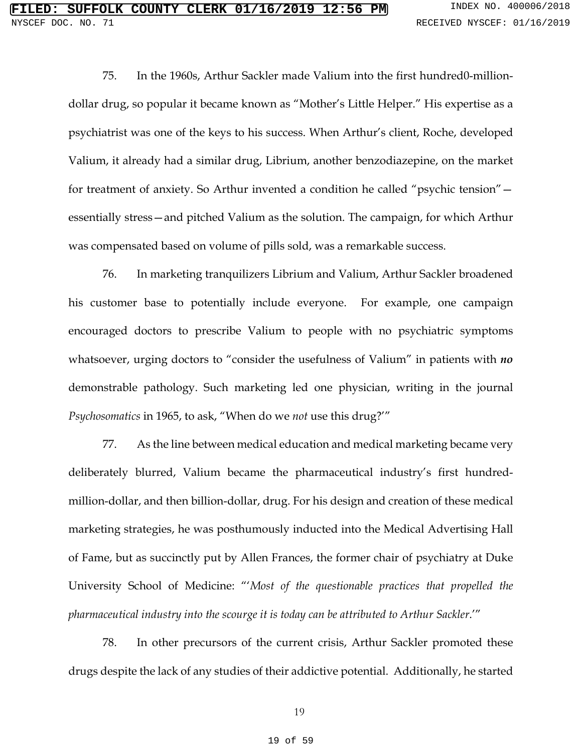75. In the 1960s, Arthur Sackler made Valium into the first hundred0-million-dollar drug, so popular it became known as "Mother's Little Helper." His expertise as a psychiatrist was one of the keys to his success. When Arthur's client, Roche, developed Valium, it already had a similar drug, Librium, another benzodiazepine, on the market for treatment of anxiety. So Arthur invented a condition he called "psychic tension"—essentially stress—and pitched Valium as the solution. The campaign, for which Arthur was compensated based on volume of pills sold, was a remarkable success.

76. In marketing tranquilizers Librium and Valium, Arthur Sackler broadened his customer base to potentially include everyone. For example, one campaign encouraged doctors to prescribe Valium to people with no psychiatric symptoms whatsoever, urging doctors to "consider the usefulness of Valium" in patients with ***no*** demonstrable pathology. Such marketing led one physician, writing in the journal *Psychosomatics* in 1965, to ask, "When do we *not* use this drug?'"

77. As the line between medical education and medical marketing became very deliberately blurred, Valium became the pharmaceutical industry's first hundred-million-dollar, and then billion-dollar, drug. For his design and creation of these medical marketing strategies, he was posthumously inducted into the Medical Advertising Hall of Fame, but as succinctly put by Allen Frances, the former chair of psychiatry at Duke University School of Medicine: "'*Most of the questionable practices that propelled the pharmaceutical industry into the scourge it is today can be attributed to Arthur Sackler*.'"

78. In other precursors of the current crisis, Arthur Sackler promoted these drugs despite the lack of any studies of their addictive potential. Additionally, he started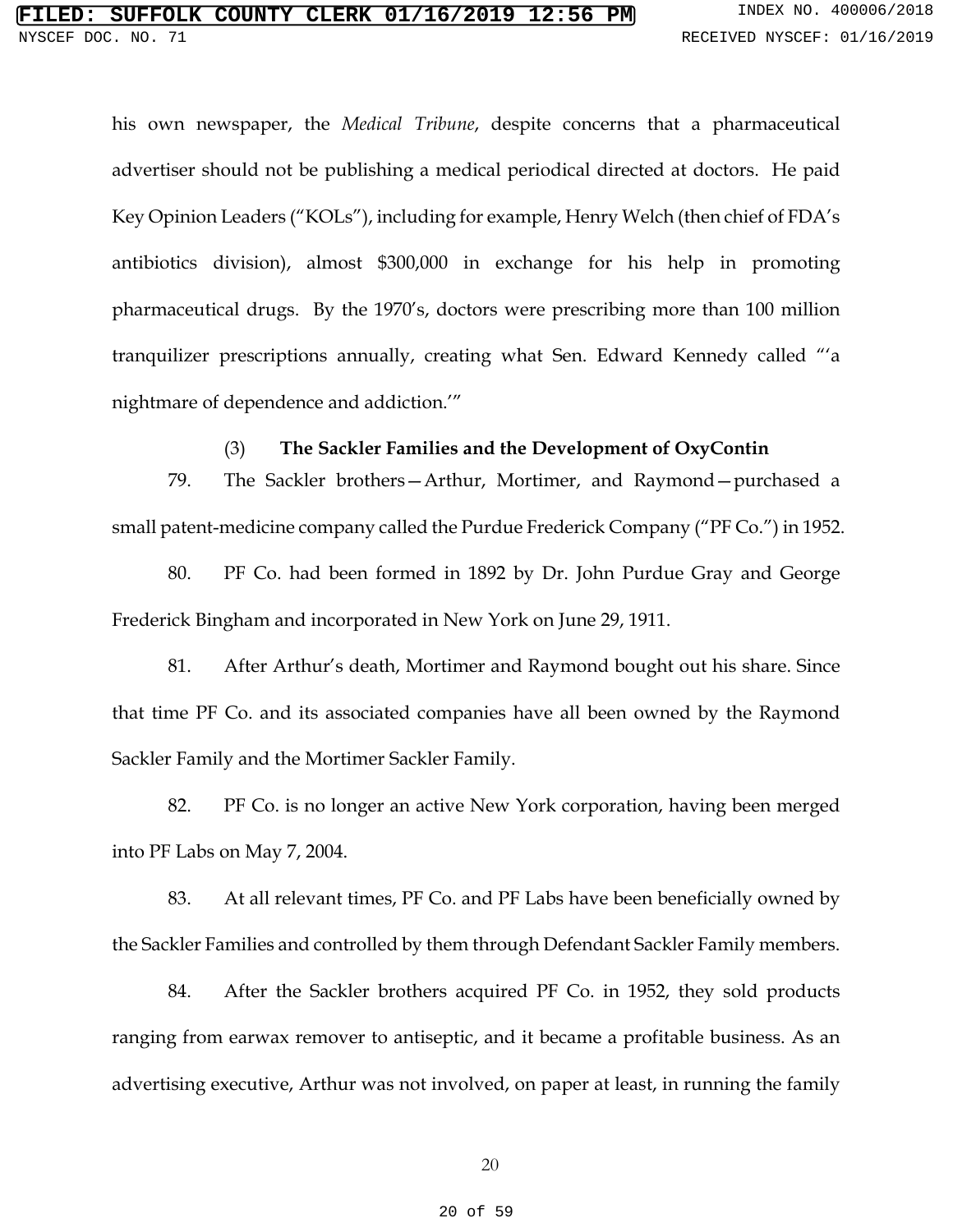his own newspaper, the *Medical Tribune*, despite concerns that a pharmaceutical advertiser should not be publishing a medical periodical directed at doctors. He paid Key Opinion Leaders ("KOLs"), including for example, Henry Welch (then chief of FDA's antibiotics division), almost $300,000 in exchange for his help in promoting pharmaceutical drugs. By the 1970's, doctors were prescribing more than 100 million tranquilizer prescriptions annually, creating what Sen. Edward Kennedy called "'a nightmare of dependence and addiction.'"

### (3) The Sackler Families and the Development of OxyContin

79. The Sackler brothers—Arthur, Mortimer, and Raymond—purchased a small patent-medicine company called the Purdue Frederick Company ("PF Co.") in 1952.

80. PF Co. had been formed in 1892 by Dr. John Purdue Gray and George Frederick Bingham and incorporated in New York on June 29, 1911.

81. After Arthur's death, Mortimer and Raymond bought out his share. Since that time PF Co. and its associated companies have all been owned by the Raymond Sackler Family and the Mortimer Sackler Family.

82. PF Co. is no longer an active New York corporation, having been merged into PF Labs on May 7, 2004.

83. At all relevant times, PF Co. and PF Labs have been beneficially owned by the Sackler Families and controlled by them through Defendant Sackler Family members.

84. After the Sackler brothers acquired PF Co. in 1952, they sold products ranging from earwax remover to antiseptic, and it became a profitable business. As an advertising executive, Arthur was not involved, on paper at least, in running the family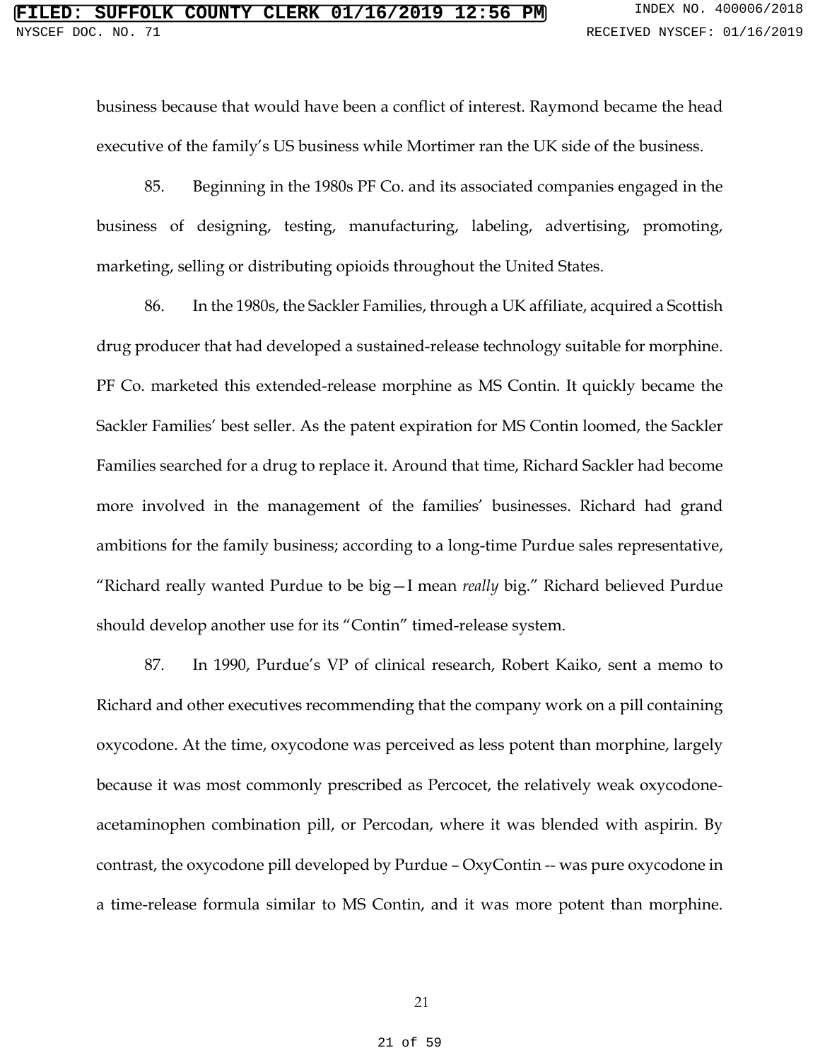business because that would have been a conflict of interest. Raymond became the head executive of the family's US business while Mortimer ran the UK side of the business.

85. Beginning in the 1980s PF Co. and its associated companies engaged in the business of designing, testing, manufacturing, labeling, advertising, promoting, marketing, selling or distributing opioids throughout the United States.

86. In the 1980s, the Sackler Families, through a UK affiliate, acquired a Scottish drug producer that had developed a sustained-release technology suitable for morphine. PF Co. marketed this extended-release morphine as MS Contin. It quickly became the Sackler Families' best seller. As the patent expiration for MS Contin loomed, the Sackler Families searched for a drug to replace it. Around that time, Richard Sackler had become more involved in the management of the families' businesses. Richard had grand ambitions for the family business; according to a long-time Purdue sales representative, "Richard really wanted Purdue to be big—I mean *really* big." Richard believed Purdue should develop another use for its "Contin" timed-release system.

87. In 1990, Purdue's VP of clinical research, Robert Kaiko, sent a memo to Richard and other executives recommending that the company work on a pill containing oxycodone. At the time, oxycodone was perceived as less potent than morphine, largely because it was most commonly prescribed as Percocet, the relatively weak oxycodone-acetaminophen combination pill, or Percodan, where it was blended with aspirin. By contrast, the oxycodone pill developed by Purdue – OxyContin -- was pure oxycodone in a time-release formula similar to MS Contin, and it was more potent than morphine.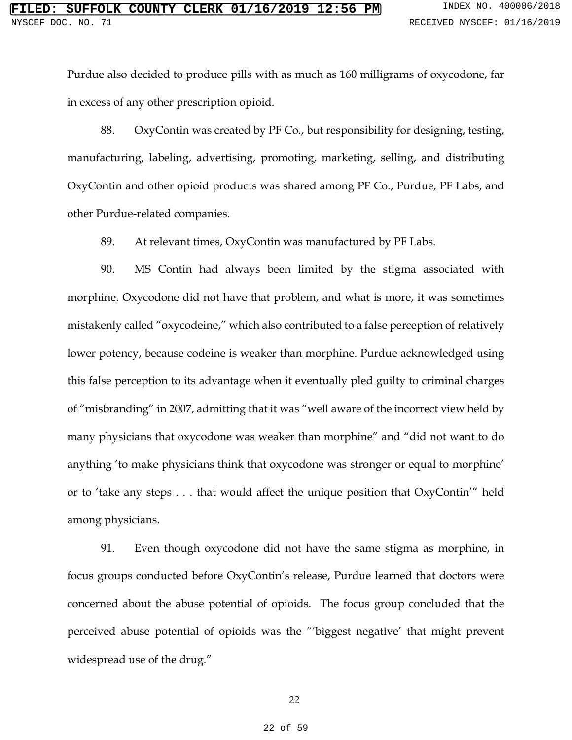Purdue also decided to produce pills with as much as 160 milligrams of oxycodone, far in excess of any other prescription opioid.

88. OxyContin was created by PF Co., but responsibility for designing, testing, manufacturing, labeling, advertising, promoting, marketing, selling, and distributing OxyContin and other opioid products was shared among PF Co., Purdue, PF Labs, and other Purdue-related companies.

89. At relevant times, OxyContin was manufactured by PF Labs.

90. MS Contin had always been limited by the stigma associated with morphine. Oxycodone did not have that problem, and what is more, it was sometimes mistakenly called "oxycodeine," which also contributed to a false perception of relatively lower potency, because codeine is weaker than morphine. Purdue acknowledged using this false perception to its advantage when it eventually pled guilty to criminal charges of "misbranding" in 2007, admitting that it was "well aware of the incorrect view held by many physicians that oxycodone was weaker than morphine" and "did not want to do anything 'to make physicians think that oxycodone was stronger or equal to morphine' or to 'take any steps . . . that would affect the unique position that OxyContin'" held among physicians.

91. Even though oxycodone did not have the same stigma as morphine, in focus groups conducted before OxyContin's release, Purdue learned that doctors were concerned about the abuse potential of opioids. The focus group concluded that the perceived abuse potential of opioids was the "'biggest negative' that might prevent widespread use of the drug."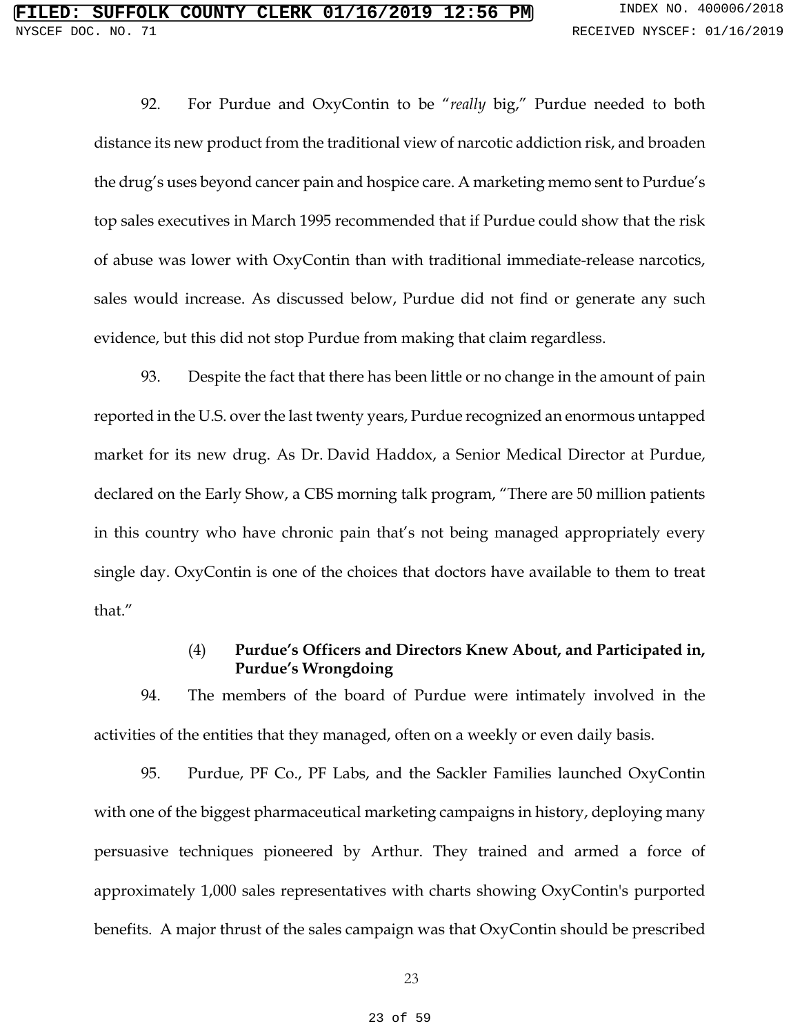92. For Purdue and OxyContin to be "*really* big," Purdue needed to both distance its new product from the traditional view of narcotic addiction risk, and broaden the drug's uses beyond cancer pain and hospice care. A marketing memo sent to Purdue's top sales executives in March 1995 recommended that if Purdue could show that the risk of abuse was lower with OxyContin than with traditional immediate-release narcotics, sales would increase. As discussed below, Purdue did not find or generate any such evidence, but this did not stop Purdue from making that claim regardless.

93. Despite the fact that there has been little or no change in the amount of pain reported in the U.S. over the last twenty years, Purdue recognized an enormous untapped market for its new drug. As Dr. David Haddox, a Senior Medical Director at Purdue, declared on the Early Show, a CBS morning talk program, "There are 50 million patients in this country who have chronic pain that's not being managed appropriately every single day. OxyContin is one of the choices that doctors have available to them to treat that."

#### (4) **Purdue's Officers and Directors Knew About, and Participated in, Purdue's Wrongdoing**

94. The members of the board of Purdue were intimately involved in the activities of the entities that they managed, often on a weekly or even daily basis.

95. Purdue, PF Co., PF Labs, and the Sackler Families launched OxyContin with one of the biggest pharmaceutical marketing campaigns in history, deploying many persuasive techniques pioneered by Arthur. They trained and armed a force of approximately 1,000 sales representatives with charts showing OxyContin's purported benefits. A major thrust of the sales campaign was that OxyContin should be prescribed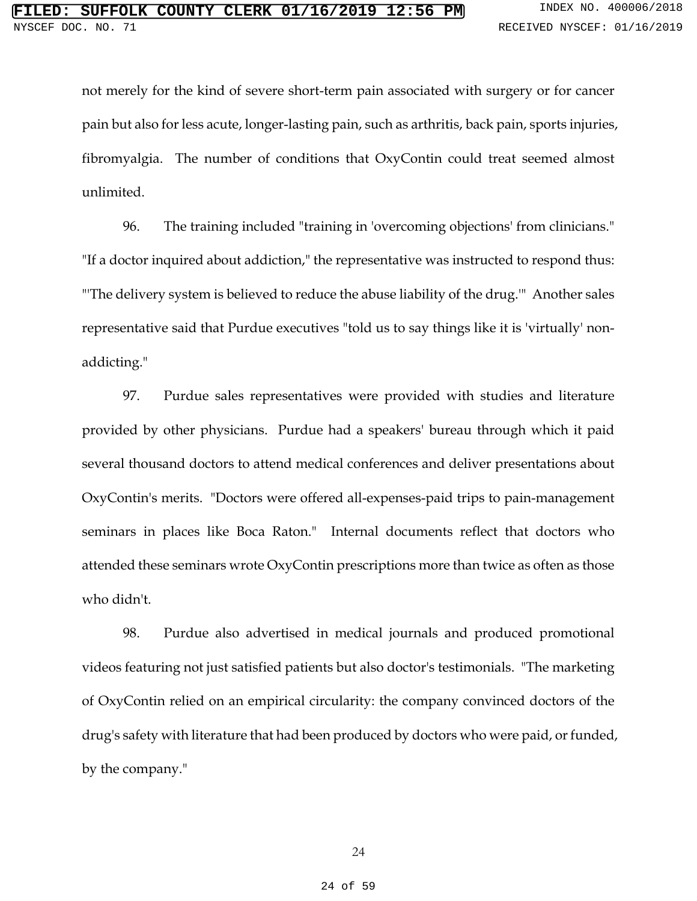not merely for the kind of severe short-term pain associated with surgery or for cancer pain but also for less acute, longer-lasting pain, such as arthritis, back pain, sports injuries, fibromyalgia. The number of conditions that OxyContin could treat seemed almost unlimited.

96. The training included "training in 'overcoming objections' from clinicians." "If a doctor inquired about addiction," the representative was instructed to respond thus: "'The delivery system is believed to reduce the abuse liability of the drug.'" Another sales representative said that Purdue executives "told us to say things like it is 'virtually' non-addicting."

97. Purdue sales representatives were provided with studies and literature provided by other physicians. Purdue had a speakers' bureau through which it paid several thousand doctors to attend medical conferences and deliver presentations about OxyContin's merits. "Doctors were offered all-expenses-paid trips to pain-management seminars in places like Boca Raton." Internal documents reflect that doctors who attended these seminars wrote OxyContin prescriptions more than twice as often as those who didn't.

98. Purdue also advertised in medical journals and produced promotional videos featuring not just satisfied patients but also doctor's testimonials. "The marketing of OxyContin relied on an empirical circularity: the company convinced doctors of the drug's safety with literature that had been produced by doctors who were paid, or funded, by the company."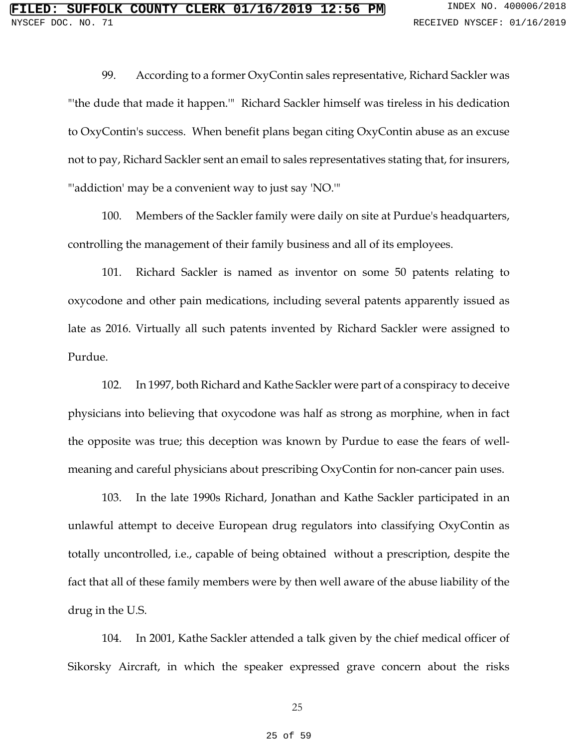99. According to a former OxyContin sales representative, Richard Sackler was "'the dude that made it happen.'" Richard Sackler himself was tireless in his dedication to OxyContin's success. When benefit plans began citing OxyContin abuse as an excuse not to pay, Richard Sackler sent an email to sales representatives stating that, for insurers, "'addiction' may be a convenient way to just say 'NO.'"

100. Members of the Sackler family were daily on site at Purdue's headquarters, controlling the management of their family business and all of its employees.

101. Richard Sackler is named as inventor on some 50 patents relating to oxycodone and other pain medications, including several patents apparently issued as late as 2016. Virtually all such patents invented by Richard Sackler were assigned to Purdue.

102. In 1997, both Richard and Kathe Sackler were part of a conspiracy to deceive physicians into believing that oxycodone was half as strong as morphine, when in fact the opposite was true; this deception was known by Purdue to ease the fears of well-meaning and careful physicians about prescribing OxyContin for non-cancer pain uses.

103. In the late 1990s Richard, Jonathan and Kathe Sackler participated in an unlawful attempt to deceive European drug regulators into classifying OxyContin as totally uncontrolled, i.e., capable of being obtained without a prescription, despite the fact that all of these family members were by then well aware of the abuse liability of the drug in the U.S.

104. In 2001, Kathe Sackler attended a talk given by the chief medical officer of Sikorsky Aircraft, in which the speaker expressed grave concern about the risks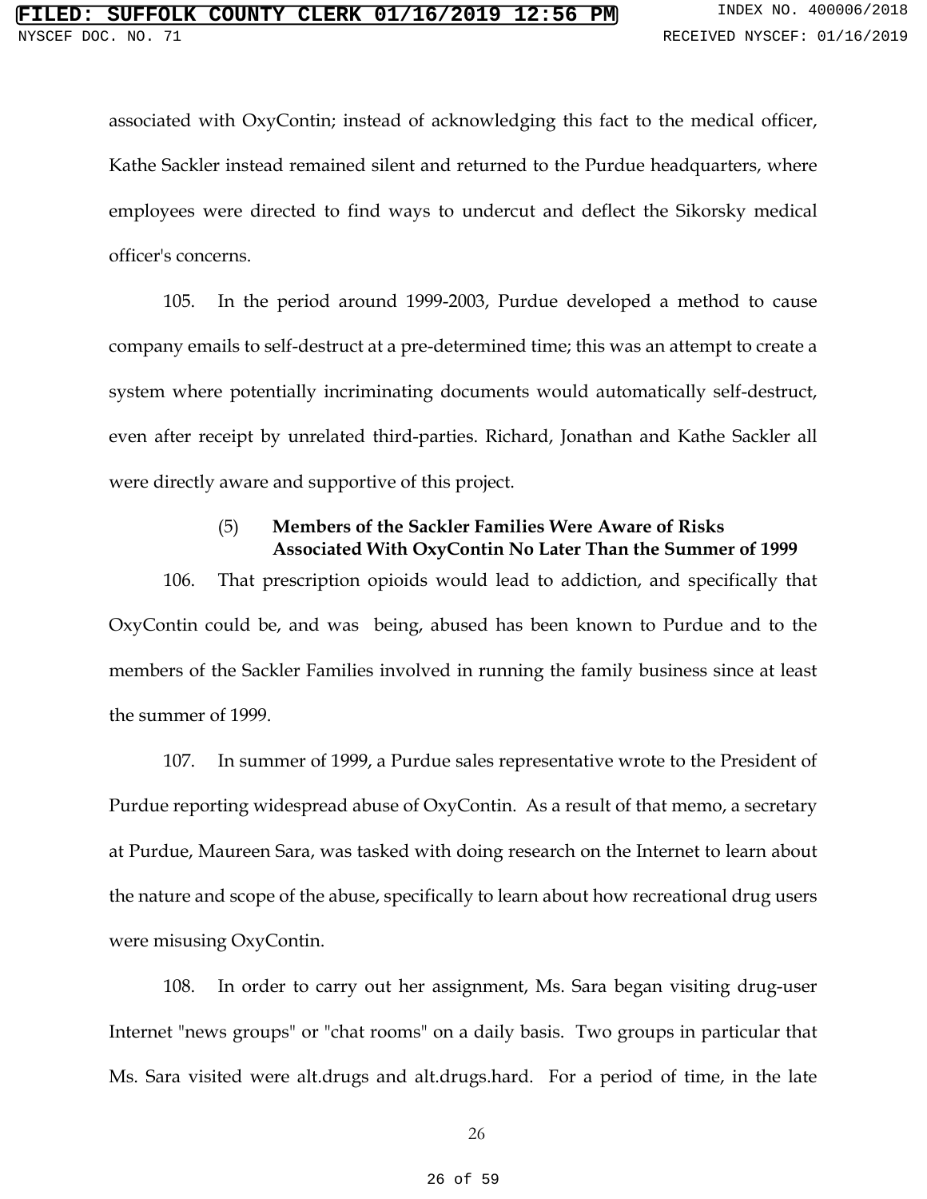associated with OxyContin; instead of acknowledging this fact to the medical officer, Kathe Sackler instead remained silent and returned to the Purdue headquarters, where employees were directed to find ways to undercut and deflect the Sikorsky medical officer's concerns.

105. In the period around 1999-2003, Purdue developed a method to cause company emails to self-destruct at a pre-determined time; this was an attempt to create a system where potentially incriminating documents would automatically self-destruct, even after receipt by unrelated third-parties. Richard, Jonathan and Kathe Sackler all were directly aware and supportive of this project.

### (5) Members of the Sackler Families Were Aware of Risks Associated With OxyContin No Later Than the Summer of 1999

106. That prescription opioids would lead to addiction, and specifically that OxyContin could be, and was being, abused has been known to Purdue and to the members of the Sackler Families involved in running the family business since at least the summer of 1999.

107. In summer of 1999, a Purdue sales representative wrote to the President of Purdue reporting widespread abuse of OxyContin. As a result of that memo, a secretary at Purdue, Maureen Sara, was tasked with doing research on the Internet to learn about the nature and scope of the abuse, specifically to learn about how recreational drug users were misusing OxyContin.

108. In order to carry out her assignment, Ms. Sara began visiting drug-user Internet "news groups" or "chat rooms" on a daily basis. Two groups in particular that Ms. Sara visited were alt.drugs and alt.drugs.hard. For a period of time, in the late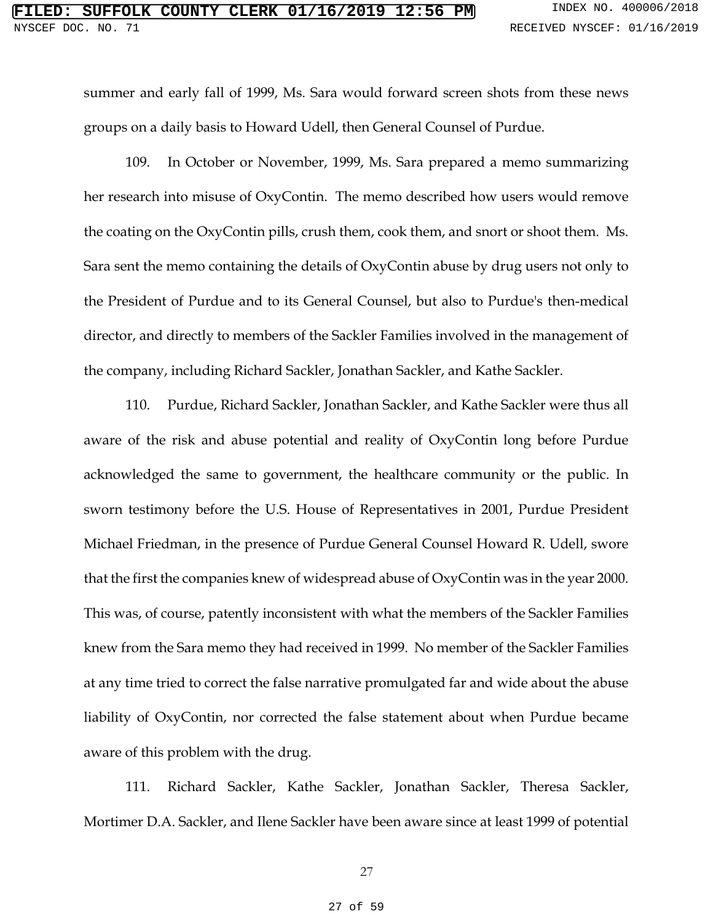summer and early fall of 1999, Ms. Sara would forward screen shots from these news groups on a daily basis to Howard Udell, then General Counsel of Purdue.

109. In October or November, 1999, Ms. Sara prepared a memo summarizing her research into misuse of OxyContin. The memo described how users would remove the coating on the OxyContin pills, crush them, cook them, and snort or shoot them. Ms. Sara sent the memo containing the details of OxyContin abuse by drug users not only to the President of Purdue and to its General Counsel, but also to Purdue's then-medical director, and directly to members of the Sackler Families involved in the management of the company, including Richard Sackler, Jonathan Sackler, and Kathe Sackler.

110. Purdue, Richard Sackler, Jonathan Sackler, and Kathe Sackler were thus all aware of the risk and abuse potential and reality of OxyContin long before Purdue acknowledged the same to government, the healthcare community or the public. In sworn testimony before the U.S. House of Representatives in 2001, Purdue President Michael Friedman, in the presence of Purdue General Counsel Howard R. Udell, swore that the first the companies knew of widespread abuse of OxyContin was in the year 2000. This was, of course, patently inconsistent with what the members of the Sackler Families knew from the Sara memo they had received in 1999. No member of the Sackler Families at any time tried to correct the false narrative promulgated far and wide about the abuse liability of OxyContin, nor corrected the false statement about when Purdue became aware of this problem with the drug.

111. Richard Sackler, Kathe Sackler, Jonathan Sackler, Theresa Sackler, Mortimer D.A. Sackler, and Ilene Sackler have been aware since at least 1999 of potential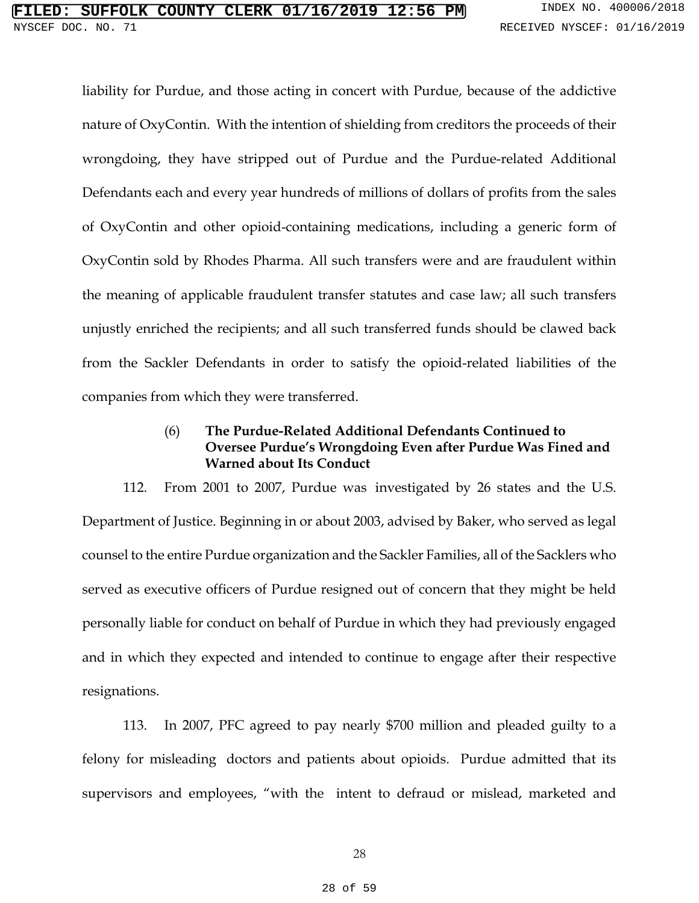liability for Purdue, and those acting in concert with Purdue, because of the addictive nature of OxyContin. With the intention of shielding from creditors the proceeds of their wrongdoing, they have stripped out of Purdue and the Purdue-related Additional Defendants each and every year hundreds of millions of dollars of profits from the sales of OxyContin and other opioid-containing medications, including a generic form of OxyContin sold by Rhodes Pharma. All such transfers were and are fraudulent within the meaning of applicable fraudulent transfer statutes and case law; all such transfers unjustly enriched the recipients; and all such transferred funds should be clawed back from the Sackler Defendants in order to satisfy the opioid-related liabilities of the companies from which they were transferred.

#### (6) The Purdue-Related Additional Defendants Continued to Oversee Purdue's Wrongdoing Even after Purdue Was Fined and Warned about Its Conduct

112. From 2001 to 2007, Purdue was investigated by 26 states and the U.S. Department of Justice. Beginning in or about 2003, advised by Baker, who served as legal counsel to the entire Purdue organization and the Sackler Families, all of the Sacklers who served as executive officers of Purdue resigned out of concern that they might be held personally liable for conduct on behalf of Purdue in which they had previously engaged and in which they expected and intended to continue to engage after their respective resignations.

113. In 2007, PFC agreed to pay nearly $700 million and pleaded guilty to a felony for misleading doctors and patients about opioids. Purdue admitted that its supervisors and employees, "with the intent to defraud or mislead, marketed and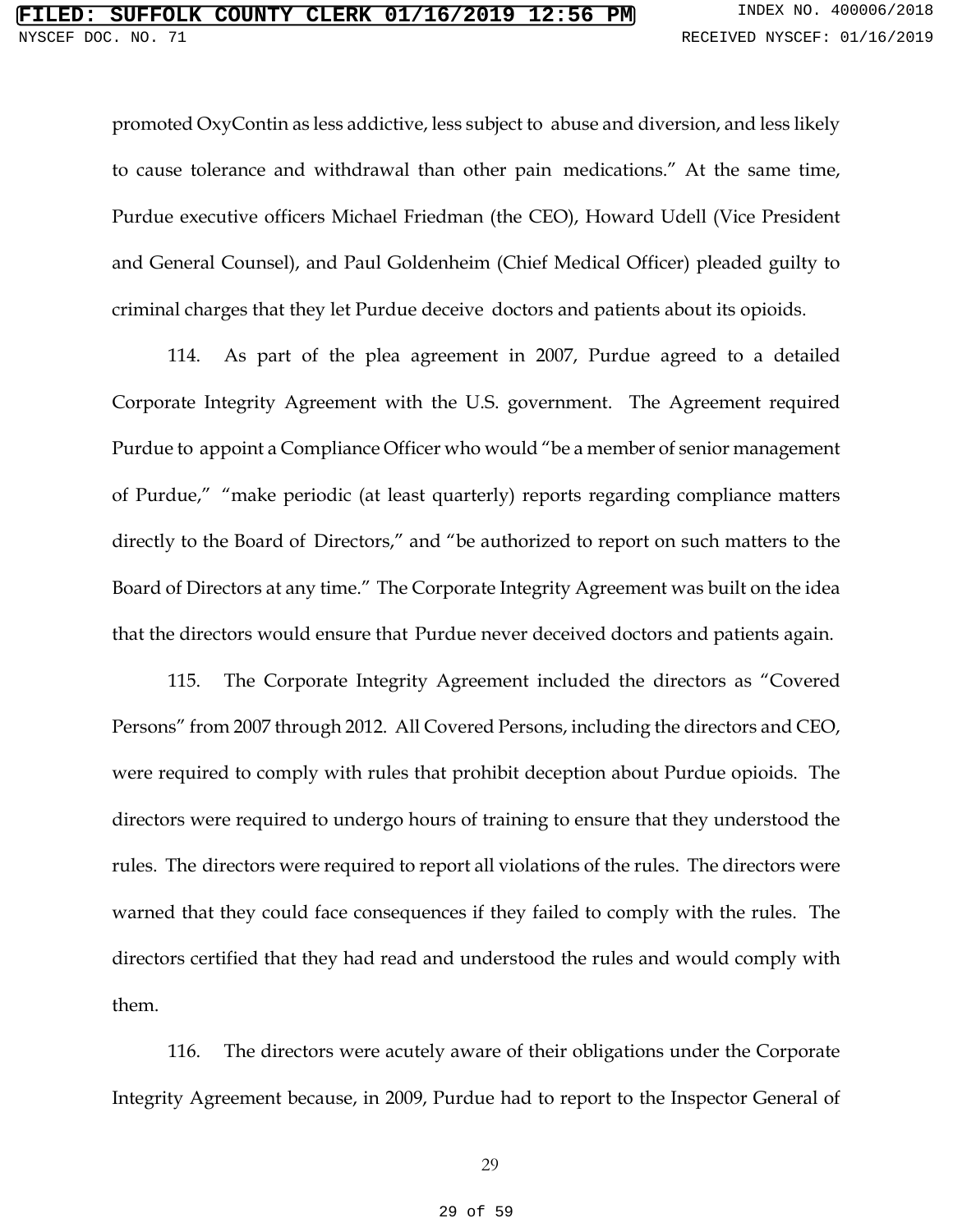promoted OxyContin as less addictive, less subject to abuse and diversion, and less likely to cause tolerance and withdrawal than other pain medications." At the same time, Purdue executive officers Michael Friedman (the CEO), Howard Udell (Vice President and General Counsel), and Paul Goldenheim (Chief Medical Officer) pleaded guilty to criminal charges that they let Purdue deceive doctors and patients about its opioids.

114. As part of the plea agreement in 2007, Purdue agreed to a detailed Corporate Integrity Agreement with the U.S. government. The Agreement required Purdue to appoint a Compliance Officer who would "be a member of senior management of Purdue," "make periodic (at least quarterly) reports regarding compliance matters directly to the Board of Directors," and "be authorized to report on such matters to the Board of Directors at any time." The Corporate Integrity Agreement was built on the idea that the directors would ensure that Purdue never deceived doctors and patients again.

115. The Corporate Integrity Agreement included the directors as "Covered Persons" from 2007 through 2012. All Covered Persons, including the directors and CEO, were required to comply with rules that prohibit deception about Purdue opioids. The directors were required to undergo hours of training to ensure that they understood the rules. The directors were required to report all violations of the rules. The directors were warned that they could face consequences if they failed to comply with the rules. The directors certified that they had read and understood the rules and would comply with them.

116. The directors were acutely aware of their obligations under the Corporate Integrity Agreement because, in 2009, Purdue had to report to the Inspector General of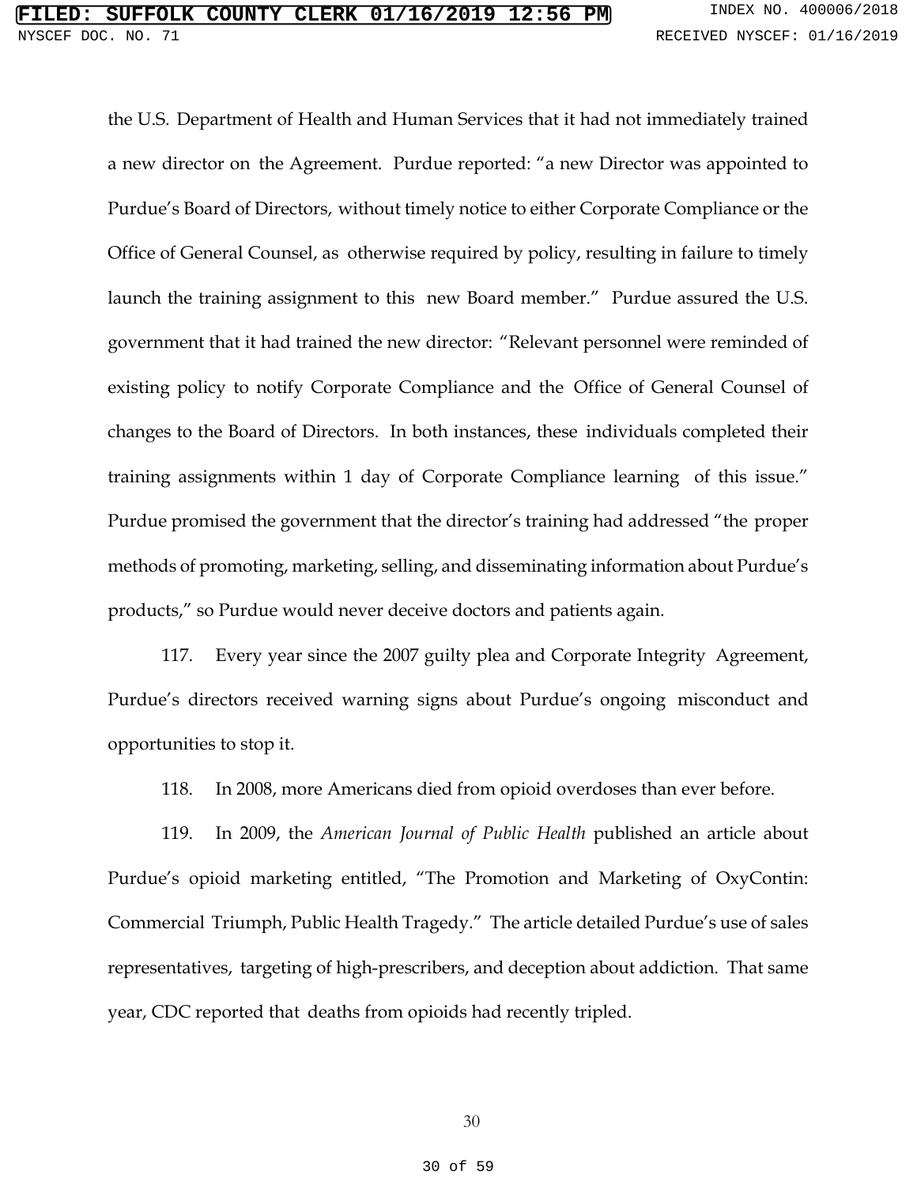the U.S. Department of Health and Human Services that it had not immediately trained a new director on the Agreement. Purdue reported: "a new Director was appointed to Purdue's Board of Directors, without timely notice to either Corporate Compliance or the Office of General Counsel, as otherwise required by policy, resulting in failure to timely launch the training assignment to this new Board member." Purdue assured the U.S. government that it had trained the new director: "Relevant personnel were reminded of existing policy to notify Corporate Compliance and the Office of General Counsel of changes to the Board of Directors. In both instances, these individuals completed their training assignments within 1 day of Corporate Compliance learning of this issue." Purdue promised the government that the director's training had addressed "the proper methods of promoting, marketing, selling, and disseminating information about Purdue's products," so Purdue would never deceive doctors and patients again.

117. Every year since the 2007 guilty plea and Corporate Integrity Agreement, Purdue's directors received warning signs about Purdue's ongoing misconduct and opportunities to stop it.

118. In 2008, more Americans died from opioid overdoses than ever before.

119. In 2009, the *American Journal of Public Health* published an article about Purdue's opioid marketing entitled, "The Promotion and Marketing of OxyContin: Commercial Triumph, Public Health Tragedy." The article detailed Purdue's use of sales representatives, targeting of high-prescribers, and deception about addiction. That same year, CDC reported that deaths from opioids had recently tripled.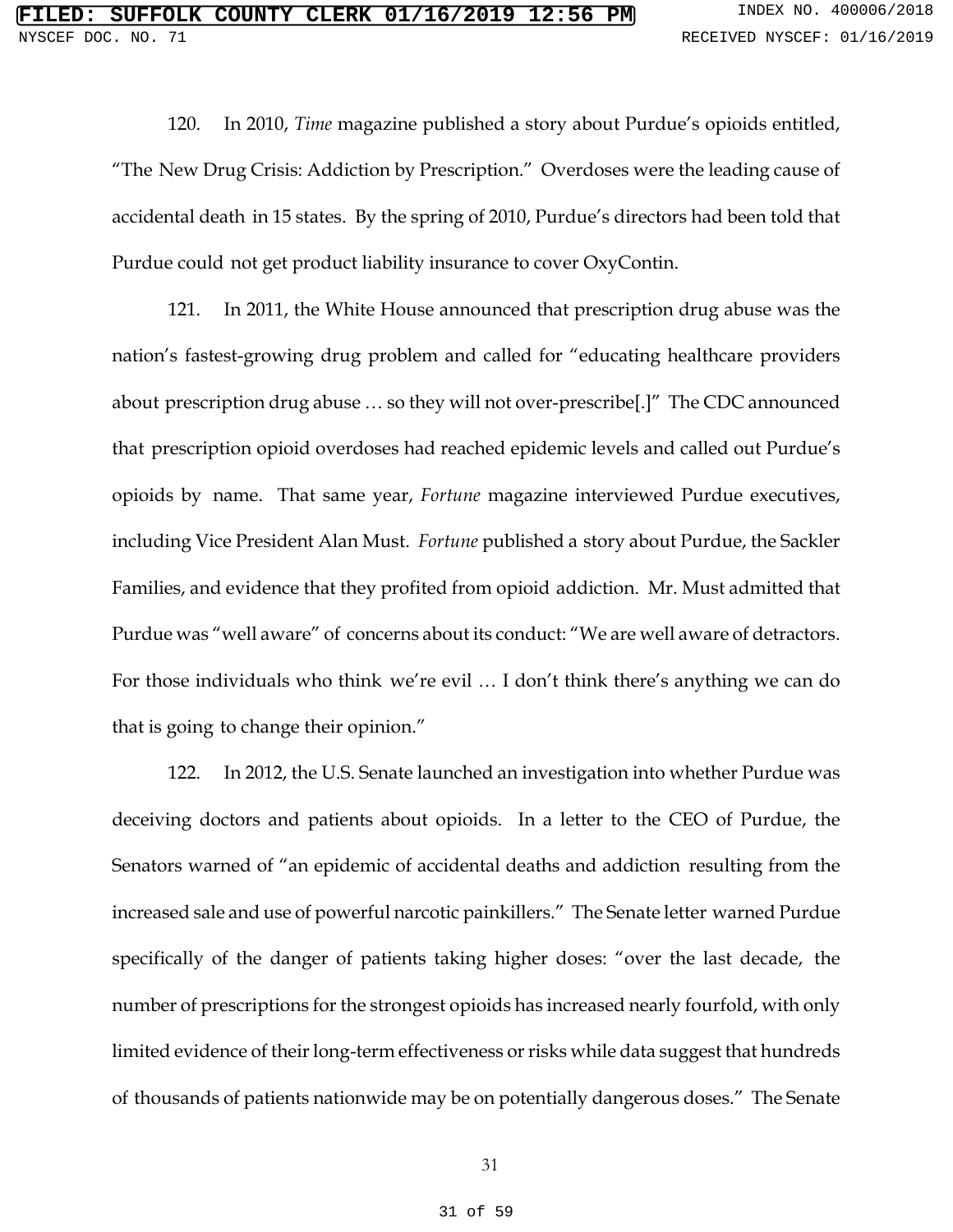120. In 2010, *Time* magazine published a story about Purdue's opioids entitled, "The New Drug Crisis: Addiction by Prescription." Overdoses were the leading cause of accidental death in 15 states. By the spring of 2010, Purdue's directors had been told that Purdue could not get product liability insurance to cover OxyContin.

121. In 2011, the White House announced that prescription drug abuse was the nation's fastest-growing drug problem and called for "educating healthcare providers about prescription drug abuse … so they will not over-prescribe[.]" The CDC announced that prescription opioid overdoses had reached epidemic levels and called out Purdue's opioids by name. That same year, *Fortune* magazine interviewed Purdue executives, including Vice President Alan Must. *Fortune* published a story about Purdue, the Sackler Families, and evidence that they profited from opioid addiction. Mr. Must admitted that Purdue was "well aware" of concerns about its conduct: "We are well aware of detractors. For those individuals who think we're evil … I don't think there's anything we can do that is going to change their opinion."

122. In 2012, the U.S. Senate launched an investigation into whether Purdue was deceiving doctors and patients about opioids. In a letter to the CEO of Purdue, the Senators warned of "an epidemic of accidental deaths and addiction resulting from the increased sale and use of powerful narcotic painkillers." The Senate letter warned Purdue specifically of the danger of patients taking higher doses: "over the last decade, the number of prescriptions for the strongest opioids has increased nearly fourfold, with only limited evidence of their long-term effectiveness or risks while data suggest that hundreds of thousands of patients nationwide may be on potentially dangerous doses." The Senate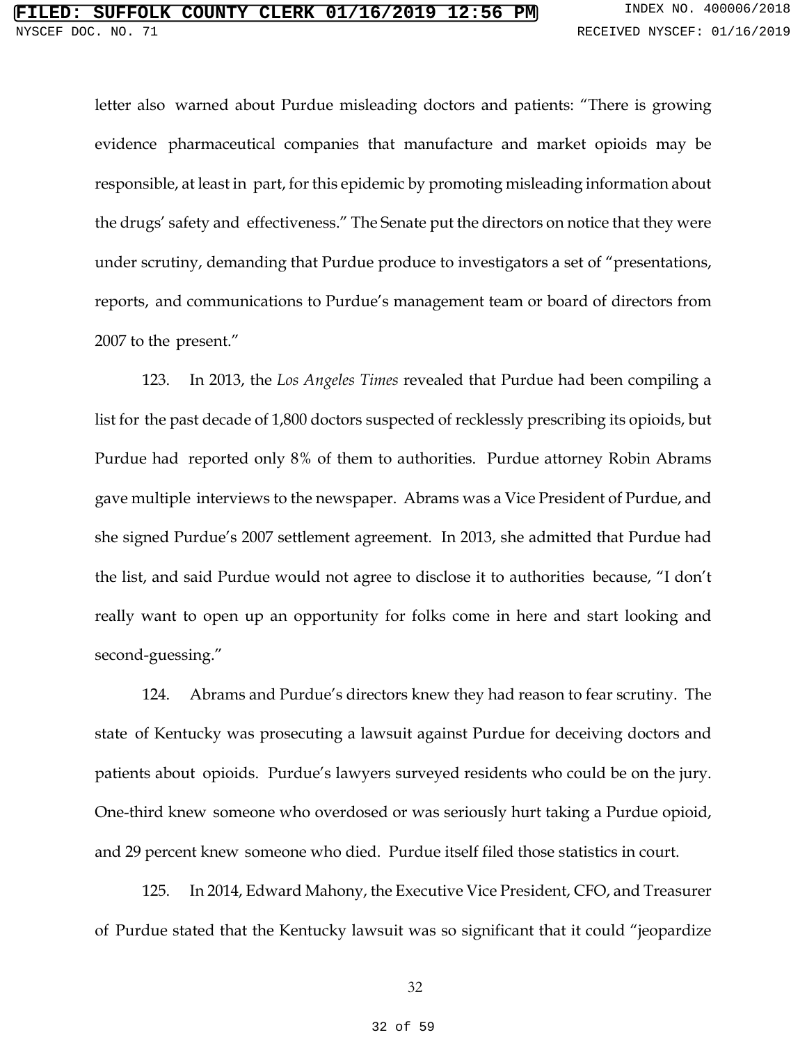letter also warned about Purdue misleading doctors and patients: "There is growing evidence pharmaceutical companies that manufacture and market opioids may be responsible, at least in part, for this epidemic by promoting misleading information about the drugs' safety and effectiveness." The Senate put the directors on notice that they were under scrutiny, demanding that Purdue produce to investigators a set of "presentations, reports, and communications to Purdue's management team or board of directors from 2007 to the present."

123. In 2013, the *Los Angeles Times* revealed that Purdue had been compiling a list for the past decade of 1,800 doctors suspected of recklessly prescribing its opioids, but Purdue had reported only 8% of them to authorities. Purdue attorney Robin Abrams gave multiple interviews to the newspaper. Abrams was a Vice President of Purdue, and she signed Purdue's 2007 settlement agreement. In 2013, she admitted that Purdue had the list, and said Purdue would not agree to disclose it to authorities because, "I don't really want to open up an opportunity for folks come in here and start looking and second-guessing."

124. Abrams and Purdue's directors knew they had reason to fear scrutiny. The state of Kentucky was prosecuting a lawsuit against Purdue for deceiving doctors and patients about opioids. Purdue's lawyers surveyed residents who could be on the jury. One-third knew someone who overdosed or was seriously hurt taking a Purdue opioid, and 29 percent knew someone who died. Purdue itself filed those statistics in court.

125. In 2014, Edward Mahony, the Executive Vice President, CFO, and Treasurer of Purdue stated that the Kentucky lawsuit was so significant that it could "jeopardize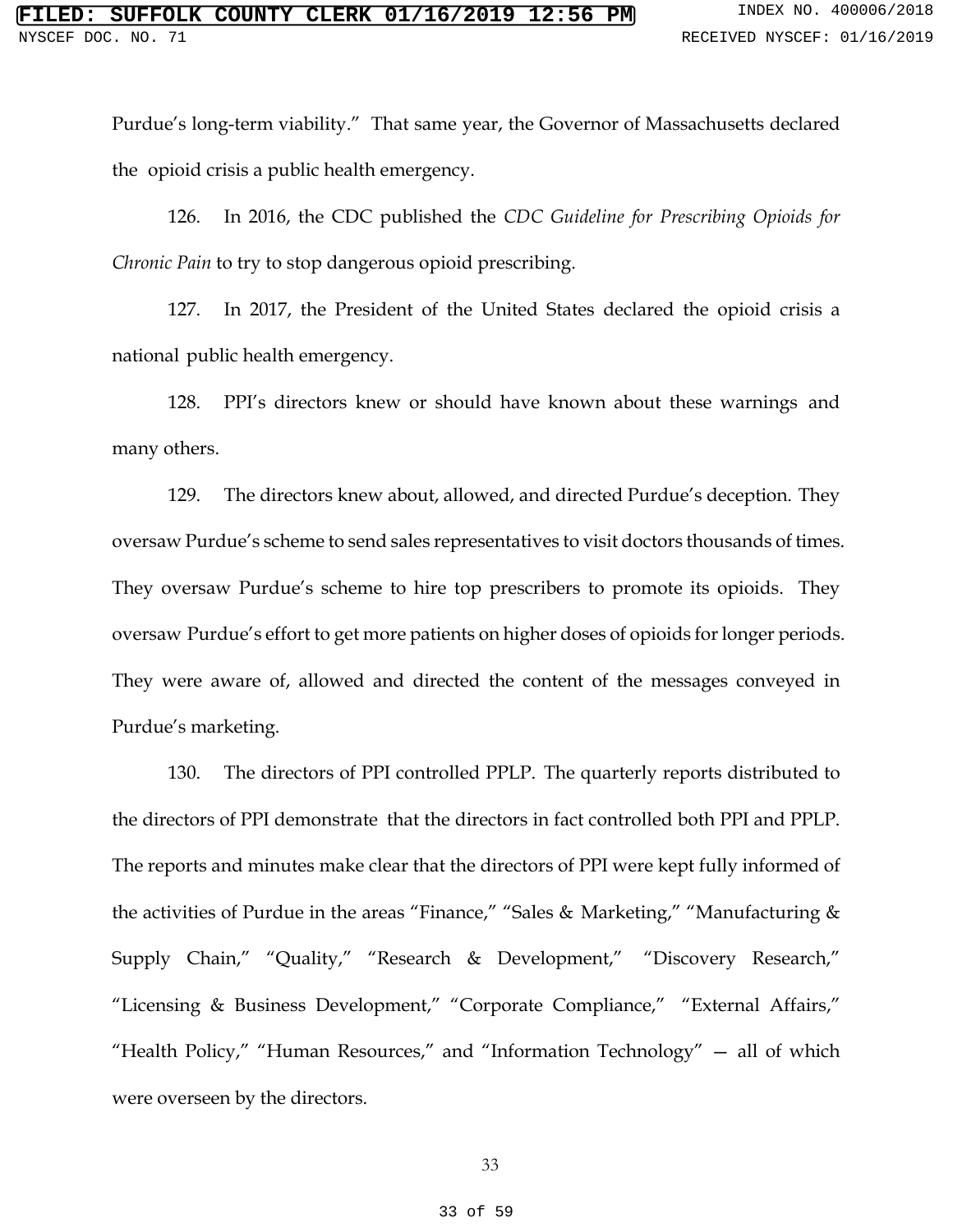Purdue's long-term viability." That same year, the Governor of Massachusetts declared the opioid crisis a public health emergency.

126. In 2016, the CDC published the *CDC Guideline for Prescribing Opioids for Chronic Pain* to try to stop dangerous opioid prescribing.

127. In 2017, the President of the United States declared the opioid crisis a national public health emergency.

128. PPI's directors knew or should have known about these warnings and many others.

129. The directors knew about, allowed, and directed Purdue's deception. They oversaw Purdue's scheme to send sales representatives to visit doctors thousands of times. They oversaw Purdue's scheme to hire top prescribers to promote its opioids. They oversaw Purdue's effort to get more patients on higher doses of opioids for longer periods. They were aware of, allowed and directed the content of the messages conveyed in Purdue's marketing.

130. The directors of PPI controlled PPLP. The quarterly reports distributed to the directors of PPI demonstrate that the directors in fact controlled both PPI and PPLP. The reports and minutes make clear that the directors of PPI were kept fully informed of the activities of Purdue in the areas "Finance," "Sales & Marketing," "Manufacturing & Supply Chain," "Quality," "Research & Development," "Discovery Research," "Licensing & Business Development," "Corporate Compliance," "External Affairs," "Health Policy," "Human Resources," and "Information Technology" — all of which were overseen by the directors.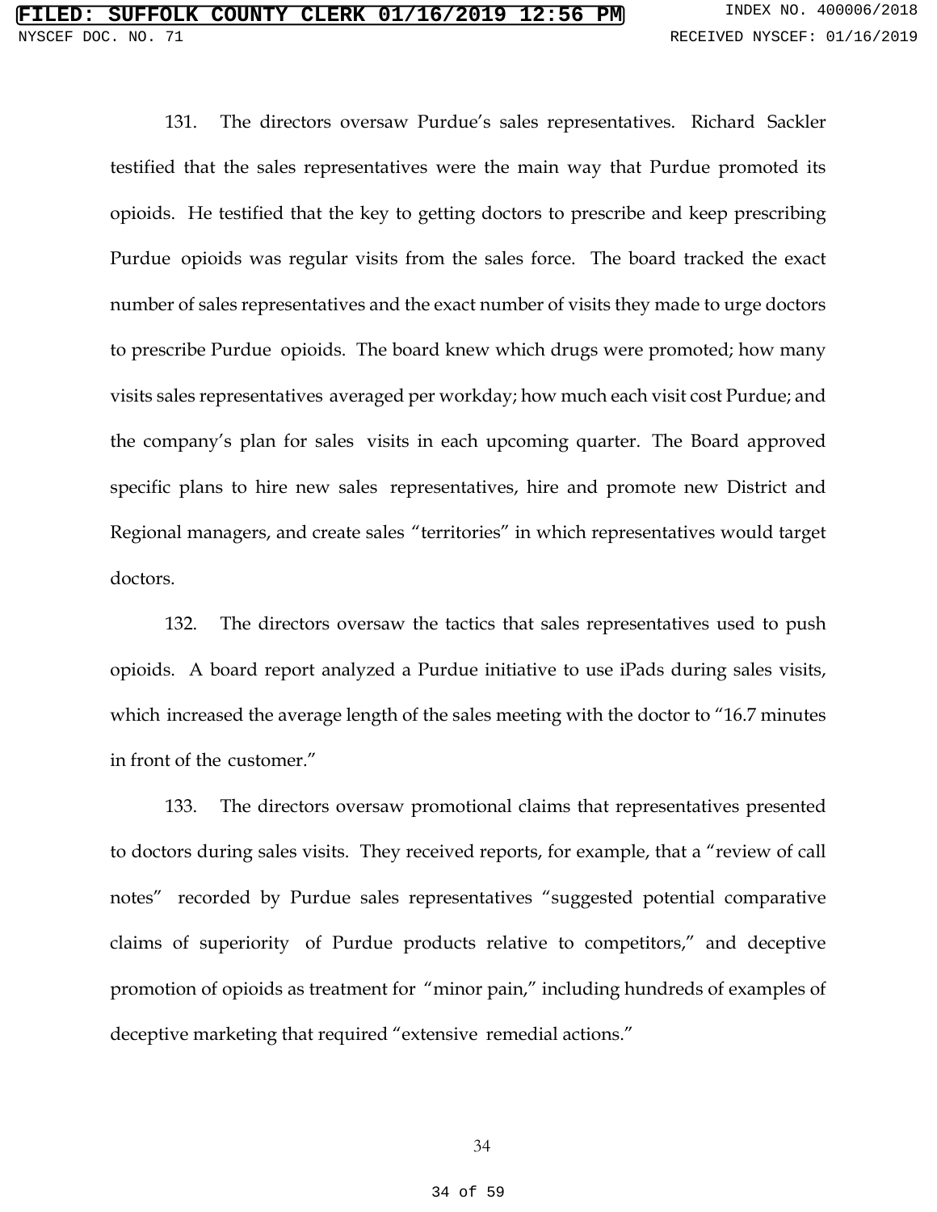131. The directors oversaw Purdue's sales representatives. Richard Sackler testified that the sales representatives were the main way that Purdue promoted its opioids. He testified that the key to getting doctors to prescribe and keep prescribing Purdue opioids was regular visits from the sales force. The board tracked the exact number of sales representatives and the exact number of visits they made to urge doctors to prescribe Purdue opioids. The board knew which drugs were promoted; how many visits sales representatives averaged per workday; how much each visit cost Purdue; and the company's plan for sales visits in each upcoming quarter. The Board approved specific plans to hire new sales representatives, hire and promote new District and Regional managers, and create sales "territories" in which representatives would target doctors.

132. The directors oversaw the tactics that sales representatives used to push opioids. A board report analyzed a Purdue initiative to use iPads during sales visits, which increased the average length of the sales meeting with the doctor to "16.7 minutes in front of the customer."

133. The directors oversaw promotional claims that representatives presented to doctors during sales visits. They received reports, for example, that a "review of call notes" recorded by Purdue sales representatives "suggested potential comparative claims of superiority of Purdue products relative to competitors," and deceptive promotion of opioids as treatment for "minor pain," including hundreds of examples of deceptive marketing that required "extensive remedial actions."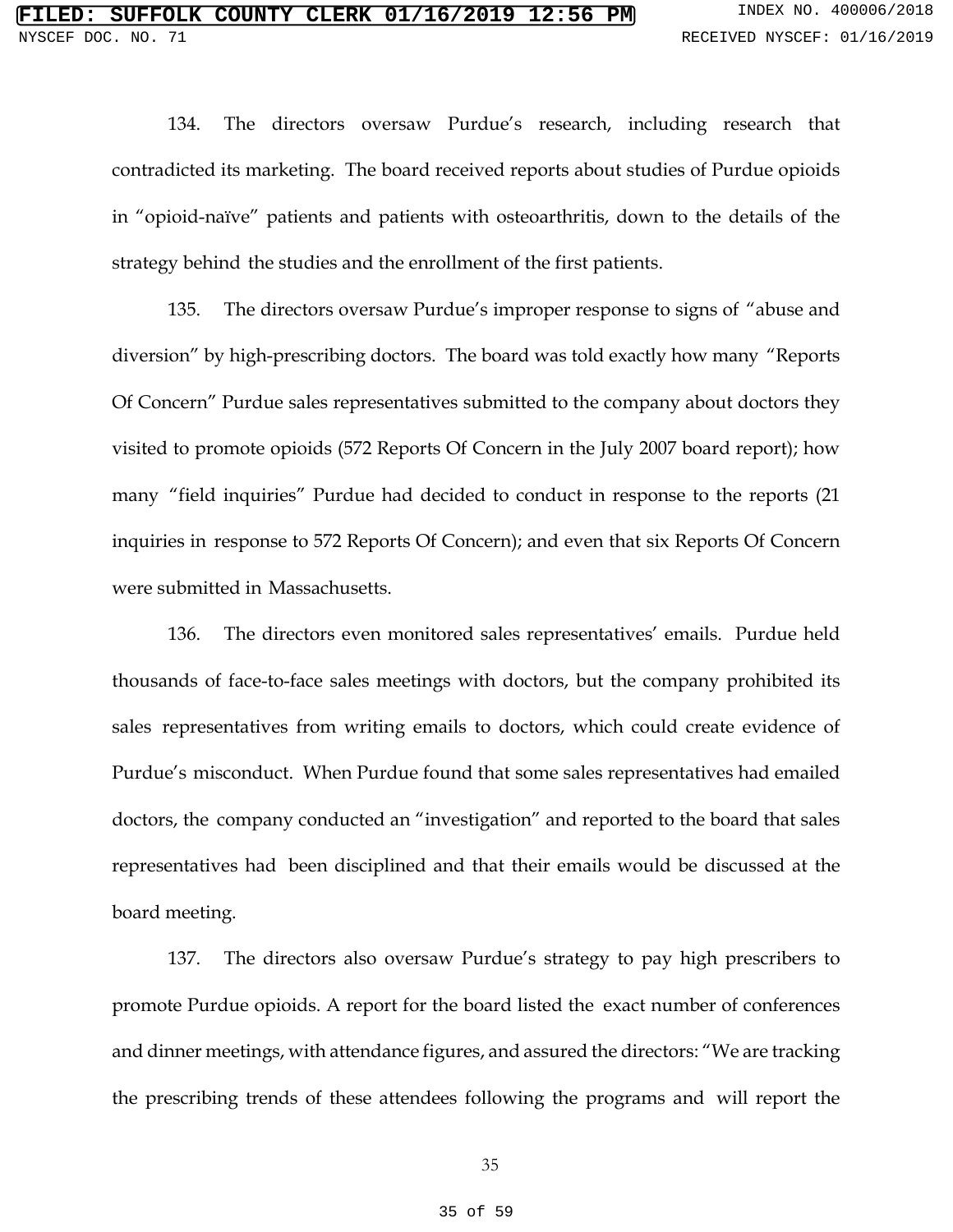134. The directors oversaw Purdue's research, including research that contradicted its marketing. The board received reports about studies of Purdue opioids in "opioid-naïve" patients and patients with osteoarthritis, down to the details of the strategy behind the studies and the enrollment of the first patients.

135. The directors oversaw Purdue's improper response to signs of "abuse and diversion" by high-prescribing doctors. The board was told exactly how many "Reports Of Concern" Purdue sales representatives submitted to the company about doctors they visited to promote opioids (572 Reports Of Concern in the July 2007 board report); how many "field inquiries" Purdue had decided to conduct in response to the reports (21 inquiries in response to 572 Reports Of Concern); and even that six Reports Of Concern were submitted in Massachusetts.

136. The directors even monitored sales representatives' emails. Purdue held thousands of face-to-face sales meetings with doctors, but the company prohibited its sales representatives from writing emails to doctors, which could create evidence of Purdue's misconduct. When Purdue found that some sales representatives had emailed doctors, the company conducted an "investigation" and reported to the board that sales representatives had been disciplined and that their emails would be discussed at the board meeting.

137. The directors also oversaw Purdue's strategy to pay high prescribers to promote Purdue opioids. A report for the board listed the exact number of conferences and dinner meetings, with attendance figures, and assured the directors: "We are tracking the prescribing trends of these attendees following the programs and will report the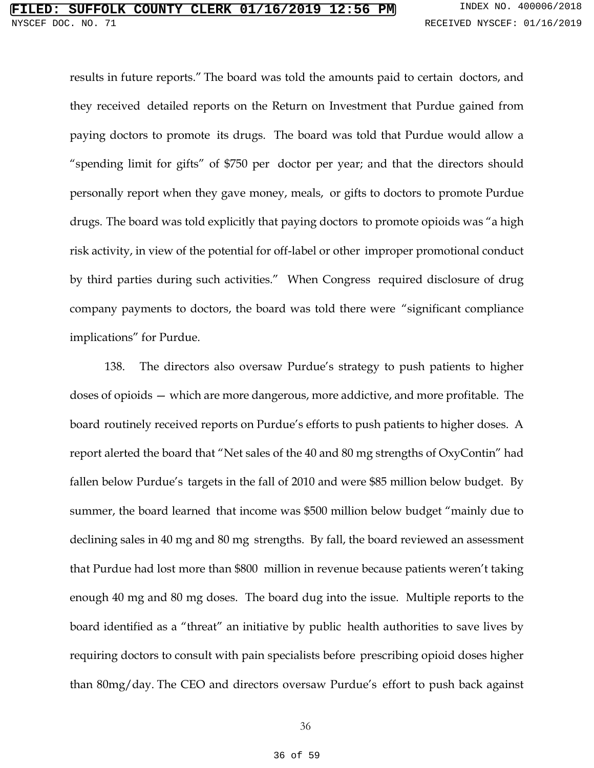results in future reports." The board was told the amounts paid to certain doctors, and they received detailed reports on the Return on Investment that Purdue gained from paying doctors to promote its drugs. The board was told that Purdue would allow a "spending limit for gifts" of $750 per doctor per year; and that the directors should personally report when they gave money, meals, or gifts to doctors to promote Purdue drugs. The board was told explicitly that paying doctors to promote opioids was "a high risk activity, in view of the potential for off-label or other improper promotional conduct by third parties during such activities." When Congress required disclosure of drug company payments to doctors, the board was told there were "significant compliance implications" for Purdue.

138. The directors also oversaw Purdue's strategy to push patients to higher doses of opioids — which are more dangerous, more addictive, and more profitable. The board routinely received reports on Purdue's efforts to push patients to higher doses. A report alerted the board that "Net sales of the 40 and 80 mg strengths of OxyContin" had fallen below Purdue's targets in the fall of 2010 and were $85 million below budget. By summer, the board learned that income was $500 million below budget "mainly due to declining sales in 40 mg and 80 mg strengths. By fall, the board reviewed an assessment that Purdue had lost more than $800 million in revenue because patients weren't taking enough 40 mg and 80 mg doses. The board dug into the issue. Multiple reports to the board identified as a "threat" an initiative by public health authorities to save lives by requiring doctors to consult with pain specialists before prescribing opioid doses higher than 80mg/day. The CEO and directors oversaw Purdue's effort to push back against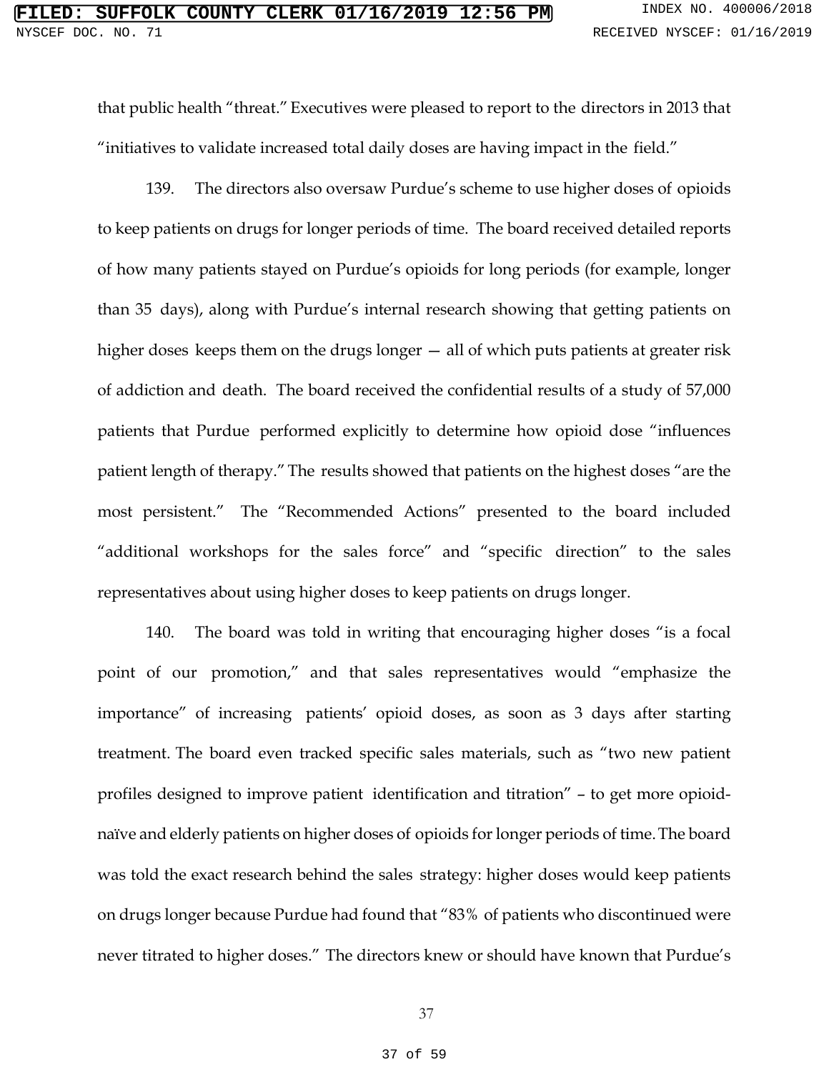that public health "threat." Executives were pleased to report to the directors in 2013 that "initiatives to validate increased total daily doses are having impact in the field."

139. The directors also oversaw Purdue's scheme to use higher doses of opioids to keep patients on drugs for longer periods of time. The board received detailed reports of how many patients stayed on Purdue's opioids for long periods (for example, longer than 35 days), along with Purdue's internal research showing that getting patients on higher doses keeps them on the drugs longer — all of which puts patients at greater risk of addiction and death. The board received the confidential results of a study of 57,000 patients that Purdue performed explicitly to determine how opioid dose "influences patient length of therapy." The results showed that patients on the highest doses "are the most persistent." The "Recommended Actions" presented to the board included "additional workshops for the sales force" and "specific direction" to the sales representatives about using higher doses to keep patients on drugs longer.

140. The board was told in writing that encouraging higher doses "is a focal point of our promotion," and that sales representatives would "emphasize the importance" of increasing patients' opioid doses, as soon as 3 days after starting treatment. The board even tracked specific sales materials, such as "two new patient profiles designed to improve patient identification and titration" – to get more opioid-naïve and elderly patients on higher doses of opioids for longer periods of time. The board was told the exact research behind the sales strategy: higher doses would keep patients on drugs longer because Purdue had found that "83% of patients who discontinued were never titrated to higher doses." The directors knew or should have known that Purdue's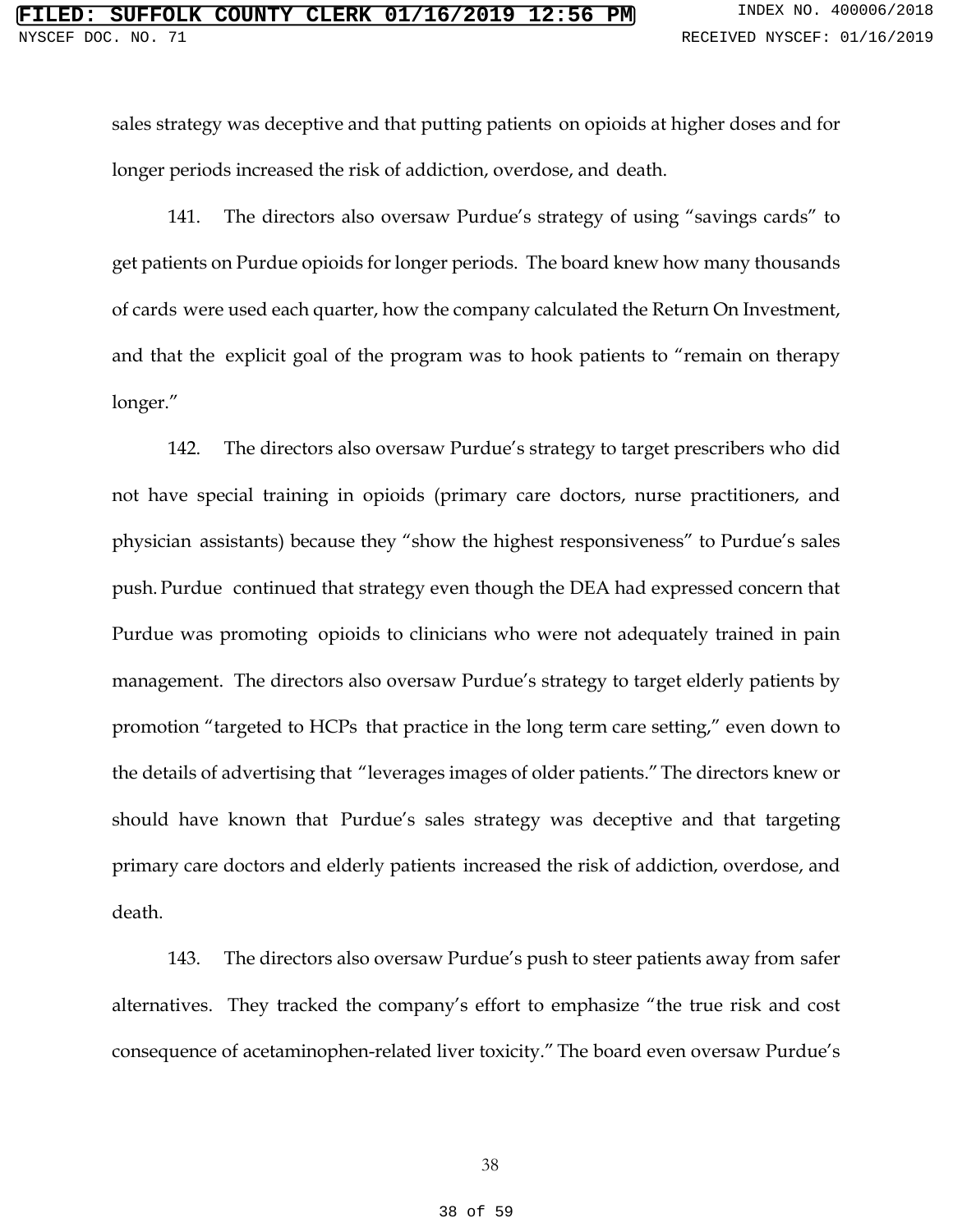sales strategy was deceptive and that putting patients on opioids at higher doses and for longer periods increased the risk of addiction, overdose, and death.

141. The directors also oversaw Purdue's strategy of using "savings cards" to get patients on Purdue opioids for longer periods. The board knew how many thousands of cards were used each quarter, how the company calculated the Return On Investment, and that the explicit goal of the program was to hook patients to "remain on therapy longer."

142. The directors also oversaw Purdue's strategy to target prescribers who did not have special training in opioids (primary care doctors, nurse practitioners, and physician assistants) because they "show the highest responsiveness" to Purdue's sales push. Purdue continued that strategy even though the DEA had expressed concern that Purdue was promoting opioids to clinicians who were not adequately trained in pain management. The directors also oversaw Purdue's strategy to target elderly patients by promotion "targeted to HCPs that practice in the long term care setting," even down to the details of advertising that "leverages images of older patients." The directors knew or should have known that Purdue's sales strategy was deceptive and that targeting primary care doctors and elderly patients increased the risk of addiction, overdose, and death.

143. The directors also oversaw Purdue's push to steer patients away from safer alternatives. They tracked the company's effort to emphasize "the true risk and cost consequence of acetaminophen-related liver toxicity." The board even oversaw Purdue's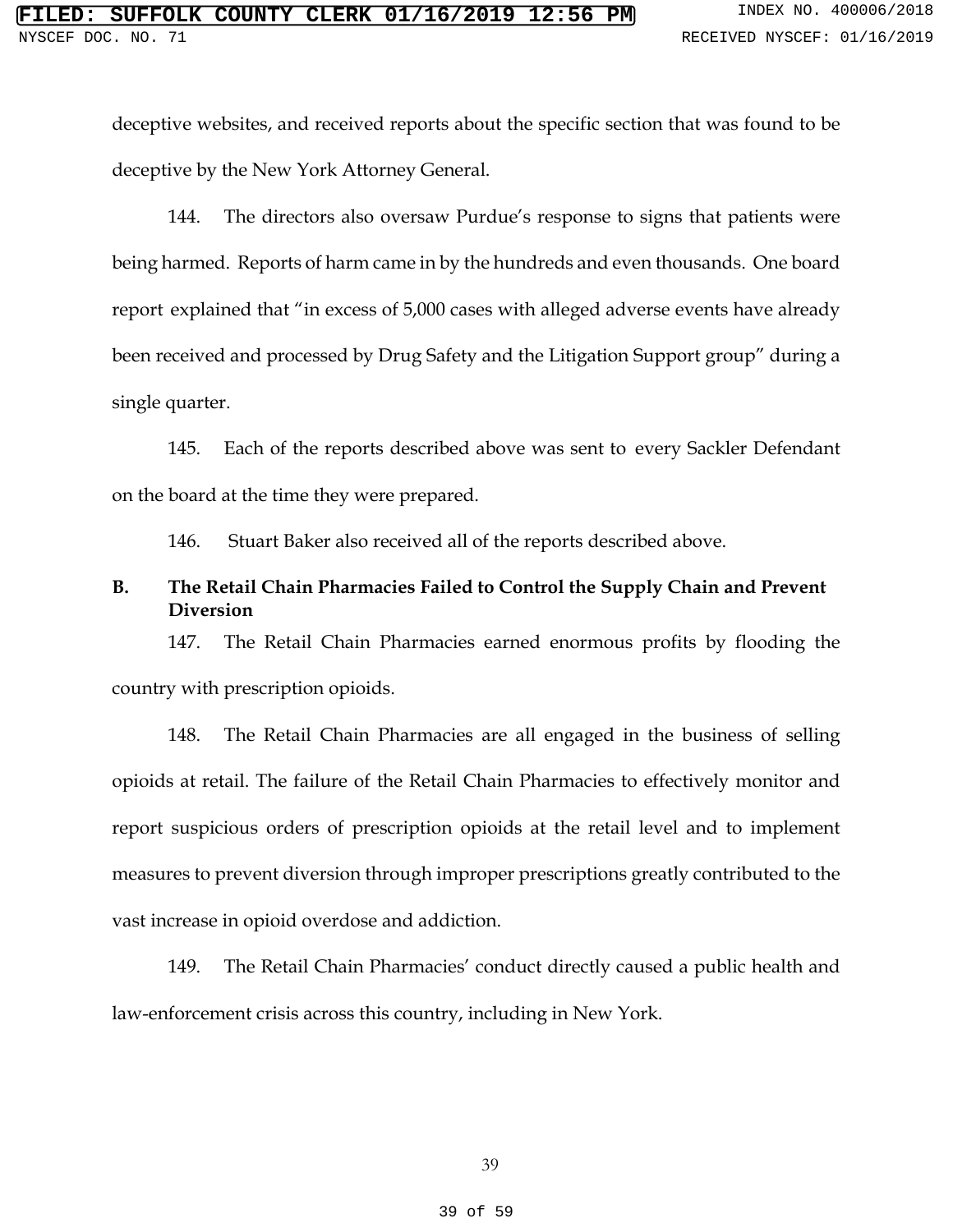deceptive websites, and received reports about the specific section that was found to be deceptive by the New York Attorney General.

144. The directors also oversaw Purdue's response to signs that patients were being harmed. Reports of harm came in by the hundreds and even thousands. One board report explained that "in excess of 5,000 cases with alleged adverse events have already been received and processed by Drug Safety and the Litigation Support group" during a single quarter.

145. Each of the reports described above was sent to every Sackler Defendant on the board at the time they were prepared.

146. Stuart Baker also received all of the reports described above.

### B. The Retail Chain Pharmacies Failed to Control the Supply Chain and Prevent Diversion

147. The Retail Chain Pharmacies earned enormous profits by flooding the country with prescription opioids.

148. The Retail Chain Pharmacies are all engaged in the business of selling opioids at retail. The failure of the Retail Chain Pharmacies to effectively monitor and report suspicious orders of prescription opioids at the retail level and to implement measures to prevent diversion through improper prescriptions greatly contributed to the vast increase in opioid overdose and addiction.

149. The Retail Chain Pharmacies' conduct directly caused a public health and law-enforcement crisis across this country, including in New York.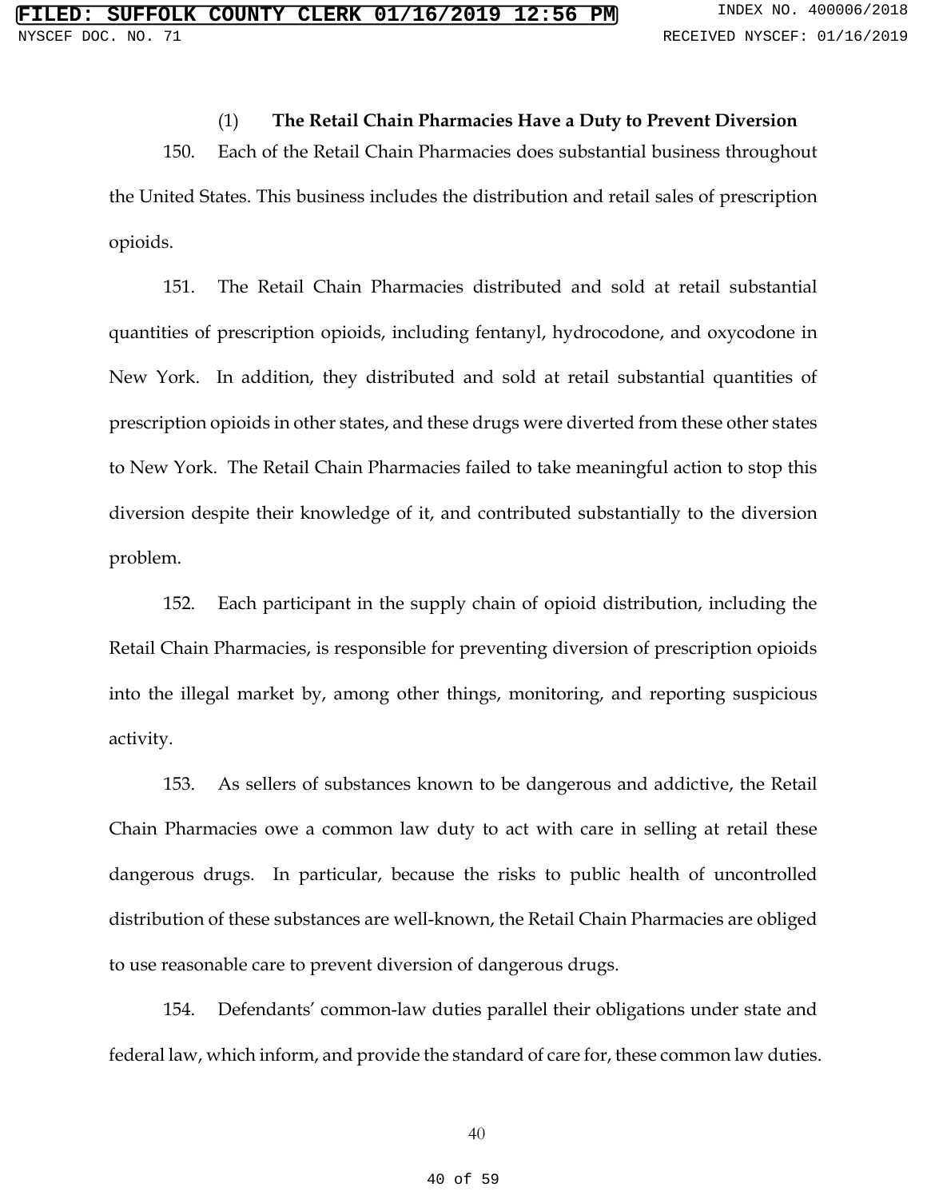### (1) **The Retail Chain Pharmacies Have a Duty to Prevent Diversion**

150. Each of the Retail Chain Pharmacies does substantial business throughout the United States. This business includes the distribution and retail sales of prescription opioids.

151. The Retail Chain Pharmacies distributed and sold at retail substantial quantities of prescription opioids, including fentanyl, hydrocodone, and oxycodone in New York. In addition, they distributed and sold at retail substantial quantities of prescription opioids in other states, and these drugs were diverted from these other states to New York. The Retail Chain Pharmacies failed to take meaningful action to stop this diversion despite their knowledge of it, and contributed substantially to the diversion problem.

152. Each participant in the supply chain of opioid distribution, including the Retail Chain Pharmacies, is responsible for preventing diversion of prescription opioids into the illegal market by, among other things, monitoring, and reporting suspicious activity.

153. As sellers of substances known to be dangerous and addictive, the Retail Chain Pharmacies owe a common law duty to act with care in selling at retail these dangerous drugs. In particular, because the risks to public health of uncontrolled distribution of these substances are well-known, the Retail Chain Pharmacies are obliged to use reasonable care to prevent diversion of dangerous drugs.

154. Defendants' common-law duties parallel their obligations under state and federal law, which inform, and provide the standard of care for, these common law duties.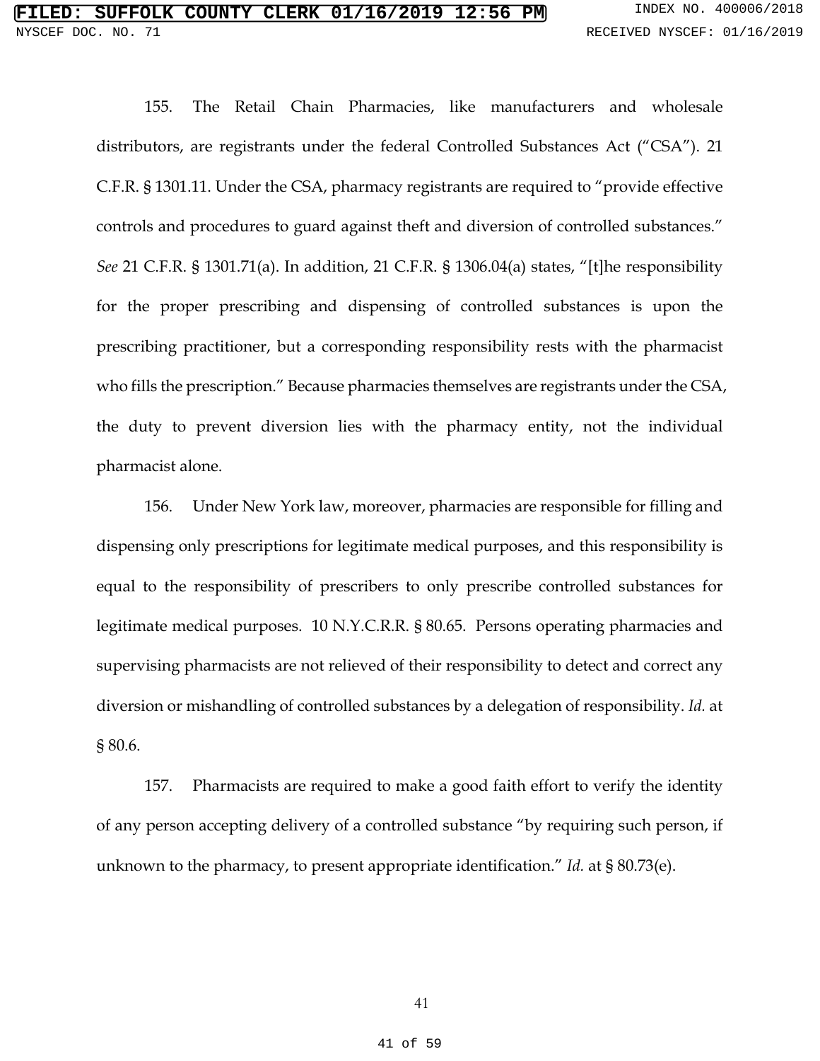155. The Retail Chain Pharmacies, like manufacturers and wholesale distributors, are registrants under the federal Controlled Substances Act ("CSA"). 21 C.F.R. § 1301.11. Under the CSA, pharmacy registrants are required to "provide effective controls and procedures to guard against theft and diversion of controlled substances." *See* 21 C.F.R. § 1301.71(a). In addition, 21 C.F.R. § 1306.04(a) states, "[t]he responsibility for the proper prescribing and dispensing of controlled substances is upon the prescribing practitioner, but a corresponding responsibility rests with the pharmacist who fills the prescription." Because pharmacies themselves are registrants under the CSA, the duty to prevent diversion lies with the pharmacy entity, not the individual pharmacist alone.

156. Under New York law, moreover, pharmacies are responsible for filling and dispensing only prescriptions for legitimate medical purposes, and this responsibility is equal to the responsibility of prescribers to only prescribe controlled substances for legitimate medical purposes. 10 N.Y.C.R.R. § 80.65. Persons operating pharmacies and supervising pharmacists are not relieved of their responsibility to detect and correct any diversion or mishandling of controlled substances by a delegation of responsibility. *Id.* at § 80.6.

157. Pharmacists are required to make a good faith effort to verify the identity of any person accepting delivery of a controlled substance "by requiring such person, if unknown to the pharmacy, to present appropriate identification." *Id.* at § 80.73(e).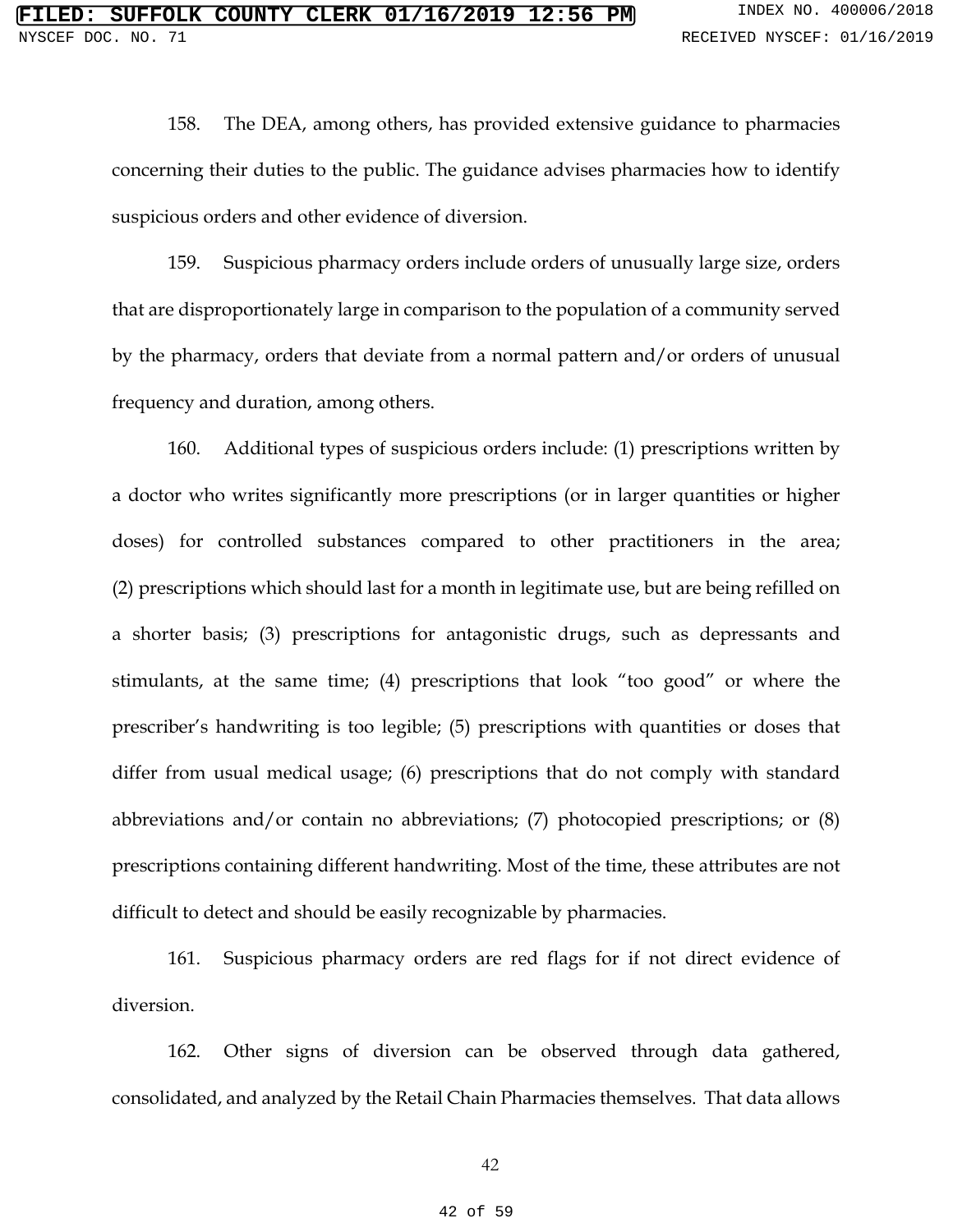158. The DEA, among others, has provided extensive guidance to pharmacies concerning their duties to the public. The guidance advises pharmacies how to identify suspicious orders and other evidence of diversion.

159. Suspicious pharmacy orders include orders of unusually large size, orders that are disproportionately large in comparison to the population of a community served by the pharmacy, orders that deviate from a normal pattern and/or orders of unusual frequency and duration, among others.

160. Additional types of suspicious orders include: (1) prescriptions written by a doctor who writes significantly more prescriptions (or in larger quantities or higher doses) for controlled substances compared to other practitioners in the area; (2) prescriptions which should last for a month in legitimate use, but are being refilled on a shorter basis; (3) prescriptions for antagonistic drugs, such as depressants and stimulants, at the same time; (4) prescriptions that look "too good" or where the prescriber's handwriting is too legible; (5) prescriptions with quantities or doses that differ from usual medical usage; (6) prescriptions that do not comply with standard abbreviations and/or contain no abbreviations; (7) photocopied prescriptions; or (8) prescriptions containing different handwriting. Most of the time, these attributes are not difficult to detect and should be easily recognizable by pharmacies.

161. Suspicious pharmacy orders are red flags for if not direct evidence of diversion.

162. Other signs of diversion can be observed through data gathered, consolidated, and analyzed by the Retail Chain Pharmacies themselves. That data allows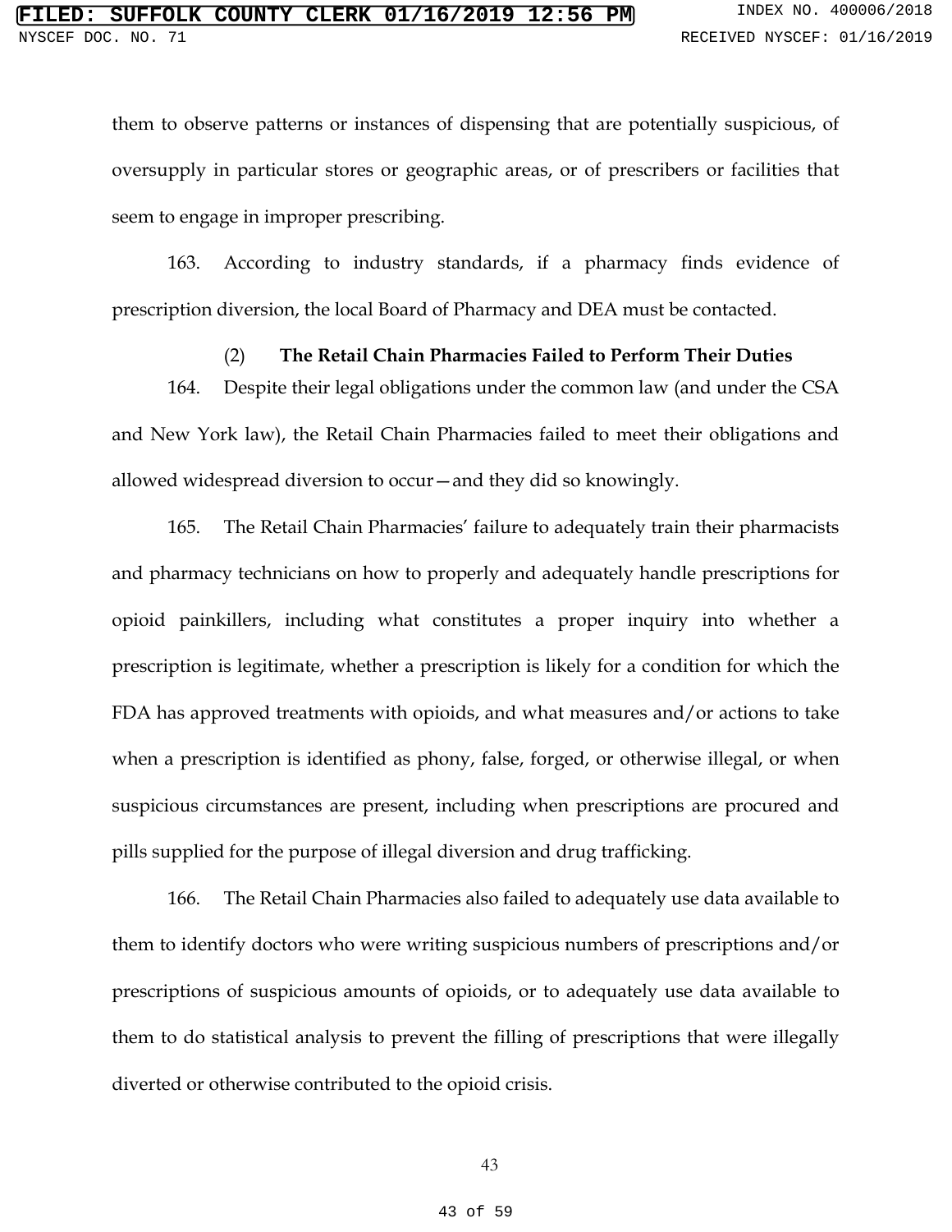them to observe patterns or instances of dispensing that are potentially suspicious, of oversupply in particular stores or geographic areas, or of prescribers or facilities that seem to engage in improper prescribing.

163. According to industry standards, if a pharmacy finds evidence of prescription diversion, the local Board of Pharmacy and DEA must be contacted.

#### (2) **The Retail Chain Pharmacies Failed to Perform Their Duties**

164. Despite their legal obligations under the common law (and under the CSA and New York law), the Retail Chain Pharmacies failed to meet their obligations and allowed widespread diversion to occur—and they did so knowingly.

165. The Retail Chain Pharmacies' failure to adequately train their pharmacists and pharmacy technicians on how to properly and adequately handle prescriptions for opioid painkillers, including what constitutes a proper inquiry into whether a prescription is legitimate, whether a prescription is likely for a condition for which the FDA has approved treatments with opioids, and what measures and/or actions to take when a prescription is identified as phony, false, forged, or otherwise illegal, or when suspicious circumstances are present, including when prescriptions are procured and pills supplied for the purpose of illegal diversion and drug trafficking.

166. The Retail Chain Pharmacies also failed to adequately use data available to them to identify doctors who were writing suspicious numbers of prescriptions and/or prescriptions of suspicious amounts of opioids, or to adequately use data available to them to do statistical analysis to prevent the filling of prescriptions that were illegally diverted or otherwise contributed to the opioid crisis.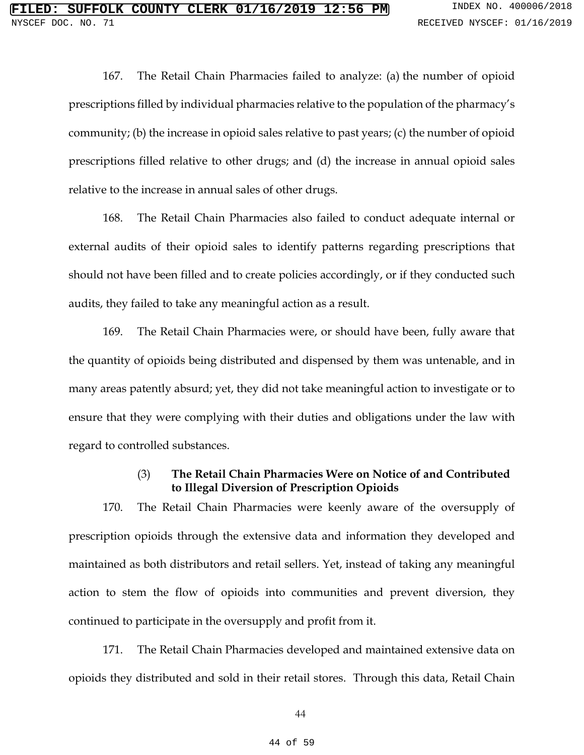167. The Retail Chain Pharmacies failed to analyze: (a) the number of opioid prescriptions filled by individual pharmacies relative to the population of the pharmacy's community; (b) the increase in opioid sales relative to past years; (c) the number of opioid prescriptions filled relative to other drugs; and (d) the increase in annual opioid sales relative to the increase in annual sales of other drugs.

168. The Retail Chain Pharmacies also failed to conduct adequate internal or external audits of their opioid sales to identify patterns regarding prescriptions that should not have been filled and to create policies accordingly, or if they conducted such audits, they failed to take any meaningful action as a result.

169. The Retail Chain Pharmacies were, or should have been, fully aware that the quantity of opioids being distributed and dispensed by them was untenable, and in many areas patently absurd; yet, they did not take meaningful action to investigate or to ensure that they were complying with their duties and obligations under the law with regard to controlled substances.

#### (3) The Retail Chain Pharmacies Were on Notice of and Contributed to Illegal Diversion of Prescription Opioids

170. The Retail Chain Pharmacies were keenly aware of the oversupply of prescription opioids through the extensive data and information they developed and maintained as both distributors and retail sellers. Yet, instead of taking any meaningful action to stem the flow of opioids into communities and prevent diversion, they continued to participate in the oversupply and profit from it.

171. The Retail Chain Pharmacies developed and maintained extensive data on opioids they distributed and sold in their retail stores. Through this data, Retail Chain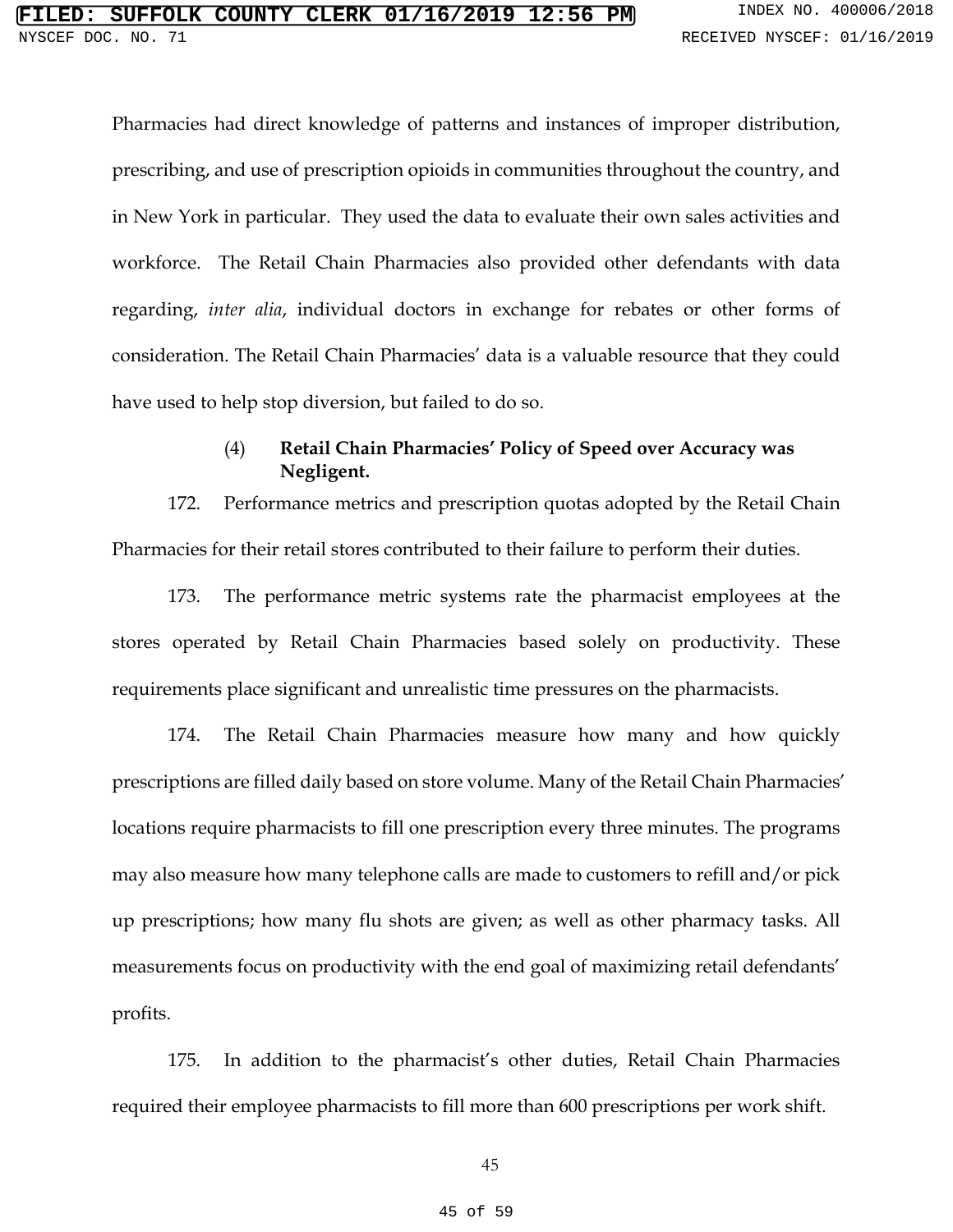Pharmacies had direct knowledge of patterns and instances of improper distribution, prescribing, and use of prescription opioids in communities throughout the country, and in New York in particular. They used the data to evaluate their own sales activities and workforce. The Retail Chain Pharmacies also provided other defendants with data regarding, *inter alia*, individual doctors in exchange for rebates or other forms of consideration. The Retail Chain Pharmacies' data is a valuable resource that they could have used to help stop diversion, but failed to do so.

#### (4) Retail Chain Pharmacies' Policy of Speed over Accuracy was Negligent.

172. Performance metrics and prescription quotas adopted by the Retail Chain Pharmacies for their retail stores contributed to their failure to perform their duties.

173. The performance metric systems rate the pharmacist employees at the stores operated by Retail Chain Pharmacies based solely on productivity. These requirements place significant and unrealistic time pressures on the pharmacists.

174. The Retail Chain Pharmacies measure how many and how quickly prescriptions are filled daily based on store volume. Many of the Retail Chain Pharmacies' locations require pharmacists to fill one prescription every three minutes. The programs may also measure how many telephone calls are made to customers to refill and/or pick up prescriptions; how many flu shots are given; as well as other pharmacy tasks. All measurements focus on productivity with the end goal of maximizing retail defendants' profits.

175. In addition to the pharmacist's other duties, Retail Chain Pharmacies required their employee pharmacists to fill more than 600 prescriptions per work shift.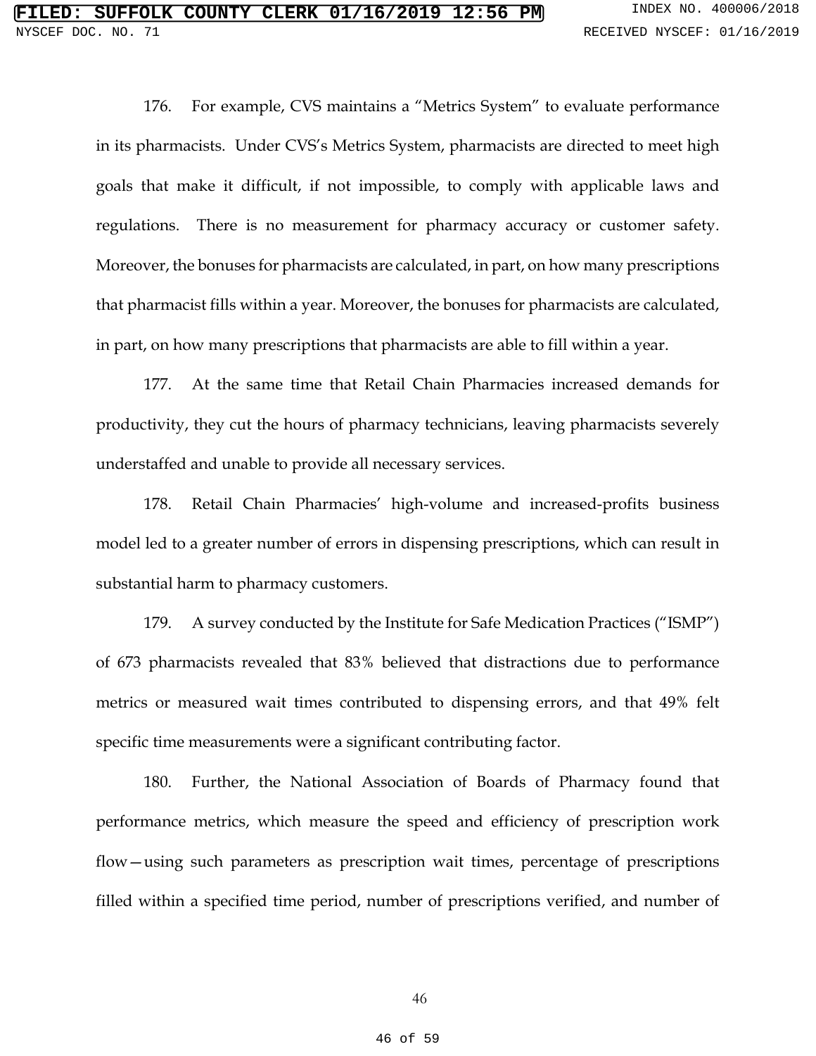176. For example, CVS maintains a "Metrics System" to evaluate performance in its pharmacists. Under CVS's Metrics System, pharmacists are directed to meet high goals that make it difficult, if not impossible, to comply with applicable laws and regulations. There is no measurement for pharmacy accuracy or customer safety. Moreover, the bonuses for pharmacists are calculated, in part, on how many prescriptions that pharmacist fills within a year. Moreover, the bonuses for pharmacists are calculated, in part, on how many prescriptions that pharmacists are able to fill within a year.

177. At the same time that Retail Chain Pharmacies increased demands for productivity, they cut the hours of pharmacy technicians, leaving pharmacists severely understaffed and unable to provide all necessary services.

178. Retail Chain Pharmacies' high-volume and increased-profits business model led to a greater number of errors in dispensing prescriptions, which can result in substantial harm to pharmacy customers.

179. A survey conducted by the Institute for Safe Medication Practices ("ISMP") of 673 pharmacists revealed that 83% believed that distractions due to performance metrics or measured wait times contributed to dispensing errors, and that 49% felt specific time measurements were a significant contributing factor.

180. Further, the National Association of Boards of Pharmacy found that performance metrics, which measure the speed and efficiency of prescription work flow—using such parameters as prescription wait times, percentage of prescriptions filled within a specified time period, number of prescriptions verified, and number of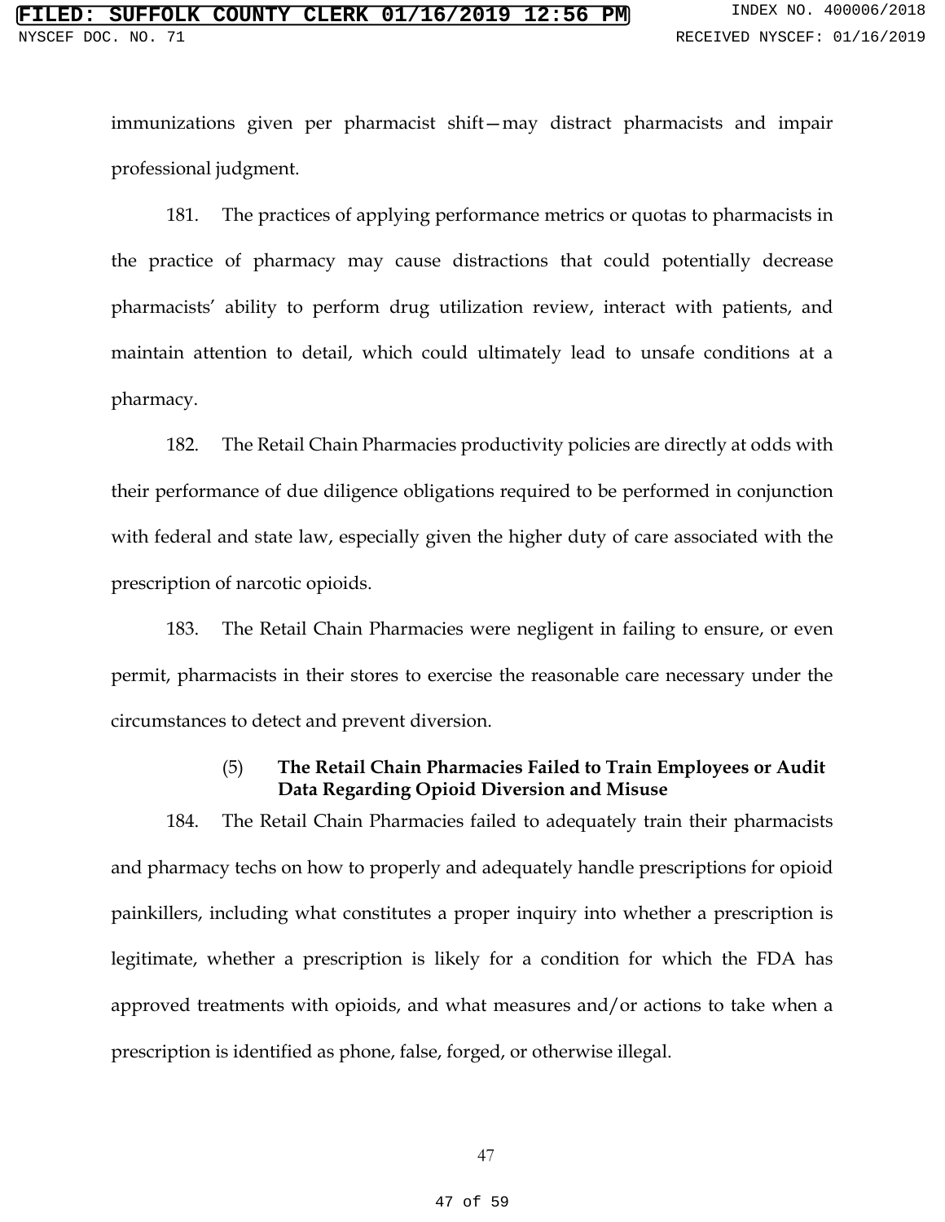immunizations given per pharmacist shift—may distract pharmacists and impair professional judgment.

181. The practices of applying performance metrics or quotas to pharmacists in the practice of pharmacy may cause distractions that could potentially decrease pharmacists' ability to perform drug utilization review, interact with patients, and maintain attention to detail, which could ultimately lead to unsafe conditions at a pharmacy.

182. The Retail Chain Pharmacies productivity policies are directly at odds with their performance of due diligence obligations required to be performed in conjunction with federal and state law, especially given the higher duty of care associated with the prescription of narcotic opioids.

183. The Retail Chain Pharmacies were negligent in failing to ensure, or even permit, pharmacists in their stores to exercise the reasonable care necessary under the circumstances to detect and prevent diversion.

#### (5) The Retail Chain Pharmacies Failed to Train Employees or Audit Data Regarding Opioid Diversion and Misuse

184. The Retail Chain Pharmacies failed to adequately train their pharmacists and pharmacy techs on how to properly and adequately handle prescriptions for opioid painkillers, including what constitutes a proper inquiry into whether a prescription is legitimate, whether a prescription is likely for a condition for which the FDA has approved treatments with opioids, and what measures and/or actions to take when a prescription is identified as phone, false, forged, or otherwise illegal.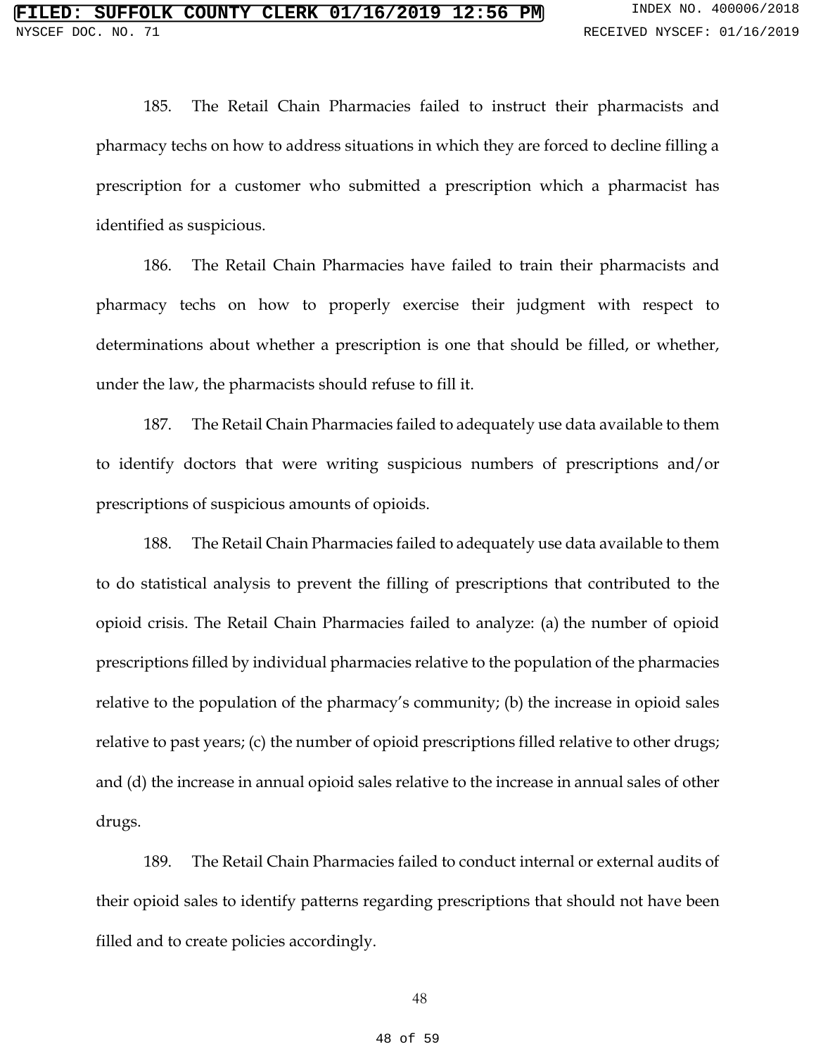185. The Retail Chain Pharmacies failed to instruct their pharmacists and pharmacy techs on how to address situations in which they are forced to decline filling a prescription for a customer who submitted a prescription which a pharmacist has identified as suspicious.

186. The Retail Chain Pharmacies have failed to train their pharmacists and pharmacy techs on how to properly exercise their judgment with respect to determinations about whether a prescription is one that should be filled, or whether, under the law, the pharmacists should refuse to fill it.

187. The Retail Chain Pharmacies failed to adequately use data available to them to identify doctors that were writing suspicious numbers of prescriptions and/or prescriptions of suspicious amounts of opioids.

188. The Retail Chain Pharmacies failed to adequately use data available to them to do statistical analysis to prevent the filling of prescriptions that contributed to the opioid crisis. The Retail Chain Pharmacies failed to analyze: (a) the number of opioid prescriptions filled by individual pharmacies relative to the population of the pharmacies relative to the population of the pharmacy's community; (b) the increase in opioid sales relative to past years; (c) the number of opioid prescriptions filled relative to other drugs; and (d) the increase in annual opioid sales relative to the increase in annual sales of other drugs.

189. The Retail Chain Pharmacies failed to conduct internal or external audits of their opioid sales to identify patterns regarding prescriptions that should not have been filled and to create policies accordingly.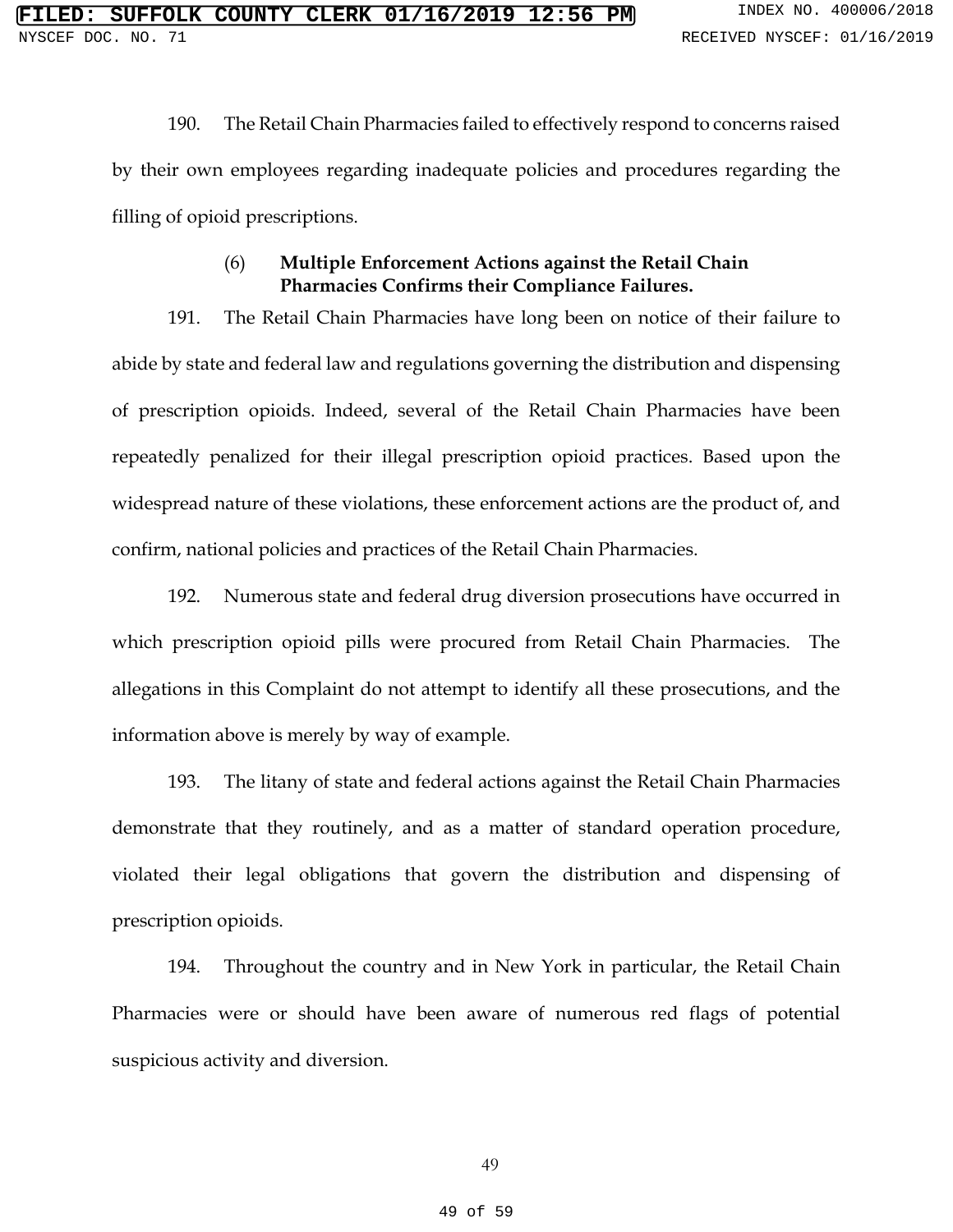190. The Retail Chain Pharmacies failed to effectively respond to concerns raised by their own employees regarding inadequate policies and procedures regarding the filling of opioid prescriptions.

### (6) Multiple Enforcement Actions against the Retail Chain Pharmacies Confirms their Compliance Failures.

191. The Retail Chain Pharmacies have long been on notice of their failure to abide by state and federal law and regulations governing the distribution and dispensing of prescription opioids. Indeed, several of the Retail Chain Pharmacies have been repeatedly penalized for their illegal prescription opioid practices. Based upon the widespread nature of these violations, these enforcement actions are the product of, and confirm, national policies and practices of the Retail Chain Pharmacies.

192. Numerous state and federal drug diversion prosecutions have occurred in which prescription opioid pills were procured from Retail Chain Pharmacies. The allegations in this Complaint do not attempt to identify all these prosecutions, and the information above is merely by way of example.

193. The litany of state and federal actions against the Retail Chain Pharmacies demonstrate that they routinely, and as a matter of standard operation procedure, violated their legal obligations that govern the distribution and dispensing of prescription opioids.

194. Throughout the country and in New York in particular, the Retail Chain Pharmacies were or should have been aware of numerous red flags of potential suspicious activity and diversion.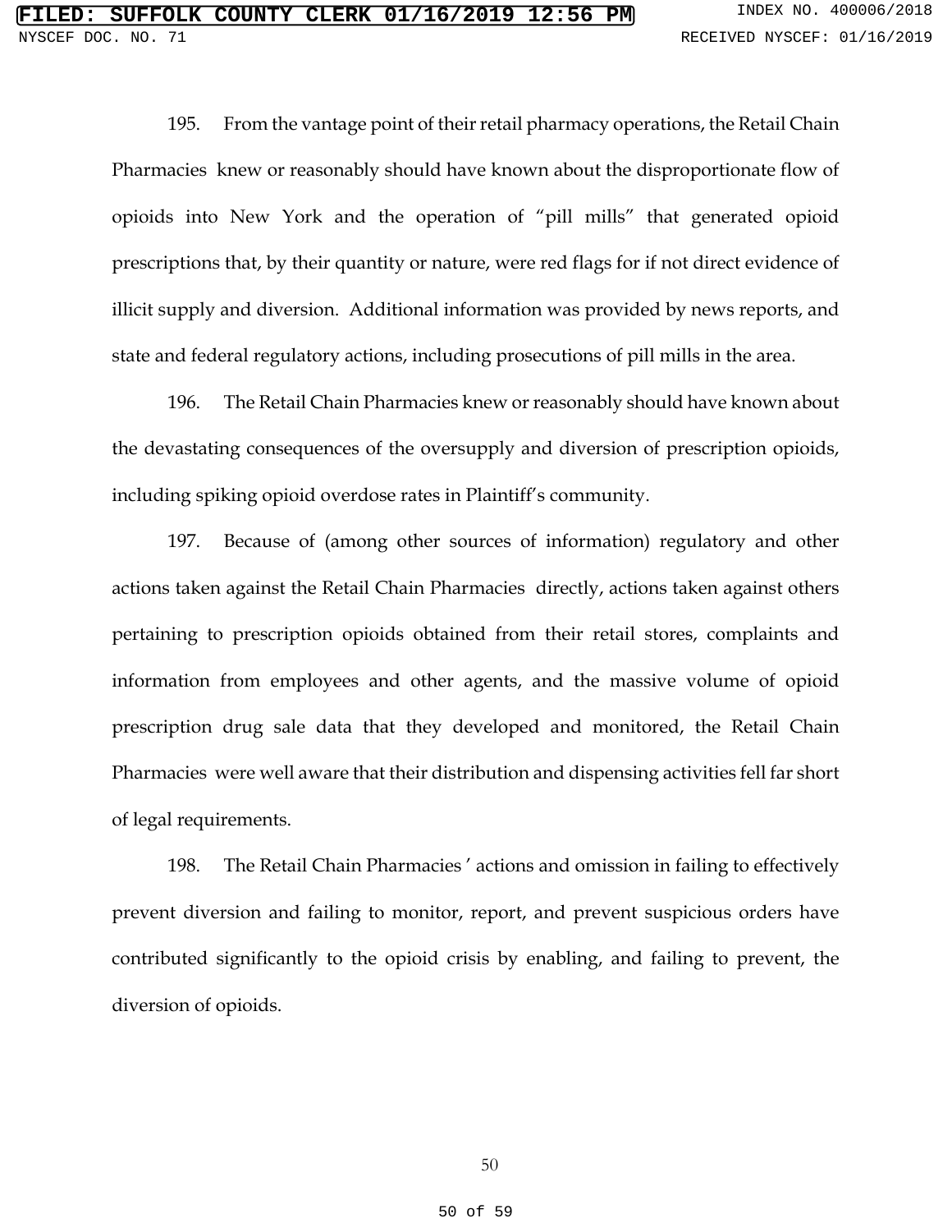195. From the vantage point of their retail pharmacy operations, the Retail Chain Pharmacies knew or reasonably should have known about the disproportionate flow of opioids into New York and the operation of "pill mills" that generated opioid prescriptions that, by their quantity or nature, were red flags for if not direct evidence of illicit supply and diversion. Additional information was provided by news reports, and state and federal regulatory actions, including prosecutions of pill mills in the area.

196. The Retail Chain Pharmacies knew or reasonably should have known about the devastating consequences of the oversupply and diversion of prescription opioids, including spiking opioid overdose rates in Plaintiff's community.

197. Because of (among other sources of information) regulatory and other actions taken against the Retail Chain Pharmacies directly, actions taken against others pertaining to prescription opioids obtained from their retail stores, complaints and information from employees and other agents, and the massive volume of opioid prescription drug sale data that they developed and monitored, the Retail Chain Pharmacies were well aware that their distribution and dispensing activities fell far short of legal requirements.

198. The Retail Chain Pharmacies' actions and omission in failing to effectively prevent diversion and failing to monitor, report, and prevent suspicious orders have contributed significantly to the opioid crisis by enabling, and failing to prevent, the diversion of opioids.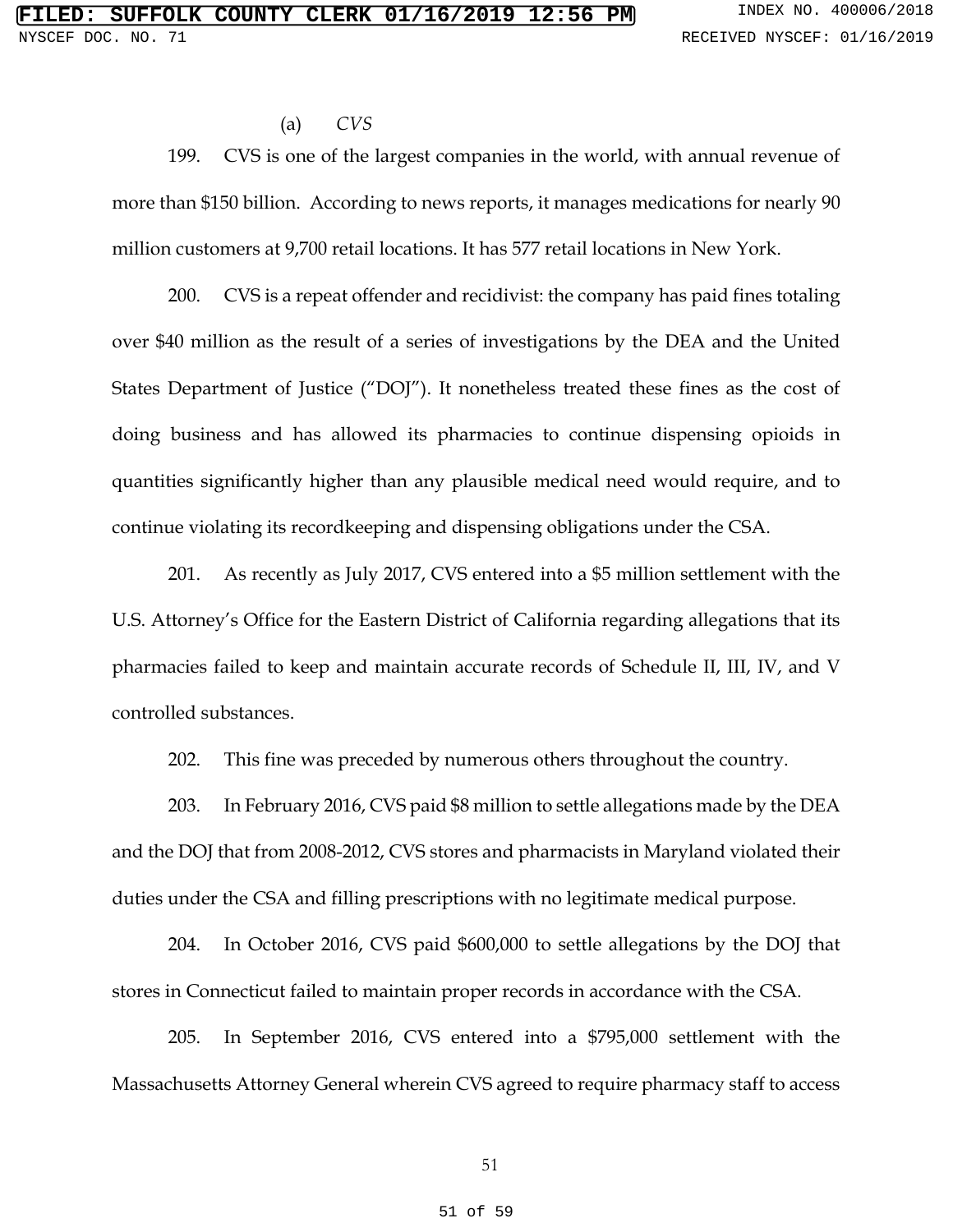(a) *CVS*

199. CVS is one of the largest companies in the world, with annual revenue of more than $150 billion. According to news reports, it manages medications for nearly 90 million customers at 9,700 retail locations. It has 577 retail locations in New York.

200. CVS is a repeat offender and recidivist: the company has paid fines totaling over $40 million as the result of a series of investigations by the DEA and the United States Department of Justice ("DOJ"). It nonetheless treated these fines as the cost of doing business and has allowed its pharmacies to continue dispensing opioids in quantities significantly higher than any plausible medical need would require, and to continue violating its recordkeeping and dispensing obligations under the CSA.

201. As recently as July 2017, CVS entered into a $5 million settlement with the U.S. Attorney's Office for the Eastern District of California regarding allegations that its pharmacies failed to keep and maintain accurate records of Schedule II, III, IV, and V controlled substances.

202. This fine was preceded by numerous others throughout the country.

203. In February 2016, CVS paid $8 million to settle allegations made by the DEA and the DOJ that from 2008-2012, CVS stores and pharmacists in Maryland violated their duties under the CSA and filling prescriptions with no legitimate medical purpose.

204. In October 2016, CVS paid $600,000 to settle allegations by the DOJ that stores in Connecticut failed to maintain proper records in accordance with the CSA.

205. In September 2016, CVS entered into a $795,000 settlement with the Massachusetts Attorney General wherein CVS agreed to require pharmacy staff to access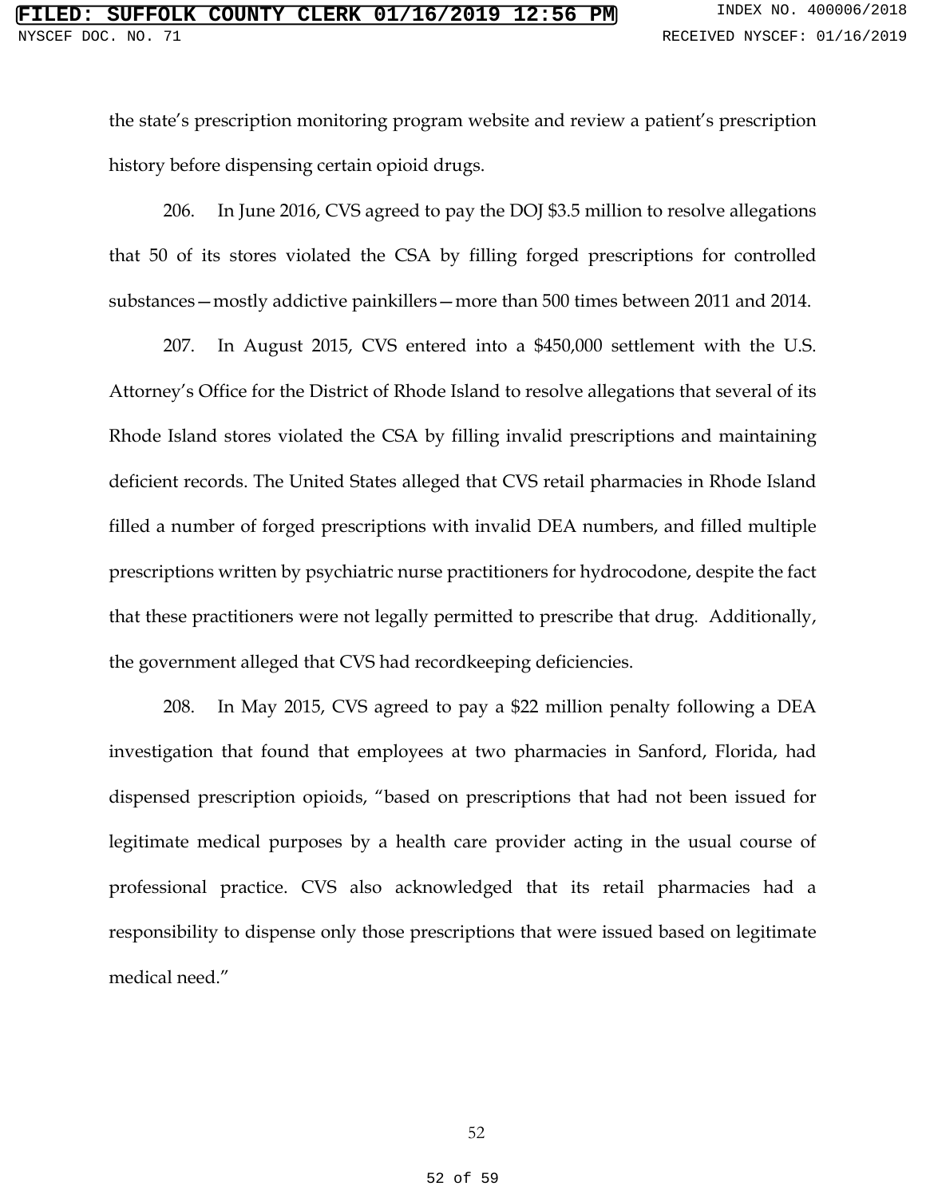the state's prescription monitoring program website and review a patient's prescription history before dispensing certain opioid drugs.

206. In June 2016, CVS agreed to pay the DOJ $3.5 million to resolve allegations that 50 of its stores violated the CSA by filling forged prescriptions for controlled substances—mostly addictive painkillers—more than 500 times between 2011 and 2014.

207. In August 2015, CVS entered into a $450,000 settlement with the U.S. Attorney's Office for the District of Rhode Island to resolve allegations that several of its Rhode Island stores violated the CSA by filling invalid prescriptions and maintaining deficient records. The United States alleged that CVS retail pharmacies in Rhode Island filled a number of forged prescriptions with invalid DEA numbers, and filled multiple prescriptions written by psychiatric nurse practitioners for hydrocodone, despite the fact that these practitioners were not legally permitted to prescribe that drug. Additionally, the government alleged that CVS had recordkeeping deficiencies.

208. In May 2015, CVS agreed to pay a $22 million penalty following a DEA investigation that found that employees at two pharmacies in Sanford, Florida, had dispensed prescription opioids, "based on prescriptions that had not been issued for legitimate medical purposes by a health care provider acting in the usual course of professional practice. CVS also acknowledged that its retail pharmacies had a responsibility to dispense only those prescriptions that were issued based on legitimate medical need."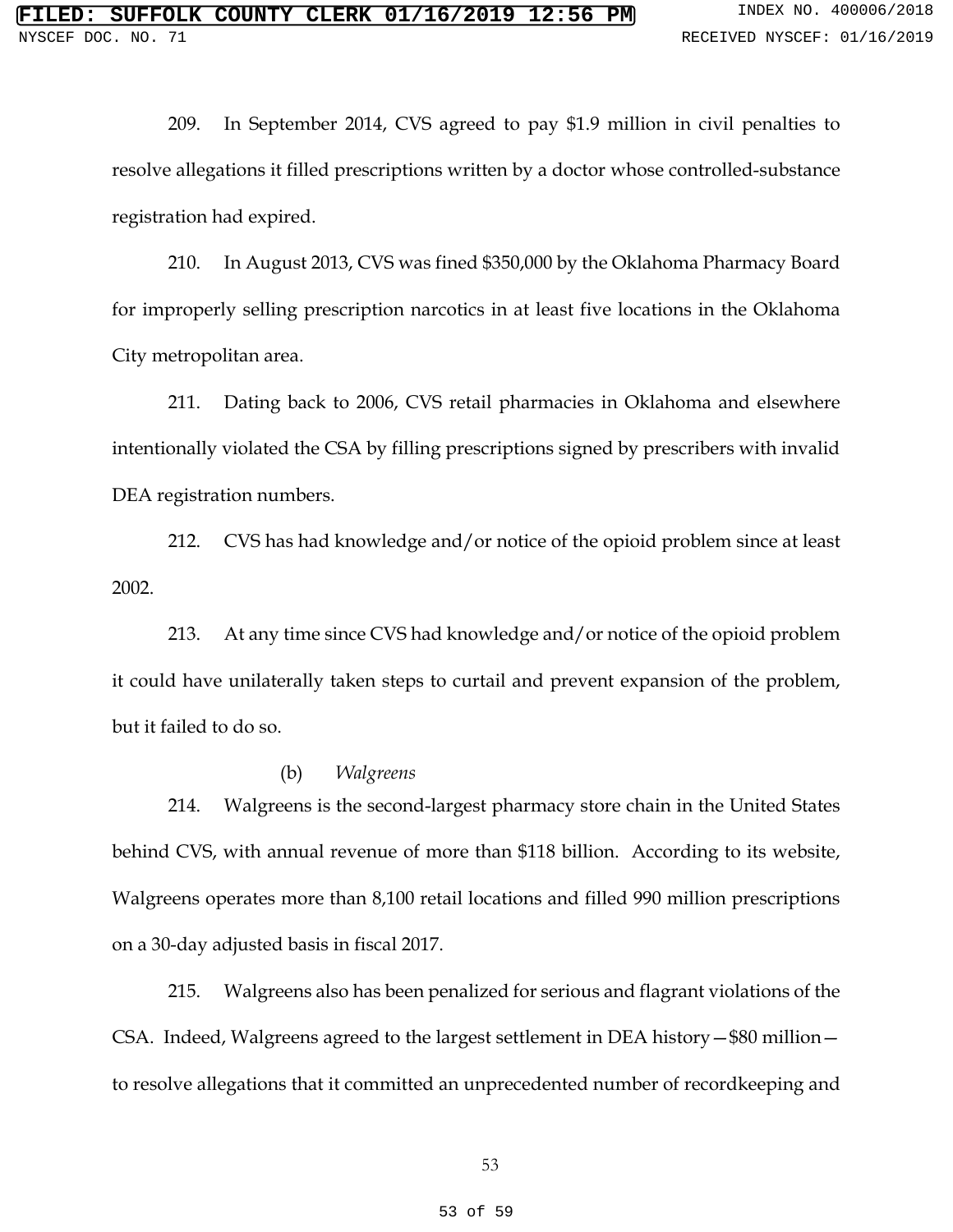209. In September 2014, CVS agreed to pay $1.9 million in civil penalties to resolve allegations it filled prescriptions written by a doctor whose controlled-substance registration had expired.

210. In August 2013, CVS was fined $350,000 by the Oklahoma Pharmacy Board for improperly selling prescription narcotics in at least five locations in the Oklahoma City metropolitan area.

211. Dating back to 2006, CVS retail pharmacies in Oklahoma and elsewhere intentionally violated the CSA by filling prescriptions signed by prescribers with invalid DEA registration numbers.

212. CVS has had knowledge and/or notice of the opioid problem since at least 2002.

213. At any time since CVS had knowledge and/or notice of the opioid problem it could have unilaterally taken steps to curtail and prevent expansion of the problem, but it failed to do so.

(b) *Walgreens*

214. Walgreens is the second-largest pharmacy store chain in the United States behind CVS, with annual revenue of more than $118 billion. According to its website, Walgreens operates more than 8,100 retail locations and filled 990 million prescriptions on a 30-day adjusted basis in fiscal 2017.

215. Walgreens also has been penalized for serious and flagrant violations of the CSA. Indeed, Walgreens agreed to the largest settlement in DEA history—$80 million—to resolve allegations that it committed an unprecedented number of recordkeeping and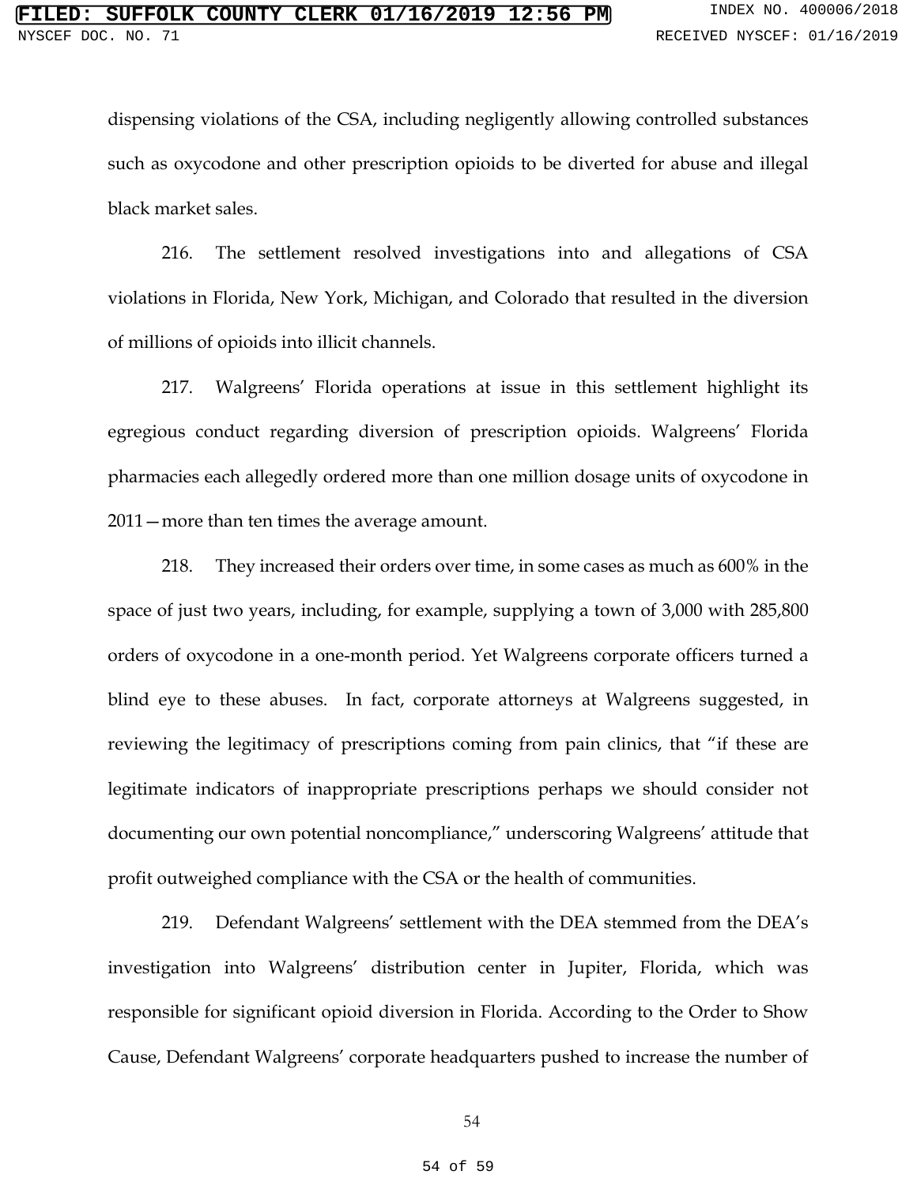dispensing violations of the CSA, including negligently allowing controlled substances such as oxycodone and other prescription opioids to be diverted for abuse and illegal black market sales.

216. The settlement resolved investigations into and allegations of CSA violations in Florida, New York, Michigan, and Colorado that resulted in the diversion of millions of opioids into illicit channels.

217. Walgreens' Florida operations at issue in this settlement highlight its egregious conduct regarding diversion of prescription opioids. Walgreens' Florida pharmacies each allegedly ordered more than one million dosage units of oxycodone in 2011—more than ten times the average amount.

218. They increased their orders over time, in some cases as much as 600% in the space of just two years, including, for example, supplying a town of 3,000 with 285,800 orders of oxycodone in a one-month period. Yet Walgreens corporate officers turned a blind eye to these abuses. In fact, corporate attorneys at Walgreens suggested, in reviewing the legitimacy of prescriptions coming from pain clinics, that "if these are legitimate indicators of inappropriate prescriptions perhaps we should consider not documenting our own potential noncompliance," underscoring Walgreens' attitude that profit outweighed compliance with the CSA or the health of communities.

219. Defendant Walgreens' settlement with the DEA stemmed from the DEA's investigation into Walgreens' distribution center in Jupiter, Florida, which was responsible for significant opioid diversion in Florida. According to the Order to Show Cause, Defendant Walgreens' corporate headquarters pushed to increase the number of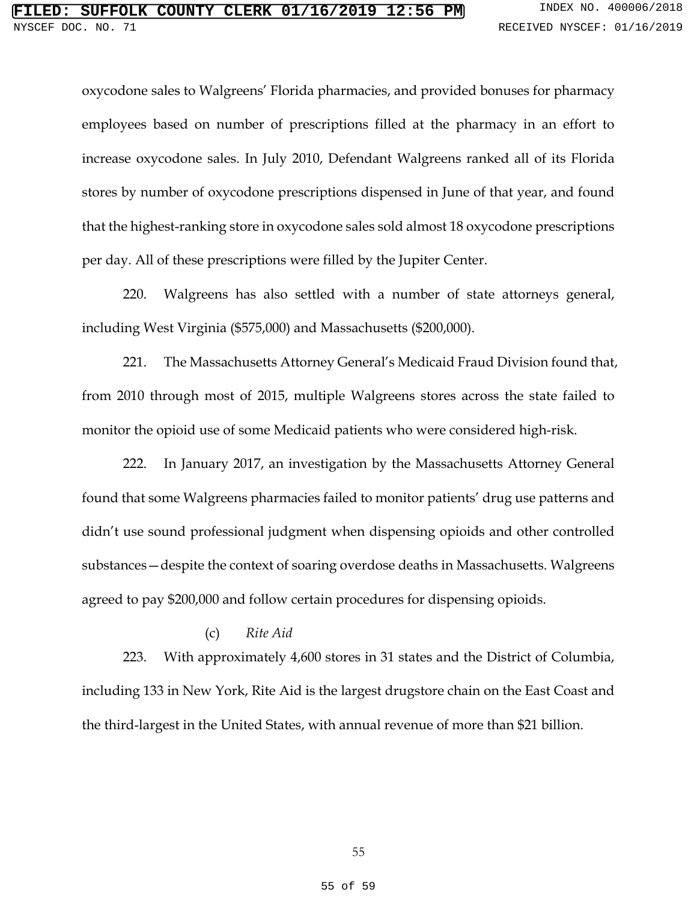oxycodone sales to Walgreens' Florida pharmacies, and provided bonuses for pharmacy employees based on number of prescriptions filled at the pharmacy in an effort to increase oxycodone sales. In July 2010, Defendant Walgreens ranked all of its Florida stores by number of oxycodone prescriptions dispensed in June of that year, and found that the highest-ranking store in oxycodone sales sold almost 18 oxycodone prescriptions per day. All of these prescriptions were filled by the Jupiter Center.

220. Walgreens has also settled with a number of state attorneys general, including West Virginia ($575,000) and Massachusetts ($200,000).

221. The Massachusetts Attorney General's Medicaid Fraud Division found that, from 2010 through most of 2015, multiple Walgreens stores across the state failed to monitor the opioid use of some Medicaid patients who were considered high-risk.

222. In January 2017, an investigation by the Massachusetts Attorney General found that some Walgreens pharmacies failed to monitor patients' drug use patterns and didn't use sound professional judgment when dispensing opioids and other controlled substances—despite the context of soaring overdose deaths in Massachusetts. Walgreens agreed to pay $200,000 and follow certain procedures for dispensing opioids.

(c) *Rite Aid*

223. With approximately 4,600 stores in 31 states and the District of Columbia, including 133 in New York, Rite Aid is the largest drugstore chain on the East Coast and the third-largest in the United States, with annual revenue of more than $21 billion.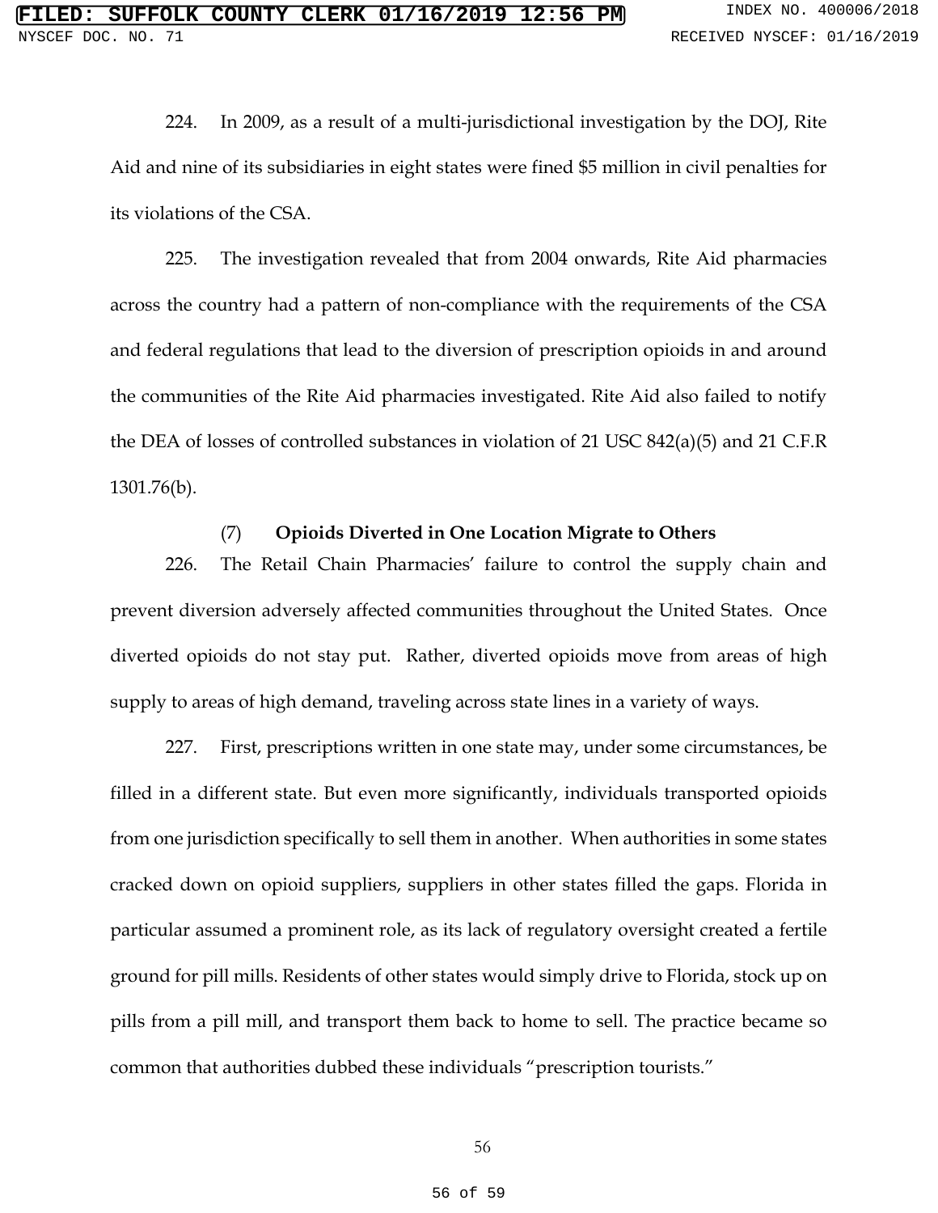224. In 2009, as a result of a multi-jurisdictional investigation by the DOJ, Rite Aid and nine of its subsidiaries in eight states were fined $5 million in civil penalties for its violations of the CSA.

225. The investigation revealed that from 2004 onwards, Rite Aid pharmacies across the country had a pattern of non-compliance with the requirements of the CSA and federal regulations that lead to the diversion of prescription opioids in and around the communities of the Rite Aid pharmacies investigated. Rite Aid also failed to notify the DEA of losses of controlled substances in violation of 21 USC 842(a)(5) and 21 C.F.R 1301.76(b).

### (7) **Opioids Diverted in One Location Migrate to Others**

226. The Retail Chain Pharmacies' failure to control the supply chain and prevent diversion adversely affected communities throughout the United States. Once diverted opioids do not stay put. Rather, diverted opioids move from areas of high supply to areas of high demand, traveling across state lines in a variety of ways.

227. First, prescriptions written in one state may, under some circumstances, be filled in a different state. But even more significantly, individuals transported opioids from one jurisdiction specifically to sell them in another. When authorities in some states cracked down on opioid suppliers, suppliers in other states filled the gaps. Florida in particular assumed a prominent role, as its lack of regulatory oversight created a fertile ground for pill mills. Residents of other states would simply drive to Florida, stock up on pills from a pill mill, and transport them back to home to sell. The practice became so common that authorities dubbed these individuals "prescription tourists."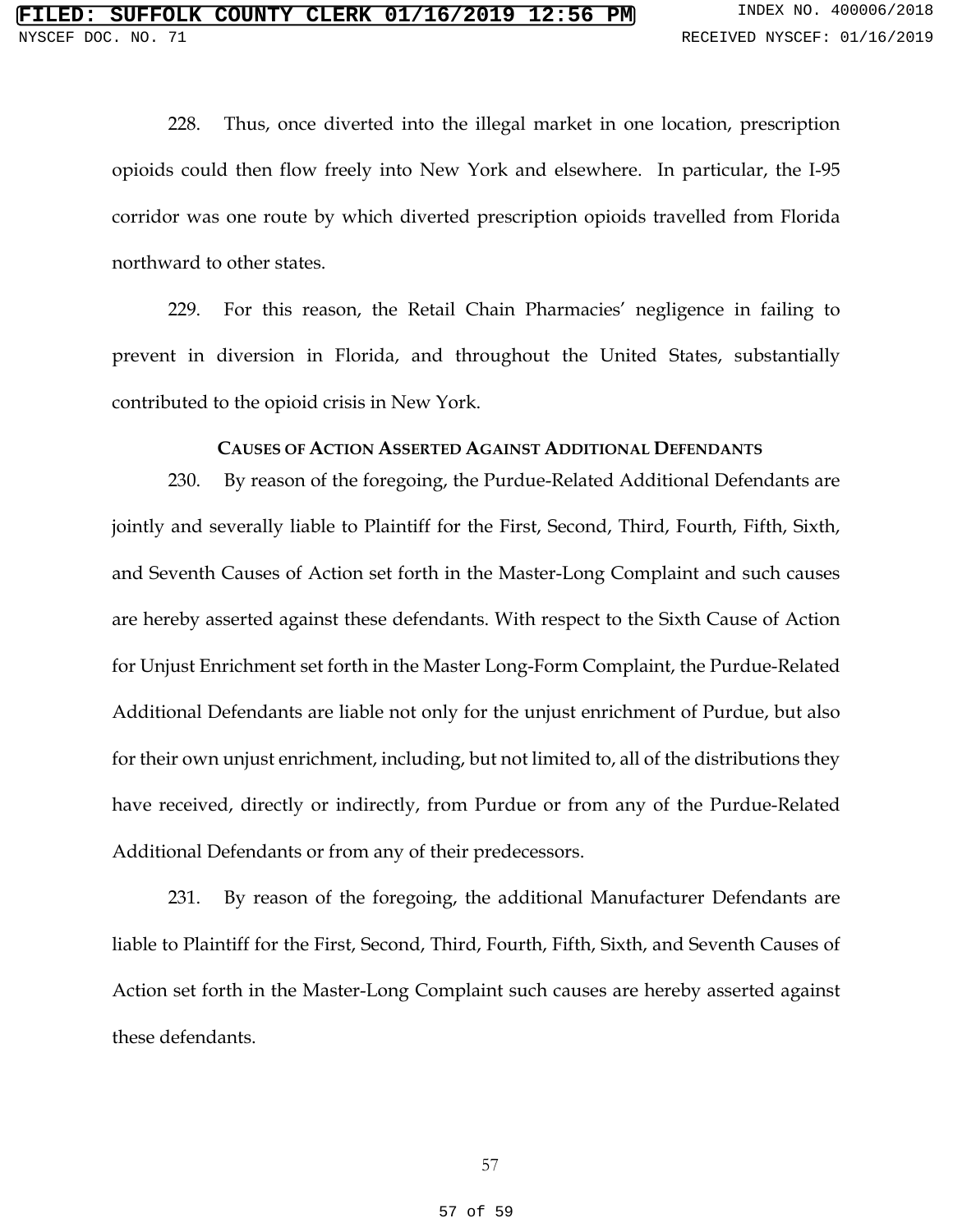228. Thus, once diverted into the illegal market in one location, prescription opioids could then flow freely into New York and elsewhere. In particular, the I-95 corridor was one route by which diverted prescription opioids travelled from Florida northward to other states.

229. For this reason, the Retail Chain Pharmacies' negligence in failing to prevent in diversion in Florida, and throughout the United States, substantially contributed to the opioid crisis in New York.

### CAUSES OF ACTION ASSERTED AGAINST ADDITIONAL DEFENDANTS

230. By reason of the foregoing, the Purdue-Related Additional Defendants are jointly and severally liable to Plaintiff for the First, Second, Third, Fourth, Fifth, Sixth, and Seventh Causes of Action set forth in the Master-Long Complaint and such causes are hereby asserted against these defendants. With respect to the Sixth Cause of Action for Unjust Enrichment set forth in the Master Long-Form Complaint, the Purdue-Related Additional Defendants are liable not only for the unjust enrichment of Purdue, but also for their own unjust enrichment, including, but not limited to, all of the distributions they have received, directly or indirectly, from Purdue or from any of the Purdue-Related Additional Defendants or from any of their predecessors.

231. By reason of the foregoing, the additional Manufacturer Defendants are liable to Plaintiff for the First, Second, Third, Fourth, Fifth, Sixth, and Seventh Causes of Action set forth in the Master-Long Complaint such causes are hereby asserted against these defendants.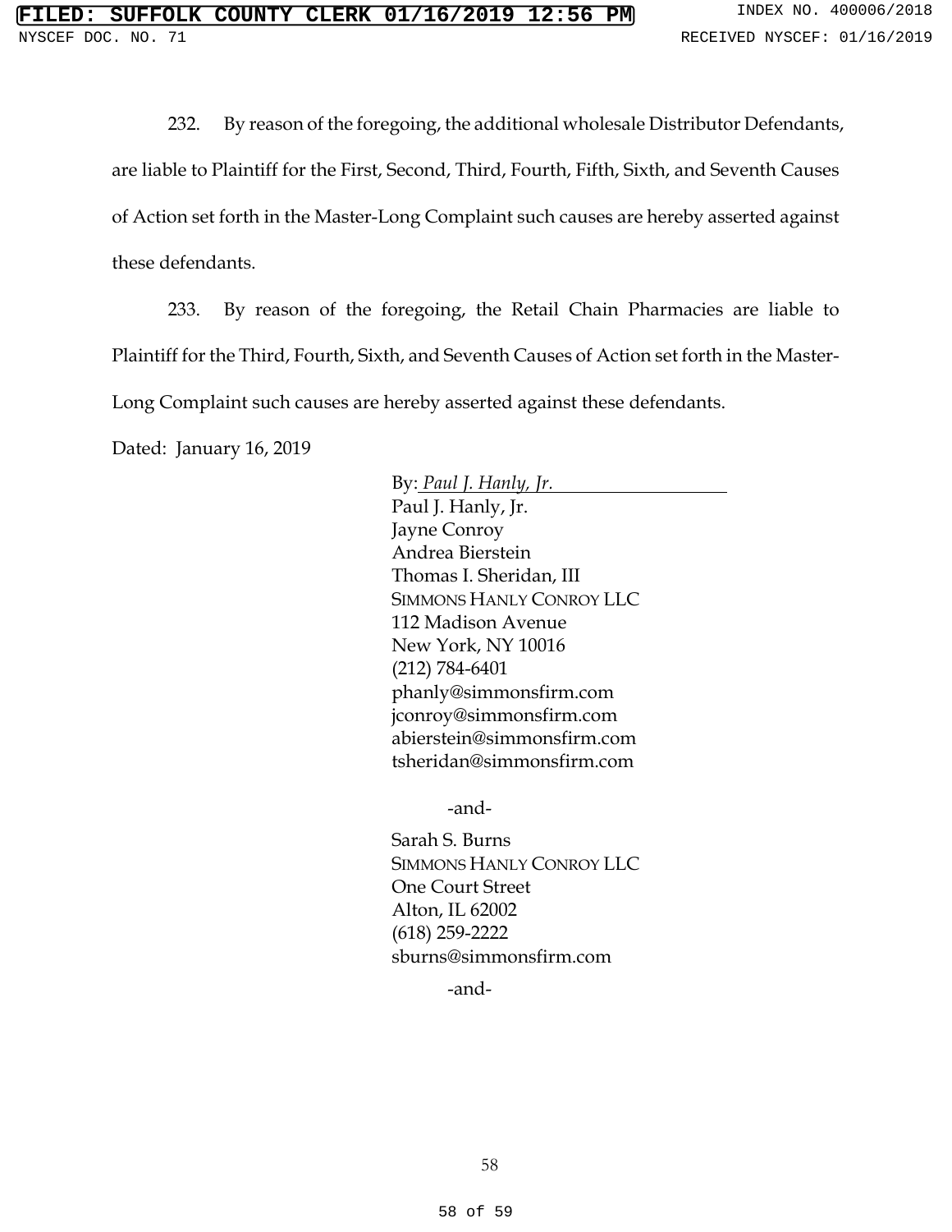232. By reason of the foregoing, the additional wholesale Distributor Defendants, are liable to Plaintiff for the First, Second, Third, Fourth, Fifth, Sixth, and Seventh Causes of Action set forth in the Master-Long Complaint such causes are hereby asserted against these defendants.

233. By reason of the foregoing, the Retail Chain Pharmacies are liable to Plaintiff for the Third, Fourth, Sixth, and Seventh Causes of Action set forth in the Master-Long Complaint such causes are hereby asserted against these defendants.

Dated: January 16, 2019

By: *Paul J. Hanly, Jr.*
Paul J. Hanly, Jr.
Jayne Conroy
Andrea Bierstein
Thomas I. Sheridan, III
SIMMONS HANLY CONROY LLC
112 Madison Avenue
New York, NY 10016
(212) 784-6401
phanly@simmonsfirm.com
jconroy@simmonsfirm.com
abierstein@simmonsfirm.com
tsheridan@simmonsfirm.com

-and-

Sarah S. Burns
SIMMONS HANLY CONROY LLC
One Court Street
Alton, IL 62002
(618) 259-2222
sburns@simmonsfirm.com

-and-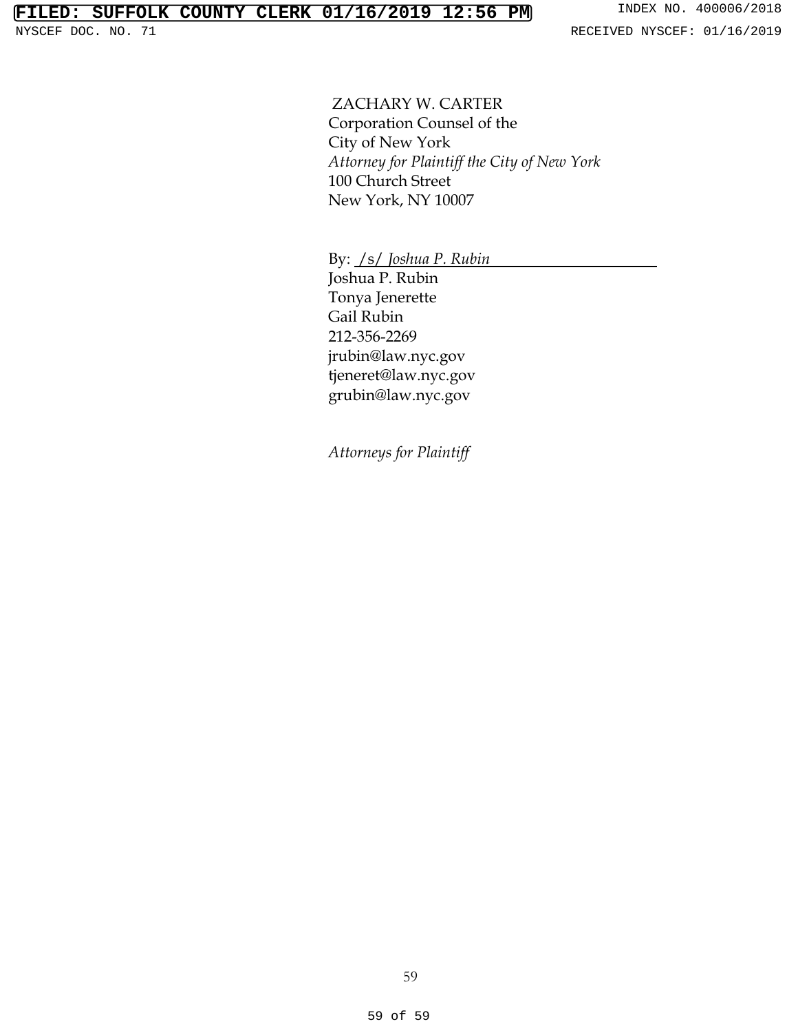ZACHARY W. CARTER
Corporation Counsel of the
City of New York
*Attorney for Plaintiff the City of New York*
100 Church Street
New York, NY 10007

By: /s/ *Joshua P. Rubin*
Joshua P. Rubin
Tonya Jenerette
Gail Rubin
212-356-2269
jrubin@law.nyc.gov
tjeneret@law.nyc.gov
grubin@law.nyc.gov

*Attorneys for Plaintiff*